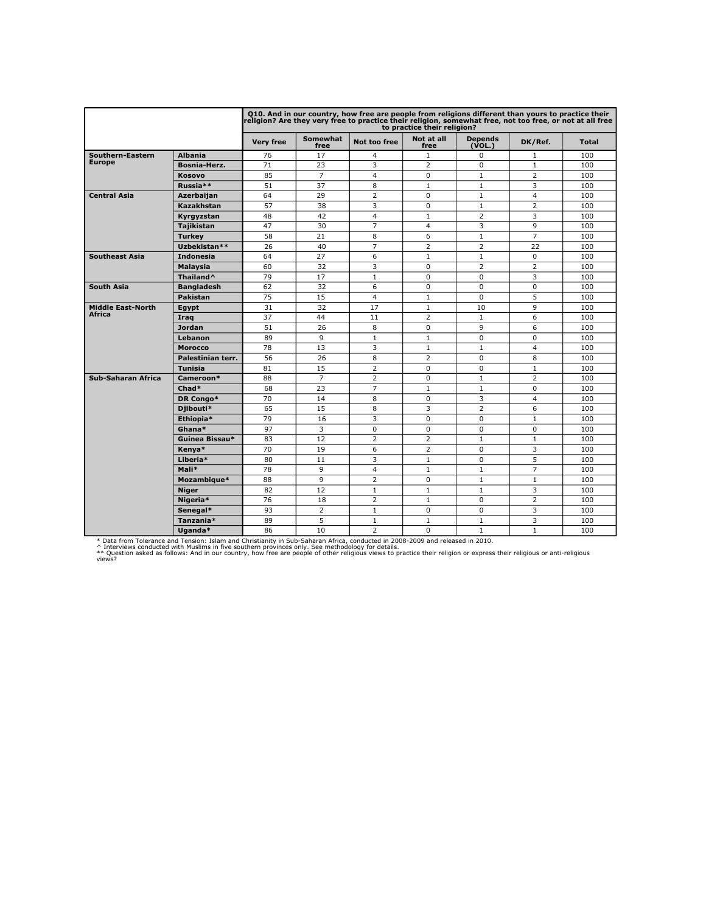| | | Q10. And in our country, how free are people from religions different than yours to practice their religion? Are they very free to practice their religion, somewhat free, not too free, or not at all free to practice their religion? | | | | | | |
|---|---|---|---|---|---|---|---|---|
| | | Very free | Somewhat free | Not too free | Not at all free | Depends (VOL.) | DK/Ref. | Total |
| **Southern-Eastern Europe** | **Albania** | 76 | 17 | 4 | 1 | 0 | 1 | 100 |
| | **Bosnia-Herz.** | 71 | 23 | 3 | 2 | 0 | 1 | 100 |
| | **Kosovo** | 85 | 7 | 4 | 0 | 1 | 2 | 100 |
| | **Russia**** | 51 | 37 | 8 | 1 | 1 | 3 | 100 |
| **Central Asia** | **Azerbaijan** | 64 | 29 | 2 | 0 | 1 | 4 | 100 |
| | **Kazakhstan** | 57 | 38 | 3 | 0 | 1 | 2 | 100 |
| | **Kyrgyzstan** | 48 | 42 | 4 | 1 | 2 | 3 | 100 |
| | **Tajikistan** | 47 | 30 | 7 | 4 | 3 | 9 | 100 |
| | **Turkey** | 58 | 21 | 8 | 6 | 1 | 7 | 100 |
| | **Uzbekistan**** | 26 | 40 | 7 | 2 | 2 | 22 | 100 |
| **Southeast Asia** | **Indonesia** | 64 | 27 | 6 | 1 | 1 | 0 | 100 |
| | **Malaysia** | 60 | 32 | 3 | 0 | 2 | 2 | 100 |
| | **Thailand^** | 79 | 17 | 1 | 0 | 0 | 3 | 100 |
| **South Asia** | **Bangladesh** | 62 | 32 | 6 | 0 | 0 | 0 | 100 |
| | **Pakistan** | 75 | 15 | 4 | 1 | 0 | 5 | 100 |
| **Middle East-North Africa** | **Egypt** | 31 | 32 | 17 | 1 | 10 | 9 | 100 |
| | **Iraq** | 37 | 44 | 11 | 2 | 1 | 6 | 100 |
| | **Jordan** | 51 | 26 | 8 | 0 | 9 | 6 | 100 |
| | **Lebanon** | 89 | 9 | 1 | 1 | 0 | 0 | 100 |
| | **Morocco** | 78 | 13 | 3 | 1 | 1 | 4 | 100 |
| | **Palestinian terr.** | 56 | 26 | 8 | 2 | 0 | 8 | 100 |
| | **Tunisia** | 81 | 15 | 2 | 0 | 0 | 1 | 100 |
| **Sub-Saharan Africa** | **Cameroon*** | 88 | 7 | 2 | 0 | 1 | 2 | 100 |
| | **Chad*** | 68 | 23 | 7 | 1 | 1 | 0 | 100 |
| | **DR Congo*** | 70 | 14 | 8 | 0 | 3 | 4 | 100 |
| | **Djibouti*** | 65 | 15 | 8 | 3 | 2 | 6 | 100 |
| | **Ethiopia*** | 79 | 16 | 3 | 0 | 0 | 1 | 100 |
| | **Ghana*** | 97 | 3 | 0 | 0 | 0 | 0 | 100 |
| | **Guinea Bissau*** | 83 | 12 | 2 | 2 | 1 | 1 | 100 |
| | **Kenya*** | 70 | 19 | 6 | 2 | 0 | 3 | 100 |
| | **Liberia*** | 80 | 11 | 3 | 1 | 0 | 5 | 100 |
| | **Mali*** | 78 | 9 | 4 | 1 | 1 | 7 | 100 |
| | **Mozambique*** | 88 | 9 | 2 | 0 | 1 | 1 | 100 |
| | **Niger** | 82 | 12 | 1 | 1 | 1 | 3 | 100 |
| | **Nigeria*** | 76 | 18 | 2 | 1 | 0 | 2 | 100 |
| | **Senegal*** | 93 | 2 | 1 | 0 | 0 | 3 | 100 |
| | **Tanzania*** | 89 | 5 | 1 | 1 | 1 | 3 | 100 |
| | **Uganda*** | 86 | 10 | 2 | 0 | 1 | 1 | 100 |

* Data from Tolerance and Tension: Islam and Christianity in Sub-Saharan Africa, conducted in 2008-2009 and released in 2010.
^ Interviews conducted with Muslims in five southern provinces only. See methodology for details.
** Question asked as follows: And in our country, how free are people of other religious views to practice their religion or express their religious or anti-religious views?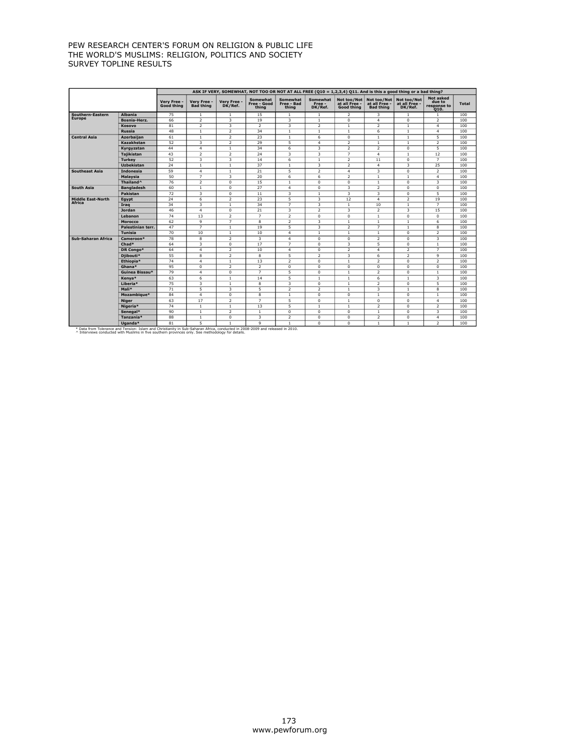PEW RESEARCH CENTER'S FORUM ON RELIGION & PUBLIC LIFE
THE WORLD'S MUSLIMS: RELIGION, POLITICS AND SOCIETY
SURVEY TOPLINE RESULTS

| | | ASK IF VERY, SOMEWHAT, NOT TOO OR NOT AT ALL FREE (Q10 = 1,2,3,4) Q11. And is this a good thing or a bad thing? | | | | | | | | | | |
|---|---|---|---|---|---|---|---|---|---|---|---|---|
| | | Very Free - Good thing | Very Free - Bad thing | Very Free - DK/Ref. | Somewhat Free - Good thing | Somewhat Free - Bad thing | Somewhat Free - DK/Ref. | Not too/Not at all Free - Good thing | Not too/Not at all Free - Bad thing | Not too/Not at all Free - DK/Ref. | Not asked due to response to Q10. | Total |
| Southern-Eastern Europe | Albania | 75 | 1 | 1 | 15 | 1 | 1 | 2 | 3 | 1 | 1 | 100 |
| | Bosnia-Herz. | 66 | 2 | 3 | 19 | 3 | 1 | 0 | 4 | 0 | 2 | 100 |
| | Kosovo | 81 | 2 | 3 | 2 | 3 | 2 | 1 | 2 | 1 | 4 | 100 |
| | Russia | 48 | 1 | 2 | 34 | 1 | 1 | 1 | 6 | 1 | 4 | 100 |
| Central Asia | Azerbaijan | 61 | 1 | 2 | 23 | 1 | 6 | 0 | 1 | 1 | 5 | 100 |
| | Kazakhstan | 52 | 3 | 2 | 29 | 5 | 4 | 2 | 1 | 1 | 2 | 100 |
| | Kyrgyzstan | 44 | 4 | 1 | 34 | 6 | 3 | 2 | 2 | 0 | 5 | 100 |
| | Tajikistan | 43 | 2 | 2 | 24 | 3 | 3 | 7 | 4 | 1 | 12 | 100 |
| | Turkey | 52 | 3 | 3 | 14 | 6 | 1 | 2 | 11 | 0 | 7 | 100 |
| | Uzbekistan | 24 | 1 | 1 | 37 | 1 | 3 | 2 | 4 | 3 | 25 | 100 |
| Southeast Asia | Indonesia | 59 | 4 | 1 | 21 | 5 | 2 | 4 | 3 | 0 | 2 | 100 |
| | Malaysia | 50 | 7 | 3 | 20 | 6 | 6 | 2 | 1 | 1 | 4 | 100 |
| | Thailand^ | 76 | 2 | 0 | 15 | 1 | 0 | 0 | 1 | 0 | 3 | 100 |
| South Asia | Bangladesh | 60 | 1 | 0 | 27 | 4 | 0 | 3 | 2 | 0 | 0 | 100 |
| | Pakistan | 72 | 3 | 0 | 11 | 3 | 1 | 3 | 3 | 0 | 5 | 100 |
| Middle East-North Africa | Egypt | 24 | 6 | 2 | 23 | 5 | 3 | 12 | 4 | 2 | 19 | 100 |
| | Iraq | 34 | 3 | 1 | 34 | 7 | 3 | 1 | 10 | 1 | 7 | 100 |
| | Jordan | 46 | 4 | 0 | 21 | 3 | 2 | 3 | 2 | 3 | 15 | 100 |
| | Lebanon | 74 | 13 | 2 | 7 | 2 | 0 | 0 | 1 | 0 | 0 | 100 |
| | Morocco | 62 | 9 | 7 | 8 | 2 | 3 | 1 | 1 | 1 | 6 | 100 |
| | Palestinian terr. | 47 | 7 | 1 | 19 | 5 | 3 | 2 | 7 | 1 | 8 | 100 |
| | Tunisia | 70 | 10 | 1 | 10 | 4 | 1 | 1 | 1 | 0 | 2 | 100 |
| Sub-Saharan Africa | Cameroon* | 78 | 8 | 2 | 3 | 4 | 0 | 0 | 2 | 0 | 3 | 100 |
| | Chad* | 64 | 3 | 0 | 17 | 7 | 0 | 3 | 5 | 0 | 1 | 100 |
| | DR Congo* | 64 | 4 | 2 | 10 | 4 | 0 | 2 | 4 | 2 | 7 | 100 |
| | Djibouti* | 55 | 8 | 2 | 8 | 5 | 2 | 3 | 6 | 2 | 9 | 100 |
| | Ethiopia* | 74 | 4 | 1 | 13 | 2 | 0 | 1 | 2 | 0 | 2 | 100 |
| | Ghana* | 95 | 0 | 2 | 2 | 0 | 0 | 0 | 0 | 0 | 0 | 100 |
| | Guinea Bissau* | 79 | 4 | 0 | 7 | 5 | 0 | 1 | 2 | 0 | 1 | 100 |
| | Kenya* | 63 | 6 | 1 | 14 | 5 | 1 | 1 | 6 | 1 | 3 | 100 |
| | Liberia* | 75 | 3 | 1 | 8 | 3 | 0 | 1 | 2 | 0 | 5 | 100 |
| | Mali* | 71 | 5 | 3 | 5 | 2 | 2 | 1 | 3 | 1 | 8 | 100 |
| | Mozambique* | 84 | 4 | 0 | 8 | 1 | 0 | 0 | 1 | 0 | 1 | 100 |
| | Niger | 63 | 17 | 2 | 7 | 5 | 0 | 1 | 0 | 0 | 4 | 100 |
| | Nigeria* | 74 | 1 | 1 | 13 | 5 | 1 | 1 | 2 | 0 | 2 | 100 |
| | Senegal* | 90 | 1 | 2 | 1 | 0 | 0 | 0 | 1 | 0 | 3 | 100 |
| | Tanzania* | 88 | 1 | 0 | 3 | 2 | 0 | 0 | 2 | 0 | 4 | 100 |
| | Uganda* | 81 | 5 | 1 | 9 | 1 | 0 | 0 | 1 | 1 | 2 | 100 |

\* Data from Tolerance and Tension: Islam and Christianity in Sub-Saharan Africa, conducted in 2008-2009 and released in 2010.
^ Interviews conducted with Muslims in five southern provinces only. See methodology for details.

www.pewforum.org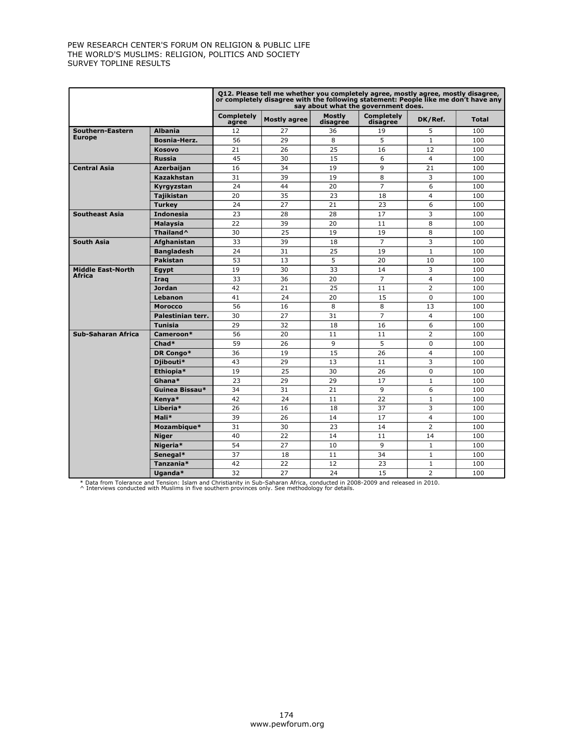PEW RESEARCH CENTER'S FORUM ON RELIGION & PUBLIC LIFE
THE WORLD'S MUSLIMS: RELIGION, POLITICS AND SOCIETY
SURVEY TOPLINE RESULTS

| | | Q12. Please tell me whether you completely agree, mostly agree, mostly disagree, or completely disagree with the following statement: People like me don't have any say about what the government does. | | | | | |
|---|---|---|---|---|---|---|---|
| | | Completely agree | Mostly agree | Mostly disagree | Completely disagree | DK/Ref. | Total |
| **Southern-Eastern Europe** | **Albania** | 12 | 27 | 36 | 19 | 5 | 100 |
| | **Bosnia-Herz.** | 56 | 29 | 8 | 5 | 1 | 100 |
| | **Kosovo** | 21 | 26 | 25 | 16 | 12 | 100 |
| | **Russia** | 45 | 30 | 15 | 6 | 4 | 100 |
| **Central Asia** | **Azerbaijan** | 16 | 34 | 19 | 9 | 21 | 100 |
| | **Kazakhstan** | 31 | 39 | 19 | 8 | 3 | 100 |
| | **Kyrgyzstan** | 24 | 44 | 20 | 7 | 6 | 100 |
| | **Tajikistan** | 20 | 35 | 23 | 18 | 4 | 100 |
| | **Turkey** | 24 | 27 | 21 | 23 | 6 | 100 |
| **Southeast Asia** | **Indonesia** | 23 | 28 | 28 | 17 | 3 | 100 |
| | **Malaysia** | 22 | 39 | 20 | 11 | 8 | 100 |
| | **Thailand^** | 30 | 25 | 19 | 19 | 8 | 100 |
| **South Asia** | **Afghanistan** | 33 | 39 | 18 | 7 | 3 | 100 |
| | **Bangladesh** | 24 | 31 | 25 | 19 | 1 | 100 |
| | **Pakistan** | 53 | 13 | 5 | 20 | 10 | 100 |
| **Middle East-North Africa** | **Egypt** | 19 | 30 | 33 | 14 | 3 | 100 |
| | **Iraq** | 33 | 36 | 20 | 7 | 4 | 100 |
| | **Jordan** | 42 | 21 | 25 | 11 | 2 | 100 |
| | **Lebanon** | 41 | 24 | 20 | 15 | 0 | 100 |
| | **Morocco** | 56 | 16 | 8 | 8 | 13 | 100 |
| | **Palestinian terr.** | 30 | 27 | 31 | 7 | 4 | 100 |
| | **Tunisia** | 29 | 32 | 18 | 16 | 6 | 100 |
| **Sub-Saharan Africa** | **Cameroon*** | 56 | 20 | 11 | 11 | 2 | 100 |
| | **Chad*** | 59 | 26 | 9 | 5 | 0 | 100 |
| | **DR Congo*** | 36 | 19 | 15 | 26 | 4 | 100 |
| | **Djibouti*** | 43 | 29 | 13 | 11 | 3 | 100 |
| | **Ethiopia*** | 19 | 25 | 30 | 26 | 0 | 100 |
| | **Ghana*** | 23 | 29 | 29 | 17 | 1 | 100 |
| | **Guinea Bissau*** | 34 | 31 | 21 | 9 | 6 | 100 |
| | **Kenya*** | 42 | 24 | 11 | 22 | 1 | 100 |
| | **Liberia*** | 26 | 16 | 18 | 37 | 3 | 100 |
| | **Mali*** | 39 | 26 | 14 | 17 | 4 | 100 |
| | **Mozambique*** | 31 | 30 | 23 | 14 | 2 | 100 |
| | **Niger** | 40 | 22 | 14 | 11 | 14 | 100 |
| | **Nigeria*** | 54 | 27 | 10 | 9 | 1 | 100 |
| | **Senegal*** | 37 | 18 | 11 | 34 | 1 | 100 |
| | **Tanzania*** | 42 | 22 | 12 | 23 | 1 | 100 |
| | **Uganda*** | 32 | 27 | 24 | 15 | 2 | 100 |

* Data from Tolerance and Tension: Islam and Christianity in Sub-Saharan Africa, conducted in 2008-2009 and released in 2010.
^ Interviews conducted with Muslims in five southern provinces only. See methodology for details.

www.pewforum.org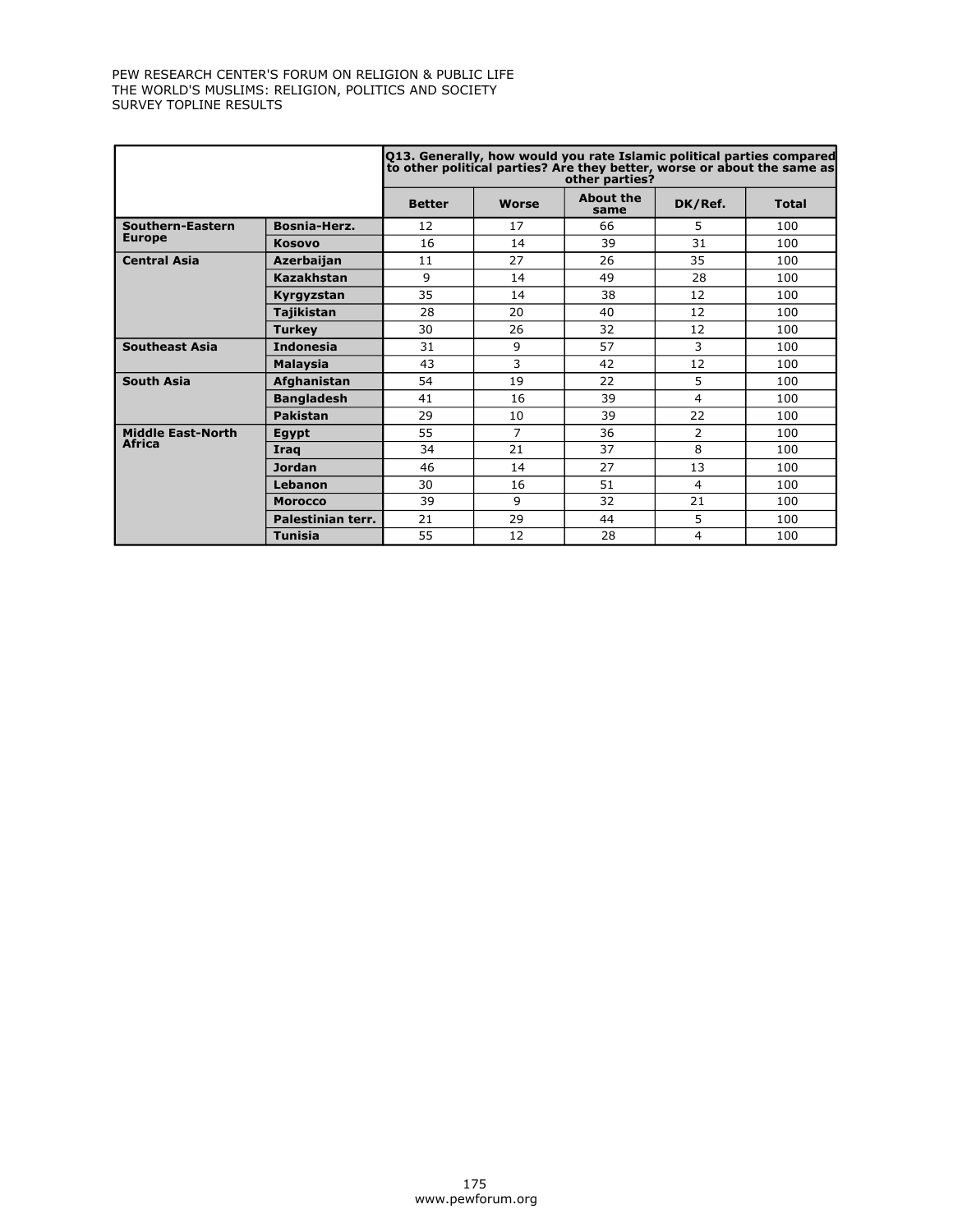| | | Q13. Generally, how would you rate Islamic political parties compared to other political parties? Are they better, worse or about the same as other parties? | | | | |
|---|---|---|---|---|---|---|
| | | **Better** | **Worse** | **About the same** | **DK/Ref.** | **Total** |
| **Southern-Eastern Europe** | **Bosnia-Herz.** | 12 | 17 | 66 | 5 | 100 |
| | **Kosovo** | 16 | 14 | 39 | 31 | 100 |
| **Central Asia** | **Azerbaijan** | 11 | 27 | 26 | 35 | 100 |
| | **Kazakhstan** | 9 | 14 | 49 | 28 | 100 |
| | **Kyrgyzstan** | 35 | 14 | 38 | 12 | 100 |
| | **Tajikistan** | 28 | 20 | 40 | 12 | 100 |
| | **Turkey** | 30 | 26 | 32 | 12 | 100 |
| **Southeast Asia** | **Indonesia** | 31 | 9 | 57 | 3 | 100 |
| | **Malaysia** | 43 | 3 | 42 | 12 | 100 |
| **South Asia** | **Afghanistan** | 54 | 19 | 22 | 5 | 100 |
| | **Bangladesh** | 41 | 16 | 39 | 4 | 100 |
| | **Pakistan** | 29 | 10 | 39 | 22 | 100 |
| **Middle East-North Africa** | **Egypt** | 55 | 7 | 36 | 2 | 100 |
| | **Iraq** | 34 | 21 | 37 | 8 | 100 |
| | **Jordan** | 46 | 14 | 27 | 13 | 100 |
| | **Lebanon** | 30 | 16 | 51 | 4 | 100 |
| | **Morocco** | 39 | 9 | 32 | 21 | 100 |
| | **Palestinian terr.** | 21 | 29 | 44 | 5 | 100 |
| | **Tunisia** | 55 | 12 | 28 | 4 | 100 |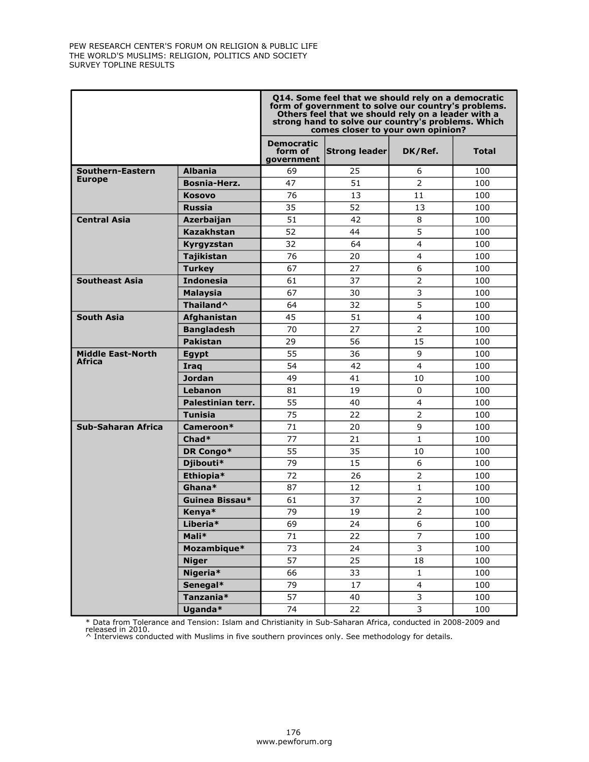PEW RESEARCH CENTER'S FORUM ON RELIGION & PUBLIC LIFE
THE WORLD'S MUSLIMS: RELIGION, POLITICS AND SOCIETY
SURVEY TOPLINE RESULTS

| | | **Q14. Some feel that we should rely on a democratic form of government to solve our country's problems. Others feel that we should rely on a leader with a strong hand to solve our country's problems. Which comes closer to your own opinion?** | | | |
|---|---|---|---|---|---|
| | | **Democratic form of government** | **Strong leader** | **DK/Ref.** | **Total** |
| **Southern-Eastern Europe** | **Albania** | 69 | 25 | 6 | 100 |
| | **Bosnia-Herz.** | 47 | 51 | 2 | 100 |
| | **Kosovo** | 76 | 13 | 11 | 100 |
| | **Russia** | 35 | 52 | 13 | 100 |
| **Central Asia** | **Azerbaijan** | 51 | 42 | 8 | 100 |
| | **Kazakhstan** | 52 | 44 | 5 | 100 |
| | **Kyrgyzstan** | 32 | 64 | 4 | 100 |
| | **Tajikistan** | 76 | 20 | 4 | 100 |
| | **Turkey** | 67 | 27 | 6 | 100 |
| **Southeast Asia** | **Indonesia** | 61 | 37 | 2 | 100 |
| | **Malaysia** | 67 | 30 | 3 | 100 |
| | **Thailand^** | 64 | 32 | 5 | 100 |
| **South Asia** | **Afghanistan** | 45 | 51 | 4 | 100 |
| | **Bangladesh** | 70 | 27 | 2 | 100 |
| | **Pakistan** | 29 | 56 | 15 | 100 |
| **Middle East-North Africa** | **Egypt** | 55 | 36 | 9 | 100 |
| | **Iraq** | 54 | 42 | 4 | 100 |
| | **Jordan** | 49 | 41 | 10 | 100 |
| | **Lebanon** | 81 | 19 | 0 | 100 |
| | **Palestinian terr.** | 55 | 40 | 4 | 100 |
| | **Tunisia** | 75 | 22 | 2 | 100 |
| **Sub-Saharan Africa** | **Cameroon*** | 71 | 20 | 9 | 100 |
| | **Chad*** | 77 | 21 | 1 | 100 |
| | **DR Congo*** | 55 | 35 | 10 | 100 |
| | **Djibouti*** | 79 | 15 | 6 | 100 |
| | **Ethiopia*** | 72 | 26 | 2 | 100 |
| | **Ghana*** | 87 | 12 | 1 | 100 |
| | **Guinea Bissau*** | 61 | 37 | 2 | 100 |
| | **Kenya*** | 79 | 19 | 2 | 100 |
| | **Liberia*** | 69 | 24 | 6 | 100 |
| | **Mali*** | 71 | 22 | 7 | 100 |
| | **Mozambique*** | 73 | 24 | 3 | 100 |
| | **Niger** | 57 | 25 | 18 | 100 |
| | **Nigeria*** | 66 | 33 | 1 | 100 |
| | **Senegal*** | 79 | 17 | 4 | 100 |
| | **Tanzania*** | 57 | 40 | 3 | 100 |
| | **Uganda*** | 74 | 22 | 3 | 100 |

* Data from Tolerance and Tension: Islam and Christianity in Sub-Saharan Africa, conducted in 2008-2009 and released in 2010.
^ Interviews conducted with Muslims in five southern provinces only. See methodology for details.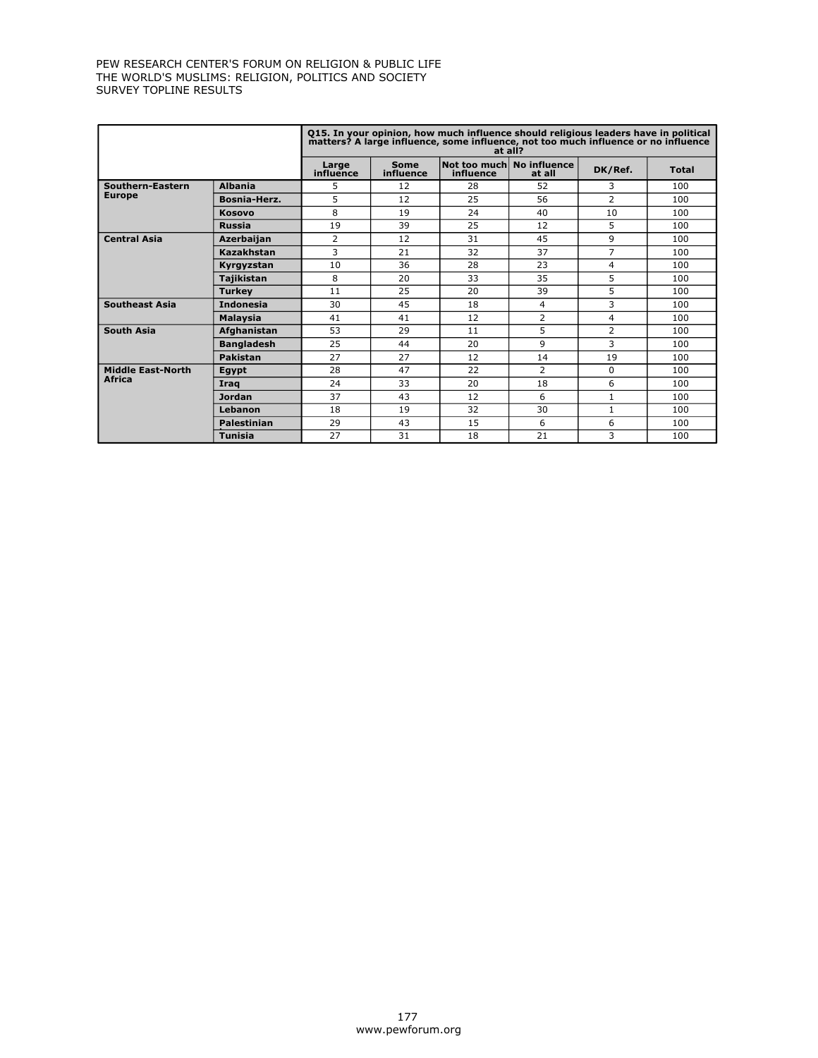PEW RESEARCH CENTER'S FORUM ON RELIGION & PUBLIC LIFE
THE WORLD'S MUSLIMS: RELIGION, POLITICS AND SOCIETY
SURVEY TOPLINE RESULTS

| | | Q15. In your opinion, how much influence should religious leaders have in political matters? A large influence, some influence, not too much influence or no influence at all? | | | | | |
|---|---|---|---|---|---|---|---|
| | | Large influence | Some influence | Not too much influence | No influence at all | DK/Ref. | Total |
| **Southern-Eastern Europe** | **Albania** | 5 | 12 | 28 | 52 | 3 | 100 |
| | **Bosnia-Herz.** | 5 | 12 | 25 | 56 | 2 | 100 |
| | **Kosovo** | 8 | 19 | 24 | 40 | 10 | 100 |
| | **Russia** | 19 | 39 | 25 | 12 | 5 | 100 |
| **Central Asia** | **Azerbaijan** | 2 | 12 | 31 | 45 | 9 | 100 |
| | **Kazakhstan** | 3 | 21 | 32 | 37 | 7 | 100 |
| | **Kyrgyzstan** | 10 | 36 | 28 | 23 | 4 | 100 |
| | **Tajikistan** | 8 | 20 | 33 | 35 | 5 | 100 |
| | **Turkey** | 11 | 25 | 20 | 39 | 5 | 100 |
| **Southeast Asia** | **Indonesia** | 30 | 45 | 18 | 4 | 3 | 100 |
| | **Malaysia** | 41 | 41 | 12 | 2 | 4 | 100 |
| **South Asia** | **Afghanistan** | 53 | 29 | 11 | 5 | 2 | 100 |
| | **Bangladesh** | 25 | 44 | 20 | 9 | 3 | 100 |
| | **Pakistan** | 27 | 27 | 12 | 14 | 19 | 100 |
| **Middle East-North Africa** | **Egypt** | 28 | 47 | 22 | 2 | 0 | 100 |
| | **Iraq** | 24 | 33 | 20 | 18 | 6 | 100 |
| | **Jordan** | 37 | 43 | 12 | 6 | 1 | 100 |
| | **Lebanon** | 18 | 19 | 32 | 30 | 1 | 100 |
| | **Palestinian** | 29 | 43 | 15 | 6 | 6 | 100 |
| | **Tunisia** | 27 | 31 | 18 | 21 | 3 | 100 |

www.pewforum.org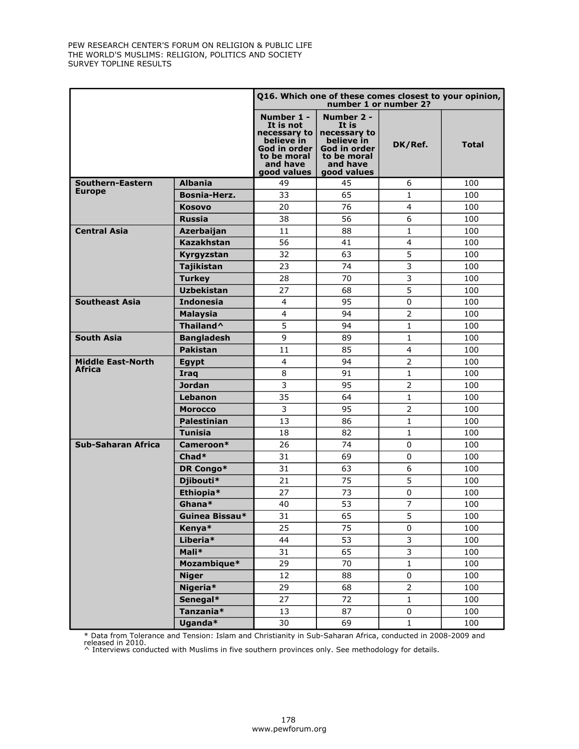PEW RESEARCH CENTER'S FORUM ON RELIGION & PUBLIC LIFE
THE WORLD'S MUSLIMS: RELIGION, POLITICS AND SOCIETY
SURVEY TOPLINE RESULTS

| | | Q16. Which one of these comes closest to your opinion, number 1 or number 2? | | | |
|---|---|---|---|---|---|
| | | Number 1 - It is not necessary to believe in God in order to be moral and have good values | Number 2 - It is necessary to believe in God in order to be moral and have good values | DK/Ref. | Total |
| **Southern-Eastern Europe** | **Albania** | 49 | 45 | 6 | 100 |
| | **Bosnia-Herz.** | 33 | 65 | 1 | 100 |
| | **Kosovo** | 20 | 76 | 4 | 100 |
| | **Russia** | 38 | 56 | 6 | 100 |
| **Central Asia** | **Azerbaijan** | 11 | 88 | 1 | 100 |
| | **Kazakhstan** | 56 | 41 | 4 | 100 |
| | **Kyrgyzstan** | 32 | 63 | 5 | 100 |
| | **Tajikistan** | 23 | 74 | 3 | 100 |
| | **Turkey** | 28 | 70 | 3 | 100 |
| | **Uzbekistan** | 27 | 68 | 5 | 100 |
| **Southeast Asia** | **Indonesia** | 4 | 95 | 0 | 100 |
| | **Malaysia** | 4 | 94 | 2 | 100 |
| | **Thailand^** | 5 | 94 | 1 | 100 |
| **South Asia** | **Bangladesh** | 9 | 89 | 1 | 100 |
| | **Pakistan** | 11 | 85 | 4 | 100 |
| **Middle East-North Africa** | **Egypt** | 4 | 94 | 2 | 100 |
| | **Iraq** | 8 | 91 | 1 | 100 |
| | **Jordan** | 3 | 95 | 2 | 100 |
| | **Lebanon** | 35 | 64 | 1 | 100 |
| | **Morocco** | 3 | 95 | 2 | 100 |
| | **Palestinian** | 13 | 86 | 1 | 100 |
| | **Tunisia** | 18 | 82 | 1 | 100 |
| **Sub-Saharan Africa** | **Cameroon*** | 26 | 74 | 0 | 100 |
| | **Chad*** | 31 | 69 | 0 | 100 |
| | **DR Congo*** | 31 | 63 | 6 | 100 |
| | **Djibouti*** | 21 | 75 | 5 | 100 |
| | **Ethiopia*** | 27 | 73 | 0 | 100 |
| | **Ghana*** | 40 | 53 | 7 | 100 |
| | **Guinea Bissau*** | 31 | 65 | 5 | 100 |
| | **Kenya*** | 25 | 75 | 0 | 100 |
| | **Liberia*** | 44 | 53 | 3 | 100 |
| | **Mali*** | 31 | 65 | 3 | 100 |
| | **Mozambique*** | 29 | 70 | 1 | 100 |
| | **Niger** | 12 | 88 | 0 | 100 |
| | **Nigeria*** | 29 | 68 | 2 | 100 |
| | **Senegal*** | 27 | 72 | 1 | 100 |
| | **Tanzania*** | 13 | 87 | 0 | 100 |
| | **Uganda*** | 30 | 69 | 1 | 100 |

* Data from Tolerance and Tension: Islam and Christianity in Sub-Saharan Africa, conducted in 2008-2009 and released in 2010.
^ Interviews conducted with Muslims in five southern provinces only. See methodology for details.

www.pewforum.org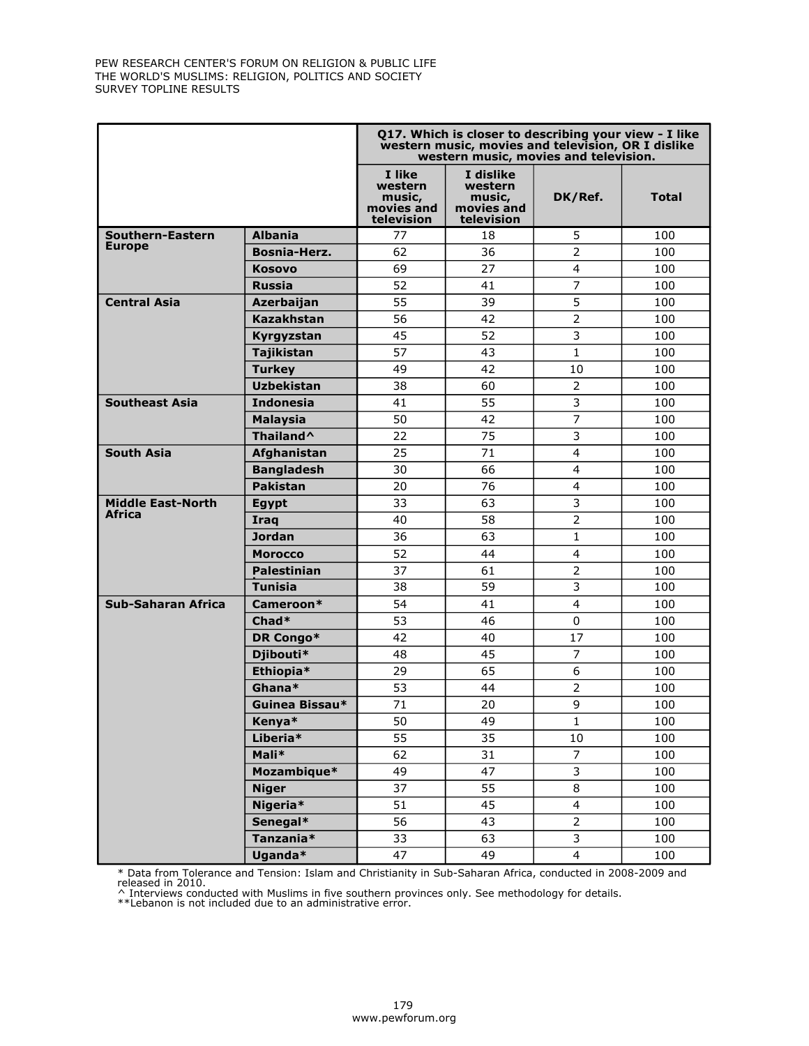| | | Q17. Which is closer to describing your view - I like western music, movies and television, OR I dislike western music, movies and television. | | | |
|---|---|---|---|---|---|
| | | I like western music, movies and television | I dislike western music, movies and television | DK/Ref. | Total |
| **Southern-Eastern Europe** | **Albania** | 77 | 18 | 5 | 100 |
| | **Bosnia-Herz.** | 62 | 36 | 2 | 100 |
| | **Kosovo** | 69 | 27 | 4 | 100 |
| | **Russia** | 52 | 41 | 7 | 100 |
| **Central Asia** | **Azerbaijan** | 55 | 39 | 5 | 100 |
| | **Kazakhstan** | 56 | 42 | 2 | 100 |
| | **Kyrgyzstan** | 45 | 52 | 3 | 100 |
| | **Tajikistan** | 57 | 43 | 1 | 100 |
| | **Turkey** | 49 | 42 | 10 | 100 |
| | **Uzbekistan** | 38 | 60 | 2 | 100 |
| **Southeast Asia** | **Indonesia** | 41 | 55 | 3 | 100 |
| | **Malaysia** | 50 | 42 | 7 | 100 |
| | **Thailand^** | 22 | 75 | 3 | 100 |
| **South Asia** | **Afghanistan** | 25 | 71 | 4 | 100 |
| | **Bangladesh** | 30 | 66 | 4 | 100 |
| | **Pakistan** | 20 | 76 | 4 | 100 |
| **Middle East-North Africa** | **Egypt** | 33 | 63 | 3 | 100 |
| | **Iraq** | 40 | 58 | 2 | 100 |
| | **Jordan** | 36 | 63 | 1 | 100 |
| | **Morocco** | 52 | 44 | 4 | 100 |
| | **Palestinian** | 37 | 61 | 2 | 100 |
| | **Tunisia** | 38 | 59 | 3 | 100 |
| **Sub-Saharan Africa** | **Cameroon*** | 54 | 41 | 4 | 100 |
| | **Chad*** | 53 | 46 | 0 | 100 |
| | **DR Congo*** | 42 | 40 | 17 | 100 |
| | **Djibouti*** | 48 | 45 | 7 | 100 |
| | **Ethiopia*** | 29 | 65 | 6 | 100 |
| | **Ghana*** | 53 | 44 | 2 | 100 |
| | **Guinea Bissau*** | 71 | 20 | 9 | 100 |
| | **Kenya*** | 50 | 49 | 1 | 100 |
| | **Liberia*** | 55 | 35 | 10 | 100 |
| | **Mali*** | 62 | 31 | 7 | 100 |
| | **Mozambique*** | 49 | 47 | 3 | 100 |
| | **Niger** | 37 | 55 | 8 | 100 |
| | **Nigeria*** | 51 | 45 | 4 | 100 |
| | **Senegal*** | 56 | 43 | 2 | 100 |
| | **Tanzania*** | 33 | 63 | 3 | 100 |
| | **Uganda*** | 47 | 49 | 4 | 100 |

* Data from Tolerance and Tension: Islam and Christianity in Sub-Saharan Africa, conducted in 2008-2009 and released in 2010.
^ Interviews conducted with Muslims in five southern provinces only. See methodology for details.
**Lebanon is not included due to an administrative error.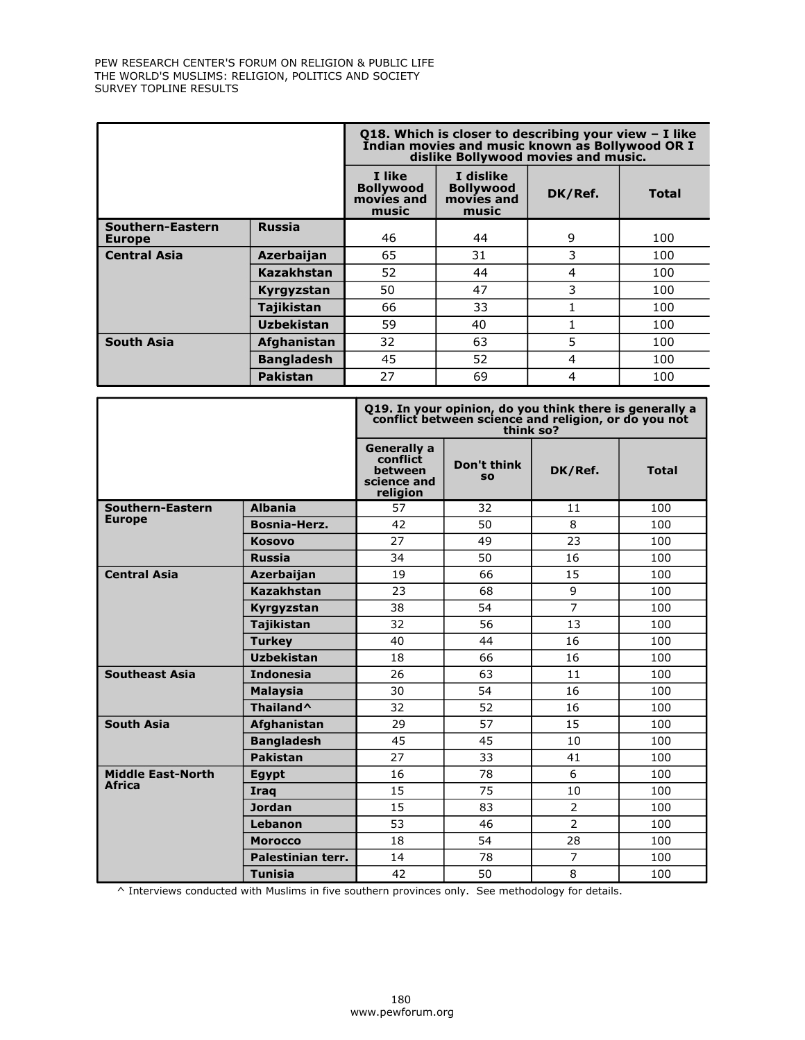| | | Q18. Which is closer to describing your view – I like Indian movies and music known as Bollywood OR I dislike Bollywood movies and music. | | | |
|---|---|---|---|---|---|
| | | I like Bollywood movies and music | I dislike Bollywood movies and music | DK/Ref. | Total |
| **Southern-Eastern Europe** | **Russia** | 46 | 44 | 9 | 100 |
| **Central Asia** | **Azerbaijan** | 65 | 31 | 3 | 100 |
| | **Kazakhstan** | 52 | 44 | 4 | 100 |
| | **Kyrgyzstan** | 50 | 47 | 3 | 100 |
| | **Tajikistan** | 66 | 33 | 1 | 100 |
| | **Uzbekistan** | 59 | 40 | 1 | 100 |
| **South Asia** | **Afghanistan** | 32 | 63 | 5 | 100 |
| | **Bangladesh** | 45 | 52 | 4 | 100 |
| | **Pakistan** | 27 | 69 | 4 | 100 |

| | | Q19. In your opinion, do you think there is generally a conflict between science and religion, or do you not think so? | | | |
|---|---|---|---|---|---|
| | | Generally a conflict between science and religion | Don't think so | DK/Ref. | Total |
| **Southern-Eastern Europe** | **Albania** | 57 | 32 | 11 | 100 |
| | **Bosnia-Herz.** | 42 | 50 | 8 | 100 |
| | **Kosovo** | 27 | 49 | 23 | 100 |
| | **Russia** | 34 | 50 | 16 | 100 |
| **Central Asia** | **Azerbaijan** | 19 | 66 | 15 | 100 |
| | **Kazakhstan** | 23 | 68 | 9 | 100 |
| | **Kyrgyzstan** | 38 | 54 | 7 | 100 |
| | **Tajikistan** | 32 | 56 | 13 | 100 |
| | **Turkey** | 40 | 44 | 16 | 100 |
| | **Uzbekistan** | 18 | 66 | 16 | 100 |
| **Southeast Asia** | **Indonesia** | 26 | 63 | 11 | 100 |
| | **Malaysia** | 30 | 54 | 16 | 100 |
| | **Thailand^** | 32 | 52 | 16 | 100 |
| **South Asia** | **Afghanistan** | 29 | 57 | 15 | 100 |
| | **Bangladesh** | 45 | 45 | 10 | 100 |
| | **Pakistan** | 27 | 33 | 41 | 100 |
| **Middle East-North Africa** | **Egypt** | 16 | 78 | 6 | 100 |
| | **Iraq** | 15 | 75 | 10 | 100 |
| | **Jordan** | 15 | 83 | 2 | 100 |
| | **Lebanon** | 53 | 46 | 2 | 100 |
| | **Morocco** | 18 | 54 | 28 | 100 |
| | **Palestinian terr.** | 14 | 78 | 7 | 100 |
| | **Tunisia** | 42 | 50 | 8 | 100 |

^ Interviews conducted with Muslims in five southern provinces only. See methodology for details.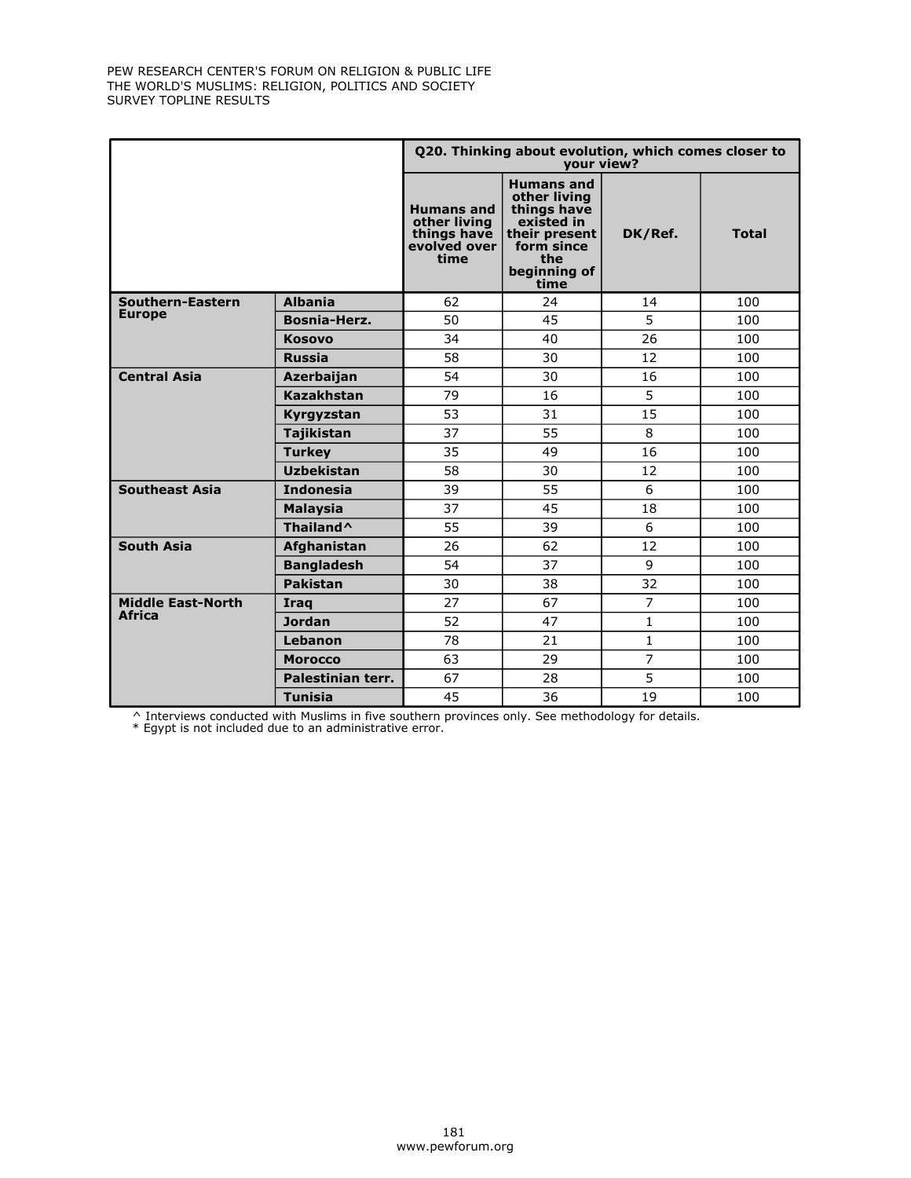| | | Q20. Thinking about evolution, which comes closer to your view? | | | |
|---|---|---|---|---|---|
| | | Humans and other living things have evolved over time | Humans and other living things have existed in their present form since the beginning of time | DK/Ref. | Total |
| **Southern-Eastern Europe** | **Albania** | 62 | 24 | 14 | 100 |
| | **Bosnia-Herz.** | 50 | 45 | 5 | 100 |
| | **Kosovo** | 34 | 40 | 26 | 100 |
| | **Russia** | 58 | 30 | 12 | 100 |
| **Central Asia** | **Azerbaijan** | 54 | 30 | 16 | 100 |
| | **Kazakhstan** | 79 | 16 | 5 | 100 |
| | **Kyrgyzstan** | 53 | 31 | 15 | 100 |
| | **Tajikistan** | 37 | 55 | 8 | 100 |
| | **Turkey** | 35 | 49 | 16 | 100 |
| | **Uzbekistan** | 58 | 30 | 12 | 100 |
| **Southeast Asia** | **Indonesia** | 39 | 55 | 6 | 100 |
| | **Malaysia** | 37 | 45 | 18 | 100 |
| | **Thailand^** | 55 | 39 | 6 | 100 |
| **South Asia** | **Afghanistan** | 26 | 62 | 12 | 100 |
| | **Bangladesh** | 54 | 37 | 9 | 100 |
| | **Pakistan** | 30 | 38 | 32 | 100 |
| **Middle East-North Africa** | **Iraq** | 27 | 67 | 7 | 100 |
| | **Jordan** | 52 | 47 | 1 | 100 |
| | **Lebanon** | 78 | 21 | 1 | 100 |
| | **Morocco** | 63 | 29 | 7 | 100 |
| | **Palestinian terr.** | 67 | 28 | 5 | 100 |
| | **Tunisia** | 45 | 36 | 19 | 100 |

^ Interviews conducted with Muslims in five southern provinces only. See methodology for details.
* Egypt is not included due to an administrative error.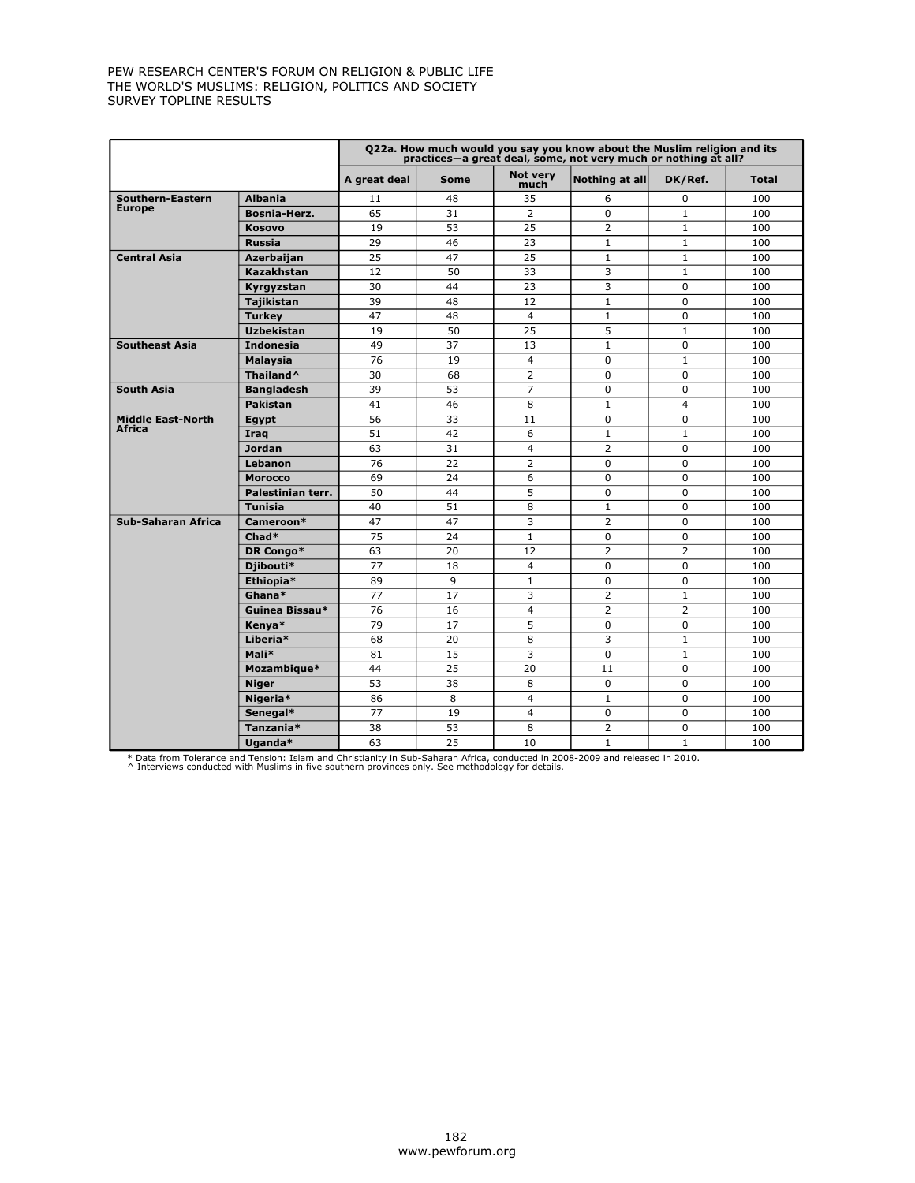PEW RESEARCH CENTER'S FORUM ON RELIGION & PUBLIC LIFE
THE WORLD'S MUSLIMS: RELIGION, POLITICS AND SOCIETY
SURVEY TOPLINE RESULTS

| | | Q22a. How much would you say you know about the Muslim religion and its practices—a great deal, some, not very much or nothing at all? | | | | | |
|---|---|---|---|---|---|---|---|
| | | A great deal | Some | Not very much | Nothing at all | DK/Ref. | Total |
| **Southern-Eastern Europe** | **Albania** | 11 | 48 | 35 | 6 | 0 | 100 |
| | **Bosnia-Herz.** | 65 | 31 | 2 | 0 | 1 | 100 |
| | **Kosovo** | 19 | 53 | 25 | 2 | 1 | 100 |
| | **Russia** | 29 | 46 | 23 | 1 | 1 | 100 |
| **Central Asia** | **Azerbaijan** | 25 | 47 | 25 | 1 | 1 | 100 |
| | **Kazakhstan** | 12 | 50 | 33 | 3 | 1 | 100 |
| | **Kyrgyzstan** | 30 | 44 | 23 | 3 | 0 | 100 |
| | **Tajikistan** | 39 | 48 | 12 | 1 | 0 | 100 |
| | **Turkey** | 47 | 48 | 4 | 1 | 0 | 100 |
| | **Uzbekistan** | 19 | 50 | 25 | 5 | 1 | 100 |
| **Southeast Asia** | **Indonesia** | 49 | 37 | 13 | 1 | 0 | 100 |
| | **Malaysia** | 76 | 19 | 4 | 0 | 1 | 100 |
| | **Thailand^** | 30 | 68 | 2 | 0 | 0 | 100 |
| **South Asia** | **Bangladesh** | 39 | 53 | 7 | 0 | 0 | 100 |
| | **Pakistan** | 41 | 46 | 8 | 1 | 4 | 100 |
| **Middle East-North Africa** | **Egypt** | 56 | 33 | 11 | 0 | 0 | 100 |
| | **Iraq** | 51 | 42 | 6 | 1 | 1 | 100 |
| | **Jordan** | 63 | 31 | 4 | 2 | 0 | 100 |
| | **Lebanon** | 76 | 22 | 2 | 0 | 0 | 100 |
| | **Morocco** | 69 | 24 | 6 | 0 | 0 | 100 |
| | **Palestinian terr.** | 50 | 44 | 5 | 0 | 0 | 100 |
| | **Tunisia** | 40 | 51 | 8 | 1 | 0 | 100 |
| **Sub-Saharan Africa** | **Cameroon*** | 47 | 47 | 3 | 2 | 0 | 100 |
| | **Chad*** | 75 | 24 | 1 | 0 | 0 | 100 |
| | **DR Congo*** | 63 | 20 | 12 | 2 | 2 | 100 |
| | **Djibouti*** | 77 | 18 | 4 | 0 | 0 | 100 |
| | **Ethiopia*** | 89 | 9 | 1 | 0 | 0 | 100 |
| | **Ghana*** | 77 | 17 | 3 | 2 | 1 | 100 |
| | **Guinea Bissau*** | 76 | 16 | 4 | 2 | 2 | 100 |
| | **Kenya*** | 79 | 17 | 5 | 0 | 0 | 100 |
| | **Liberia*** | 68 | 20 | 8 | 3 | 1 | 100 |
| | **Mali*** | 81 | 15 | 3 | 0 | 1 | 100 |
| | **Mozambique*** | 44 | 25 | 20 | 11 | 0 | 100 |
| | **Niger** | 53 | 38 | 8 | 0 | 0 | 100 |
| | **Nigeria*** | 86 | 8 | 4 | 1 | 0 | 100 |
| | **Senegal*** | 77 | 19 | 4 | 0 | 0 | 100 |
| | **Tanzania*** | 38 | 53 | 8 | 2 | 0 | 100 |
| | **Uganda*** | 63 | 25 | 10 | 1 | 1 | 100 |

* Data from Tolerance and Tension: Islam and Christianity in Sub-Saharan Africa, conducted in 2008-2009 and released in 2010.
^ Interviews conducted with Muslims in five southern provinces only. See methodology for details.

www.pewforum.org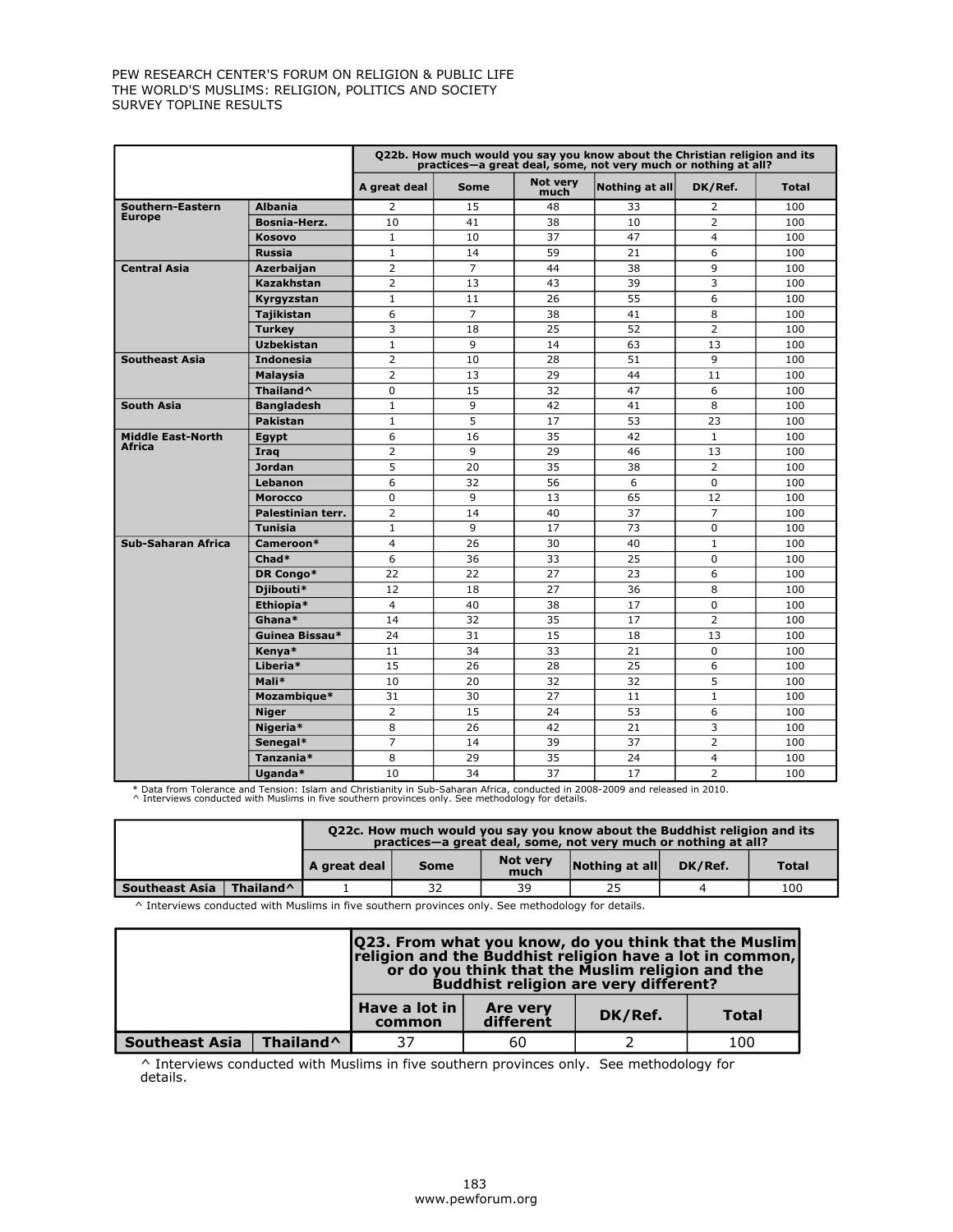| | | Q22b. How much would you say you know about the Christian religion and its practices—a great deal, some, not very much or nothing at all? | | | | | |
|---|---|---|---|---|---|---|---|
| | | A great deal | Some | Not very much | Nothing at all | DK/Ref. | Total |
| Southern-Eastern Europe | Albania | 2 | 15 | 48 | 33 | 2 | 100 |
| | Bosnia-Herz. | 10 | 41 | 38 | 10 | 2 | 100 |
| | Kosovo | 1 | 10 | 37 | 47 | 4 | 100 |
| | Russia | 1 | 14 | 59 | 21 | 6 | 100 |
| Central Asia | Azerbaijan | 2 | 7 | 44 | 38 | 9 | 100 |
| | Kazakhstan | 2 | 13 | 43 | 39 | 3 | 100 |
| | Kyrgyzstan | 1 | 11 | 26 | 55 | 6 | 100 |
| | Tajikistan | 6 | 7 | 38 | 41 | 8 | 100 |
| | Turkey | 3 | 18 | 25 | 52 | 2 | 100 |
| | Uzbekistan | 1 | 9 | 14 | 63 | 13 | 100 |
| Southeast Asia | Indonesia | 2 | 10 | 28 | 51 | 9 | 100 |
| | Malaysia | 2 | 13 | 29 | 44 | 11 | 100 |
| | Thailand^ | 0 | 15 | 32 | 47 | 6 | 100 |
| South Asia | Bangladesh | 1 | 9 | 42 | 41 | 8 | 100 |
| | Pakistan | 1 | 5 | 17 | 53 | 23 | 100 |
| Middle East-North Africa | Egypt | 6 | 16 | 35 | 42 | 1 | 100 |
| | Iraq | 2 | 9 | 29 | 46 | 13 | 100 |
| | Jordan | 5 | 20 | 35 | 38 | 2 | 100 |
| | Lebanon | 6 | 32 | 56 | 6 | 0 | 100 |
| | Morocco | 0 | 9 | 13 | 65 | 12 | 100 |
| | Palestinian terr. | 2 | 14 | 40 | 37 | 7 | 100 |
| | Tunisia | 1 | 9 | 17 | 73 | 0 | 100 |
| Sub-Saharan Africa | Cameroon* | 4 | 26 | 30 | 40 | 1 | 100 |
| | Chad* | 6 | 36 | 33 | 25 | 0 | 100 |
| | DR Congo* | 22 | 22 | 27 | 23 | 6 | 100 |
| | Djibouti* | 12 | 18 | 27 | 36 | 8 | 100 |
| | Ethiopia* | 4 | 40 | 38 | 17 | 0 | 100 |
| | Ghana* | 14 | 32 | 35 | 17 | 2 | 100 |
| | Guinea Bissau* | 24 | 31 | 15 | 18 | 13 | 100 |
| | Kenya* | 11 | 34 | 33 | 21 | 0 | 100 |
| | Liberia* | 15 | 26 | 28 | 25 | 6 | 100 |
| | Mali* | 10 | 20 | 32 | 32 | 5 | 100 |
| | Mozambique* | 31 | 30 | 27 | 11 | 1 | 100 |
| | Niger | 2 | 15 | 24 | 53 | 6 | 100 |
| | Nigeria* | 8 | 26 | 42 | 21 | 3 | 100 |
| | Senegal* | 7 | 14 | 39 | 37 | 2 | 100 |
| | Tanzania* | 8 | 29 | 35 | 24 | 4 | 100 |
| | Uganda* | 10 | 34 | 37 | 17 | 2 | 100 |

* Data from Tolerance and Tension: Islam and Christianity in Sub-Saharan Africa, conducted in 2008-2009 and released in 2010.
^ Interviews conducted with Muslims in five southern provinces only. See methodology for details.

| | | Q22c. How much would you say you know about the Buddhist religion and its practices—a great deal, some, not very much or nothing at all? | | | | | |
|---|---|---|---|---|---|---|---|
| | | A great deal | Some | Not very much | Nothing at all | DK/Ref. | Total |
| Southeast Asia | Thailand^ | 1 | 32 | 39 | 25 | 4 | 100 |

^ Interviews conducted with Muslims in five southern provinces only. See methodology for details.

| | | Q23. From what you know, do you think that the Muslim religion and the Buddhist religion have a lot in common, or do you think that the Muslim religion and the Buddhist religion are very different? | | | |
|---|---|---|---|---|---|
| | | Have a lot in common | Are very different | DK/Ref. | Total |
| Southeast Asia | Thailand^ | 37 | 60 | 2 | 100 |

^ Interviews conducted with Muslims in five southern provinces only. See methodology for details.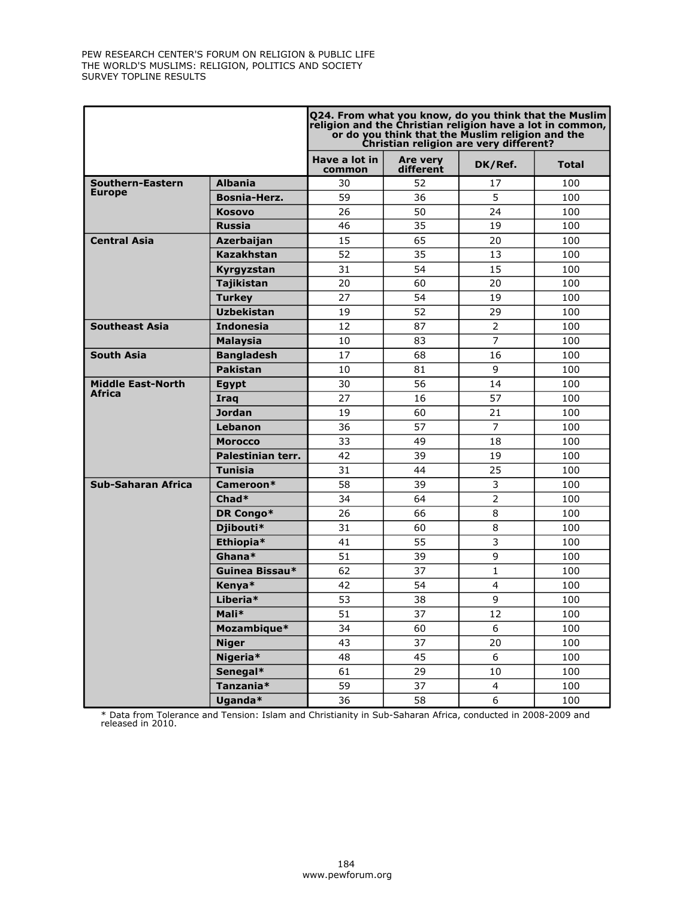PEW RESEARCH CENTER'S FORUM ON RELIGION & PUBLIC LIFE
THE WORLD'S MUSLIMS: RELIGION, POLITICS AND SOCIETY
SURVEY TOPLINE RESULTS

| | | Q24. From what you know, do you think that the Muslim religion and the Christian religion have a lot in common, or do you think that the Muslim religion and the Christian religion are very different? | | | |
|---|---|---|---|---|---|
| | | Have a lot in common | Are very different | DK/Ref. | Total |
| Southern-Eastern Europe | Albania | 30 | 52 | 17 | 100 |
| | Bosnia-Herz. | 59 | 36 | 5 | 100 |
| | Kosovo | 26 | 50 | 24 | 100 |
| | Russia | 46 | 35 | 19 | 100 |
| Central Asia | Azerbaijan | 15 | 65 | 20 | 100 |
| | Kazakhstan | 52 | 35 | 13 | 100 |
| | Kyrgyzstan | 31 | 54 | 15 | 100 |
| | Tajikistan | 20 | 60 | 20 | 100 |
| | Turkey | 27 | 54 | 19 | 100 |
| | Uzbekistan | 19 | 52 | 29 | 100 |
| Southeast Asia | Indonesia | 12 | 87 | 2 | 100 |
| | Malaysia | 10 | 83 | 7 | 100 |
| South Asia | Bangladesh | 17 | 68 | 16 | 100 |
| | Pakistan | 10 | 81 | 9 | 100 |
| Middle East-North Africa | Egypt | 30 | 56 | 14 | 100 |
| | Iraq | 27 | 16 | 57 | 100 |
| | Jordan | 19 | 60 | 21 | 100 |
| | Lebanon | 36 | 57 | 7 | 100 |
| | Morocco | 33 | 49 | 18 | 100 |
| | Palestinian terr. | 42 | 39 | 19 | 100 |
| | Tunisia | 31 | 44 | 25 | 100 |
| Sub-Saharan Africa | Cameroon* | 58 | 39 | 3 | 100 |
| | Chad* | 34 | 64 | 2 | 100 |
| | DR Congo* | 26 | 66 | 8 | 100 |
| | Djibouti* | 31 | 60 | 8 | 100 |
| | Ethiopia* | 41 | 55 | 3 | 100 |
| | Ghana* | 51 | 39 | 9 | 100 |
| | Guinea Bissau* | 62 | 37 | 1 | 100 |
| | Kenya* | 42 | 54 | 4 | 100 |
| | Liberia* | 53 | 38 | 9 | 100 |
| | Mali* | 51 | 37 | 12 | 100 |
| | Mozambique* | 34 | 60 | 6 | 100 |
| | Niger | 43 | 37 | 20 | 100 |
| | Nigeria* | 48 | 45 | 6 | 100 |
| | Senegal* | 61 | 29 | 10 | 100 |
| | Tanzania* | 59 | 37 | 4 | 100 |
| | Uganda* | 36 | 58 | 6 | 100 |

* Data from Tolerance and Tension: Islam and Christianity in Sub-Saharan Africa, conducted in 2008-2009 and released in 2010.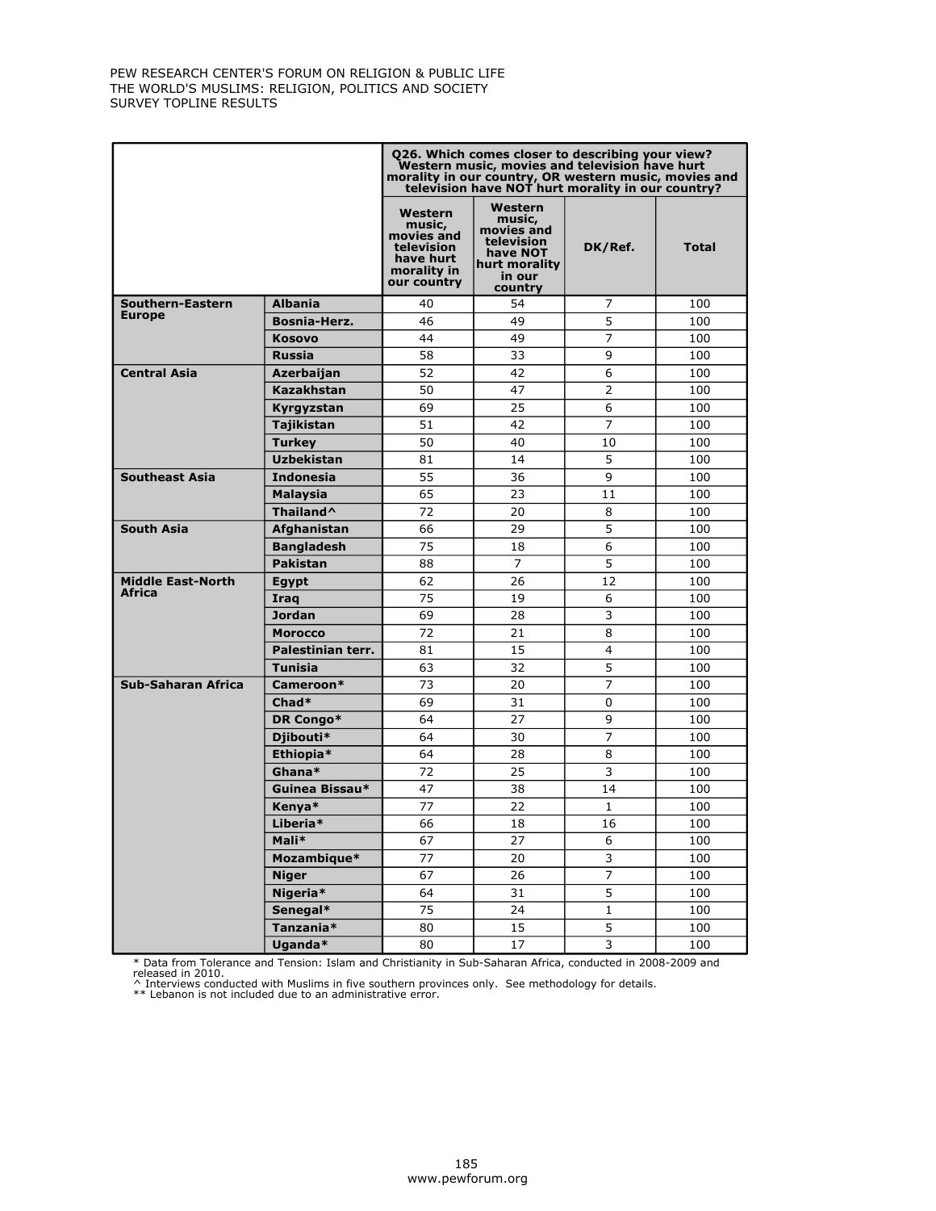| | | Q26. Which comes closer to describing your view? Western music, movies and television have hurt morality in our country, OR western music, movies and television have NOT hurt morality in our country? | | | |
|---|---|---|---|---|---|
| | | Western music, movies and television have hurt morality in our country | Western music, movies and television have NOT hurt morality in our country | DK/Ref. | Total |
| **Southern-Eastern Europe** | **Albania** | 40 | 54 | 7 | 100 |
| | **Bosnia-Herz.** | 46 | 49 | 5 | 100 |
| | **Kosovo** | 44 | 49 | 7 | 100 |
| | **Russia** | 58 | 33 | 9 | 100 |
| **Central Asia** | **Azerbaijan** | 52 | 42 | 6 | 100 |
| | **Kazakhstan** | 50 | 47 | 2 | 100 |
| | **Kyrgyzstan** | 69 | 25 | 6 | 100 |
| | **Tajikistan** | 51 | 42 | 7 | 100 |
| | **Turkey** | 50 | 40 | 10 | 100 |
| | **Uzbekistan** | 81 | 14 | 5 | 100 |
| **Southeast Asia** | **Indonesia** | 55 | 36 | 9 | 100 |
| | **Malaysia** | 65 | 23 | 11 | 100 |
| | **Thailand^** | 72 | 20 | 8 | 100 |
| **South Asia** | **Afghanistan** | 66 | 29 | 5 | 100 |
| | **Bangladesh** | 75 | 18 | 6 | 100 |
| | **Pakistan** | 88 | 7 | 5 | 100 |
| **Middle East-North Africa** | **Egypt** | 62 | 26 | 12 | 100 |
| | **Iraq** | 75 | 19 | 6 | 100 |
| | **Jordan** | 69 | 28 | 3 | 100 |
| | **Morocco** | 72 | 21 | 8 | 100 |
| | **Palestinian terr.** | 81 | 15 | 4 | 100 |
| | **Tunisia** | 63 | 32 | 5 | 100 |
| **Sub-Saharan Africa** | **Cameroon*** | 73 | 20 | 7 | 100 |
| | **Chad*** | 69 | 31 | 0 | 100 |
| | **DR Congo*** | 64 | 27 | 9 | 100 |
| | **Djibouti*** | 64 | 30 | 7 | 100 |
| | **Ethiopia*** | 64 | 28 | 8 | 100 |
| | **Ghana*** | 72 | 25 | 3 | 100 |
| | **Guinea Bissau*** | 47 | 38 | 14 | 100 |
| | **Kenya*** | 77 | 22 | 1 | 100 |
| | **Liberia*** | 66 | 18 | 16 | 100 |
| | **Mali*** | 67 | 27 | 6 | 100 |
| | **Mozambique*** | 77 | 20 | 3 | 100 |
| | **Niger** | 67 | 26 | 7 | 100 |
| | **Nigeria*** | 64 | 31 | 5 | 100 |
| | **Senegal*** | 75 | 24 | 1 | 100 |
| | **Tanzania*** | 80 | 15 | 5 | 100 |
| | **Uganda*** | 80 | 17 | 3 | 100 |

\* Data from Tolerance and Tension: Islam and Christianity in Sub-Saharan Africa, conducted in 2008-2009 and released in 2010.
^ Interviews conducted with Muslims in five southern provinces only. See methodology for details.
** Lebanon is not included due to an administrative error.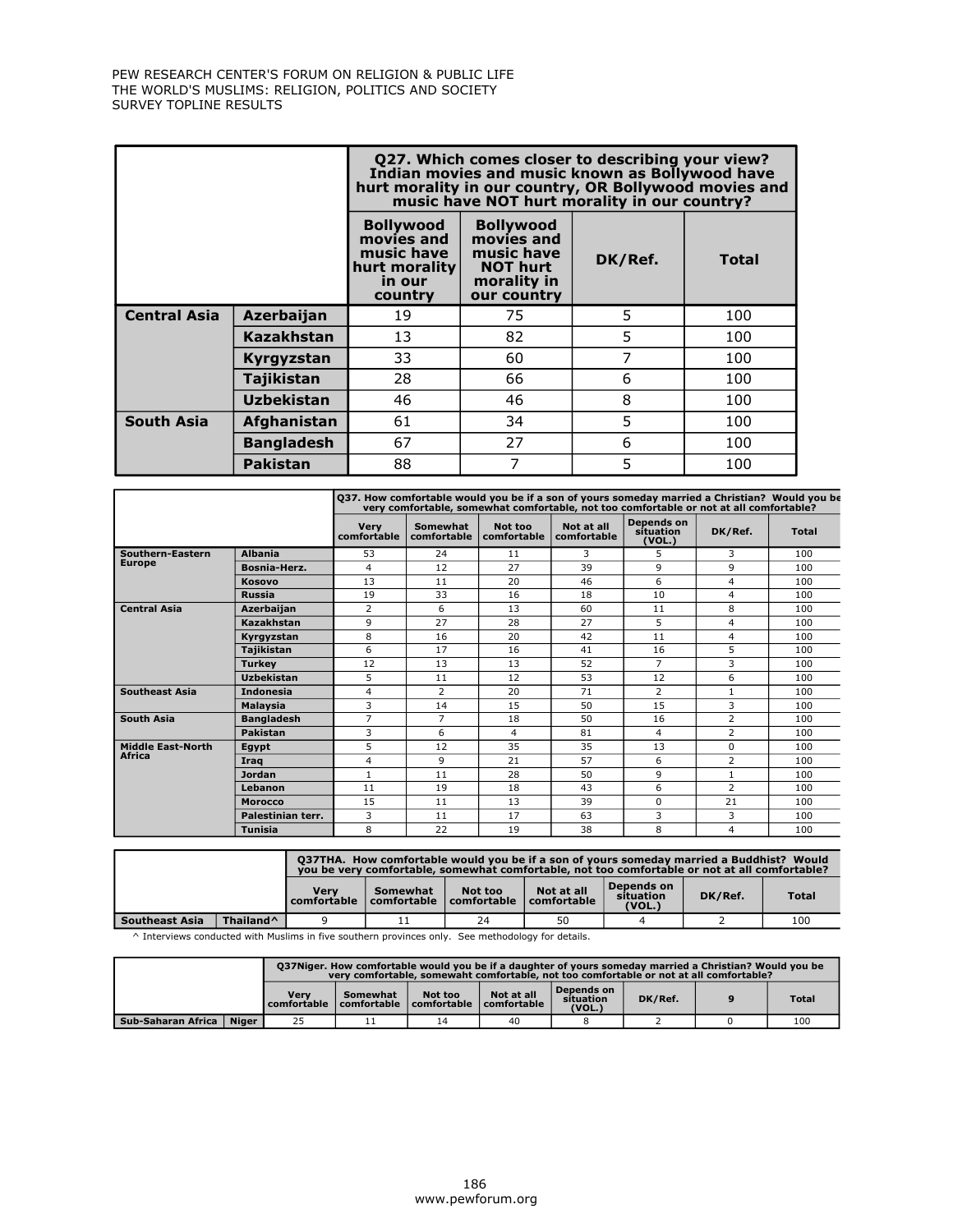| | | Q27. Which comes closer to describing your view? Indian movies and music known as Bollywood have hurt morality in our country, OR Bollywood movies and music have NOT hurt morality in our country? | | | |
|---|---|---|---|---|---|
| | | Bollywood movies and music have hurt morality in our country | Bollywood movies and music have NOT hurt morality in our country | DK/Ref. | Total |
| Central Asia | Azerbaijan | 19 | 75 | 5 | 100 |
| | Kazakhstan | 13 | 82 | 5 | 100 |
| | Kyrgyzstan | 33 | 60 | 7 | 100 |
| | Tajikistan | 28 | 66 | 6 | 100 |
| | Uzbekistan | 46 | 46 | 8 | 100 |
| South Asia | Afghanistan | 61 | 34 | 5 | 100 |
| | Bangladesh | 67 | 27 | 6 | 100 |
| | Pakistan | 88 | 7 | 5 | 100 |

| | | Q37. How comfortable would you be if a son of yours someday married a Christian? Would you be very comfortable, somewhat comfortable, not too comfortable or not at all comfortable? | | | | | | |
|---|---|---|---|---|---|---|---|---|
| | | Very comfortable | Somewhat comfortable | Not too comfortable | Not at all comfortable | Depends on situation (VOL.) | DK/Ref. | Total |
| Southern-Eastern Europe | Albania | 53 | 24 | 11 | 3 | 5 | 3 | 100 |
| | Bosnia-Herz. | 4 | 12 | 27 | 39 | 9 | 9 | 100 |
| | Kosovo | 13 | 11 | 20 | 46 | 6 | 4 | 100 |
| | Russia | 19 | 33 | 16 | 18 | 10 | 4 | 100 |
| Central Asia | Azerbaijan | 2 | 6 | 13 | 60 | 11 | 8 | 100 |
| | Kazakhstan | 9 | 27 | 28 | 27 | 5 | 4 | 100 |
| | Kyrgyzstan | 8 | 16 | 20 | 42 | 11 | 4 | 100 |
| | Tajikistan | 6 | 17 | 16 | 41 | 16 | 5 | 100 |
| | Turkey | 12 | 13 | 13 | 52 | 7 | 3 | 100 |
| | Uzbekistan | 5 | 11 | 12 | 53 | 12 | 6 | 100 |
| Southeast Asia | Indonesia | 4 | 2 | 20 | 71 | 2 | 1 | 100 |
| | Malaysia | 3 | 14 | 15 | 50 | 15 | 3 | 100 |
| South Asia | Bangladesh | 7 | 7 | 18 | 50 | 16 | 2 | 100 |
| | Pakistan | 3 | 6 | 4 | 81 | 4 | 2 | 100 |
| Middle East-North Africa | Egypt | 5 | 12 | 35 | 35 | 13 | 0 | 100 |
| | Iraq | 4 | 9 | 21 | 57 | 6 | 2 | 100 |
| | Jordan | 1 | 11 | 28 | 50 | 9 | 1 | 100 |
| | Lebanon | 11 | 19 | 18 | 43 | 6 | 2 | 100 |
| | Morocco | 15 | 11 | 13 | 39 | 0 | 21 | 100 |
| | Palestinian terr. | 3 | 11 | 17 | 63 | 3 | 3 | 100 |
| | Tunisia | 8 | 22 | 19 | 38 | 8 | 4 | 100 |

| | | Q37THA. How comfortable would you be if a son of yours someday married a Buddhist? Would you be very comfortable, somewhat comfortable, not too comfortable or not at all comfortable? | | | | | | |
|---|---|---|---|---|---|---|---|---|
| | | Very comfortable | Somewhat comfortable | Not too comfortable | Not at all comfortable | Depends on situation (VOL.) | DK/Ref. | Total |
| Southeast Asia | Thailand^ | 9 | 11 | 24 | 50 | 4 | 2 | 100 |

^ Interviews conducted with Muslims in five southern provinces only. See methodology for details.

| | | Q37Niger. How comfortable would you be if a daughter of yours someday married a Christian? Would you be very comfortable, somewaht comfortable, not too comfortable or not at all comfortable? | | | | | | | |
|---|---|---|---|---|---|---|---|---|---|
| | | Very comfortable | Somewhat comfortable | Not too comfortable | Not at all comfortable | Depends on situation (VOL.) | DK/Ref. | 9 | Total |
| Sub-Saharan Africa | Niger | 25 | 11 | 14 | 40 | 8 | 2 | 0 | 100 |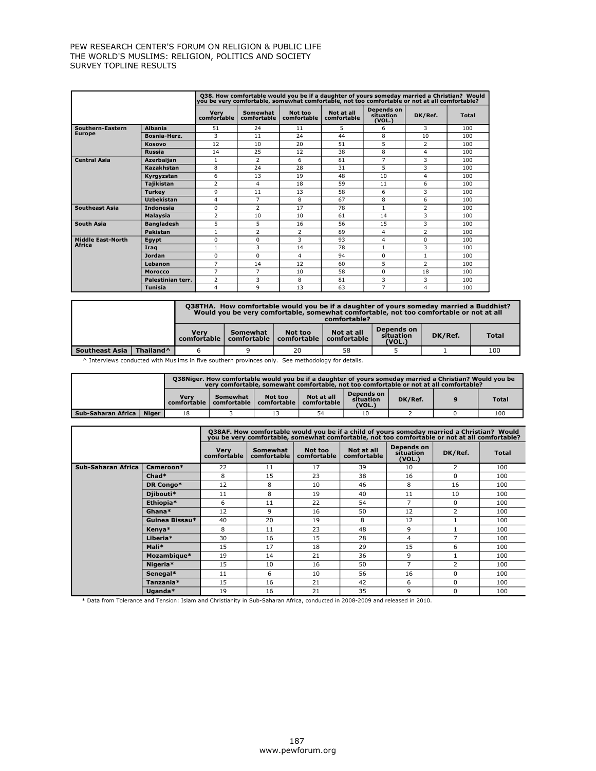| | | Q38. How comfortable would you be if a daughter of yours someday married a Christian? Would you be very comfortable, somewhat comfortable, not too comfortable or not at all comfortable? | | | | | | |
|---|---|---|---|---|---|---|---|---|
| | | Very comfortable | Somewhat comfortable | Not too comfortable | Not at all comfortable | Depends on situation (VOL.) | DK/Ref. | Total |
| Southern-Eastern Europe | Albania | 51 | 24 | 11 | 5 | 6 | 3 | 100 |
| | Bosnia-Herz. | 3 | 11 | 24 | 44 | 8 | 10 | 100 |
| | Kosovo | 12 | 10 | 20 | 51 | 5 | 2 | 100 |
| | Russia | 14 | 25 | 12 | 38 | 8 | 4 | 100 |
| Central Asia | Azerbaijan | 1 | 2 | 6 | 81 | 7 | 3 | 100 |
| | Kazakhstan | 8 | 24 | 28 | 31 | 5 | 3 | 100 |
| | Kyrgyzstan | 6 | 13 | 19 | 48 | 10 | 4 | 100 |
| | Tajikistan | 2 | 4 | 18 | 59 | 11 | 6 | 100 |
| | Turkey | 9 | 11 | 13 | 58 | 6 | 3 | 100 |
| | Uzbekistan | 4 | 7 | 8 | 67 | 8 | 6 | 100 |
| Southeast Asia | Indonesia | 0 | 2 | 17 | 78 | 1 | 2 | 100 |
| | Malaysia | 2 | 10 | 10 | 61 | 14 | 3 | 100 |
| South Asia | Bangladesh | 5 | 5 | 16 | 56 | 15 | 3 | 100 |
| | Pakistan | 1 | 2 | 2 | 89 | 4 | 2 | 100 |
| Middle East-North Africa | Egypt | 0 | 0 | 3 | 93 | 4 | 0 | 100 |
| | Iraq | 1 | 3 | 14 | 78 | 1 | 3 | 100 |
| | Jordan | 0 | 0 | 4 | 94 | 0 | 1 | 100 |
| | Lebanon | 7 | 14 | 12 | 60 | 5 | 2 | 100 |
| | Morocco | 7 | 7 | 10 | 58 | 0 | 18 | 100 |
| | Palestinian terr. | 2 | 3 | 8 | 81 | 3 | 3 | 100 |
| | Tunisia | 4 | 9 | 13 | 63 | 7 | 4 | 100 |

| | | Q38THA. How comfortable would you be if a daughter of yours someday married a Buddhist? Would you be very comfortable, somewhat comfortable, not too comfortable or not at all comfortable? | | | | | | |
|---|---|---|---|---|---|---|---|---|
| | | Very comfortable | Somewhat comfortable | Not too comfortable | Not at all comfortable | Depends on situation (VOL.) | DK/Ref. | Total |
| Southeast Asia | Thailand^ | 6 | 9 | 20 | 58 | 5 | 1 | 100 |

^ Interviews conducted with Muslims in five southern provinces only. See methodology for details.

| | | Q38Niger. How comfortable would you be if a daughter of yours someday married a Christian? Would you be very comfortable, somewaht comfortable, not too comfortable or not at all comfortable? | | | | | | | |
|---|---|---|---|---|---|---|---|---|---|
| | | Very comfortable | Somewhat comfortable | Not too comfortable | Not at all comfortable | Depends on situation (VOL.) | DK/Ref. | 9 | Total |
| Sub-Saharan Africa | Niger | 18 | 3 | 13 | 54 | 10 | 2 | 0 | 100 |

| | | Q38AF. How comfortable would you be if a child of yours someday married a Christian? Would you be very comfortable, somewhat comfortable, not too comfortable or not at all comfortable? | | | | | | |
|---|---|---|---|---|---|---|---|---|
| | | Very comfortable | Somewhat comfortable | Not too comfortable | Not at all comfortable | Depends on situation (VOL.) | DK/Ref. | Total |
| Sub-Saharan Africa | Cameroon* | 22 | 11 | 17 | 39 | 10 | 2 | 100 |
| | Chad* | 8 | 15 | 23 | 38 | 16 | 0 | 100 |
| | DR Congo* | 12 | 8 | 10 | 46 | 8 | 16 | 100 |
| | Djibouti* | 11 | 8 | 19 | 40 | 11 | 10 | 100 |
| | Ethiopia* | 6 | 11 | 22 | 54 | 7 | 0 | 100 |
| | Ghana* | 12 | 9 | 16 | 50 | 12 | 2 | 100 |
| | Guinea Bissau* | 40 | 20 | 19 | 8 | 12 | 1 | 100 |
| | Kenya* | 8 | 11 | 23 | 48 | 9 | 1 | 100 |
| | Liberia* | 30 | 16 | 15 | 28 | 4 | 7 | 100 |
| | Mali* | 15 | 17 | 18 | 29 | 15 | 6 | 100 |
| | Mozambique* | 19 | 14 | 21 | 36 | 9 | 1 | 100 |
| | Nigeria* | 15 | 10 | 16 | 50 | 7 | 2 | 100 |
| | Senegal* | 11 | 6 | 10 | 56 | 16 | 0 | 100 |
| | Tanzania* | 15 | 16 | 21 | 42 | 6 | 0 | 100 |
| | Uganda* | 19 | 16 | 21 | 35 | 9 | 0 | 100 |

* Data from Tolerance and Tension: Islam and Christianity in Sub-Saharan Africa, conducted in 2008-2009 and released in 2010.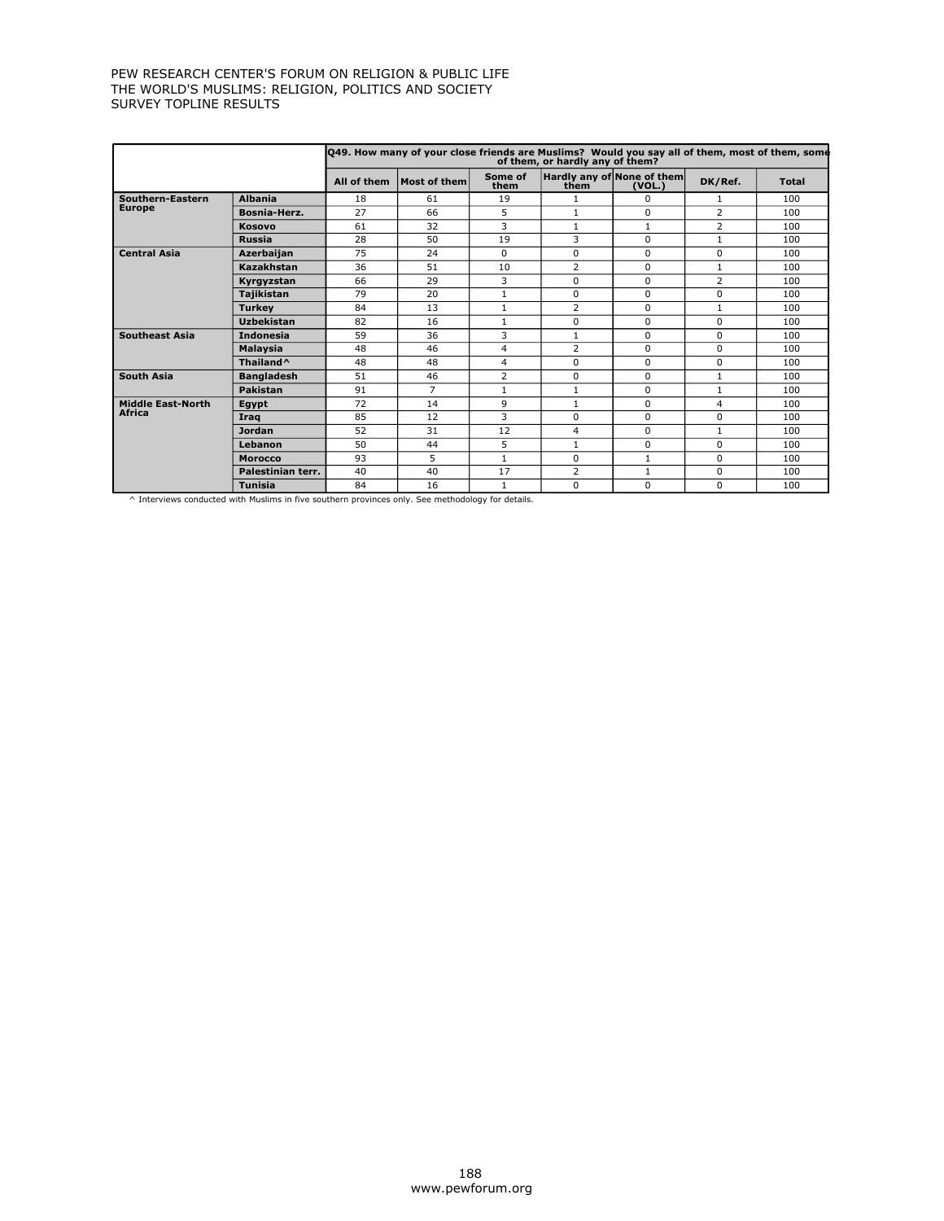PEW RESEARCH CENTER'S FORUM ON RELIGION & PUBLIC LIFE
THE WORLD'S MUSLIMS: RELIGION, POLITICS AND SOCIETY
SURVEY TOPLINE RESULTS

| | | Q49. How many of your close friends are Muslims? Would you say all of them, most of them, some of them, or hardly any of them? | | | | | | |
|---|---|---|---|---|---|---|---|---|
| | | All of them | Most of them | Some of them | Hardly any of them | None of them (VOL.) | DK/Ref. | Total |
| **Southern-Eastern Europe** | **Albania** | 18 | 61 | 19 | 1 | 0 | 1 | 100 |
| | **Bosnia-Herz.** | 27 | 66 | 5 | 1 | 0 | 2 | 100 |
| | **Kosovo** | 61 | 32 | 3 | 1 | 1 | 2 | 100 |
| | **Russia** | 28 | 50 | 19 | 3 | 0 | 1 | 100 |
| **Central Asia** | **Azerbaijan** | 75 | 24 | 0 | 0 | 0 | 0 | 100 |
| | **Kazakhstan** | 36 | 51 | 10 | 2 | 0 | 1 | 100 |
| | **Kyrgyzstan** | 66 | 29 | 3 | 0 | 0 | 2 | 100 |
| | **Tajikistan** | 79 | 20 | 1 | 0 | 0 | 0 | 100 |
| | **Turkey** | 84 | 13 | 1 | 2 | 0 | 1 | 100 |
| | **Uzbekistan** | 82 | 16 | 1 | 0 | 0 | 0 | 100 |
| **Southeast Asia** | **Indonesia** | 59 | 36 | 3 | 1 | 0 | 0 | 100 |
| | **Malaysia** | 48 | 46 | 4 | 2 | 0 | 0 | 100 |
| | **Thailand^** | 48 | 48 | 4 | 0 | 0 | 0 | 100 |
| **South Asia** | **Bangladesh** | 51 | 46 | 2 | 0 | 0 | 1 | 100 |
| | **Pakistan** | 91 | 7 | 1 | 1 | 0 | 1 | 100 |
| **Middle East-North Africa** | **Egypt** | 72 | 14 | 9 | 1 | 0 | 4 | 100 |
| | **Iraq** | 85 | 12 | 3 | 0 | 0 | 0 | 100 |
| | **Jordan** | 52 | 31 | 12 | 4 | 0 | 1 | 100 |
| | **Lebanon** | 50 | 44 | 5 | 1 | 0 | 0 | 100 |
| | **Morocco** | 93 | 5 | 1 | 0 | 1 | 0 | 100 |
| | **Palestinian terr.** | 40 | 40 | 17 | 2 | 1 | 0 | 100 |
| | **Tunisia** | 84 | 16 | 1 | 0 | 0 | 0 | 100 |

^ Interviews conducted with Muslims in five southern provinces only. See methodology for details.

www.pewforum.org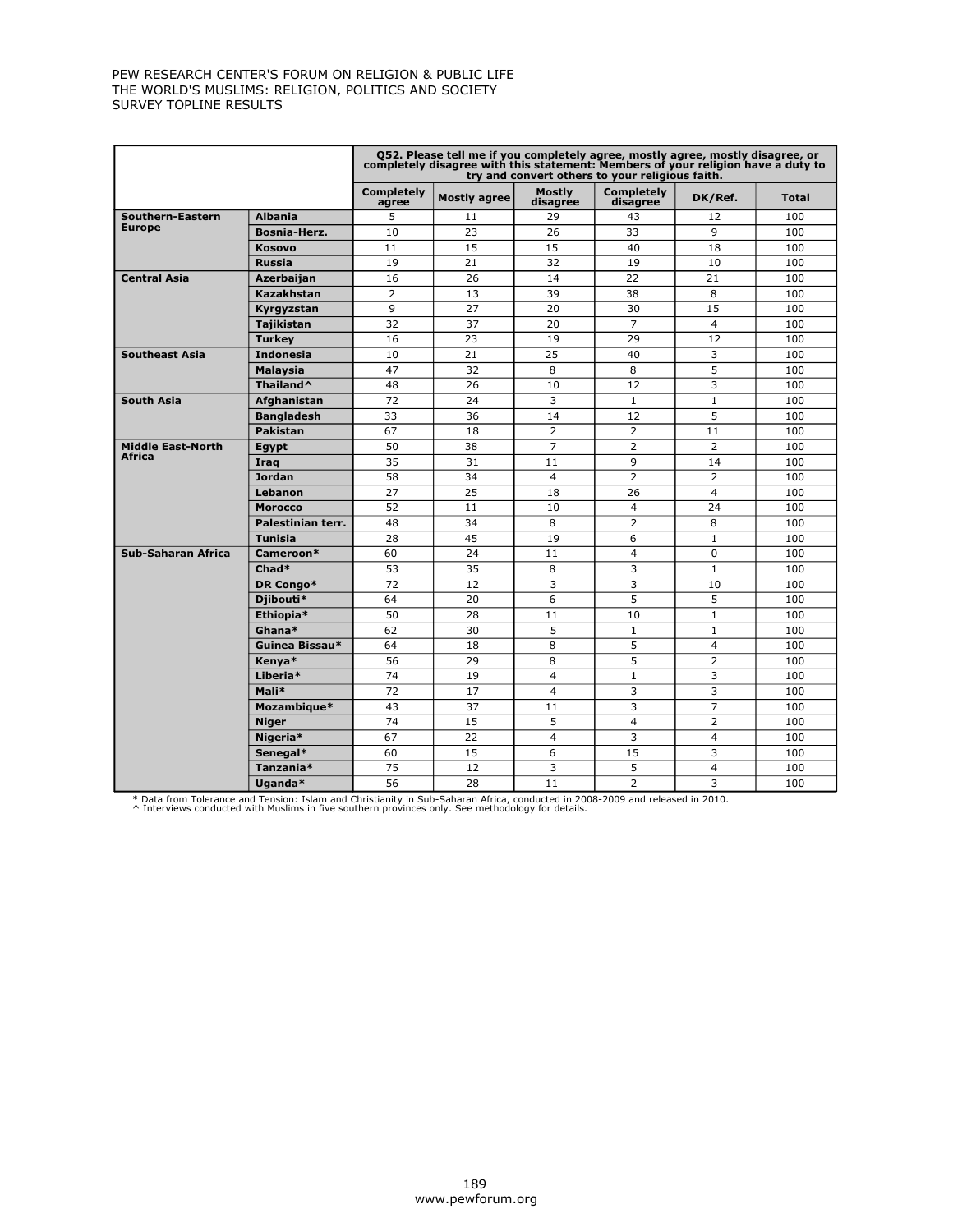PEW RESEARCH CENTER'S FORUM ON RELIGION & PUBLIC LIFE
THE WORLD'S MUSLIMS: RELIGION, POLITICS AND SOCIETY
SURVEY TOPLINE RESULTS

| | | Q52. Please tell me if you completely agree, mostly agree, mostly disagree, or completely disagree with this statement: Members of your religion have a duty to try and convert others to your religious faith. | | | | | |
|---|---|---|---|---|---|---|---|
| | | Completely agree | Mostly agree | Mostly disagree | Completely disagree | DK/Ref. | Total |
| Southern-Eastern Europe | Albania | 5 | 11 | 29 | 43 | 12 | 100 |
| | Bosnia-Herz. | 10 | 23 | 26 | 33 | 9 | 100 |
| | Kosovo | 11 | 15 | 15 | 40 | 18 | 100 |
| | Russia | 19 | 21 | 32 | 19 | 10 | 100 |
| Central Asia | Azerbaijan | 16 | 26 | 14 | 22 | 21 | 100 |
| | Kazakhstan | 2 | 13 | 39 | 38 | 8 | 100 |
| | Kyrgyzstan | 9 | 27 | 20 | 30 | 15 | 100 |
| | Tajikistan | 32 | 37 | 20 | 7 | 4 | 100 |
| | Turkey | 16 | 23 | 19 | 29 | 12 | 100 |
| Southeast Asia | Indonesia | 10 | 21 | 25 | 40 | 3 | 100 |
| | Malaysia | 47 | 32 | 8 | 8 | 5 | 100 |
| | Thailand^ | 48 | 26 | 10 | 12 | 3 | 100 |
| South Asia | Afghanistan | 72 | 24 | 3 | 1 | 1 | 100 |
| | Bangladesh | 33 | 36 | 14 | 12 | 5 | 100 |
| | Pakistan | 67 | 18 | 2 | 2 | 11 | 100 |
| Middle East-North Africa | Egypt | 50 | 38 | 7 | 2 | 2 | 100 |
| | Iraq | 35 | 31 | 11 | 9 | 14 | 100 |
| | Jordan | 58 | 34 | 4 | 2 | 2 | 100 |
| | Lebanon | 27 | 25 | 18 | 26 | 4 | 100 |
| | Morocco | 52 | 11 | 10 | 4 | 24 | 100 |
| | Palestinian terr. | 48 | 34 | 8 | 2 | 8 | 100 |
| | Tunisia | 28 | 45 | 19 | 6 | 1 | 100 |
| Sub-Saharan Africa | Cameroon* | 60 | 24 | 11 | 4 | 0 | 100 |
| | Chad* | 53 | 35 | 8 | 3 | 1 | 100 |
| | DR Congo* | 72 | 12 | 3 | 3 | 10 | 100 |
| | Djibouti* | 64 | 20 | 6 | 5 | 5 | 100 |
| | Ethiopia* | 50 | 28 | 11 | 10 | 1 | 100 |
| | Ghana* | 62 | 30 | 5 | 1 | 1 | 100 |
| | Guinea Bissau* | 64 | 18 | 8 | 5 | 4 | 100 |
| | Kenya* | 56 | 29 | 8 | 5 | 2 | 100 |
| | Liberia* | 74 | 19 | 4 | 1 | 3 | 100 |
| | Mali* | 72 | 17 | 4 | 3 | 3 | 100 |
| | Mozambique* | 43 | 37 | 11 | 3 | 7 | 100 |
| | Niger | 74 | 15 | 5 | 4 | 2 | 100 |
| | Nigeria* | 67 | 22 | 4 | 3 | 4 | 100 |
| | Senegal* | 60 | 15 | 6 | 15 | 3 | 100 |
| | Tanzania* | 75 | 12 | 3 | 5 | 4 | 100 |
| | Uganda* | 56 | 28 | 11 | 2 | 3 | 100 |

* Data from Tolerance and Tension: Islam and Christianity in Sub-Saharan Africa, conducted in 2008-2009 and released in 2010.
^ Interviews conducted with Muslims in five southern provinces only. See methodology for details.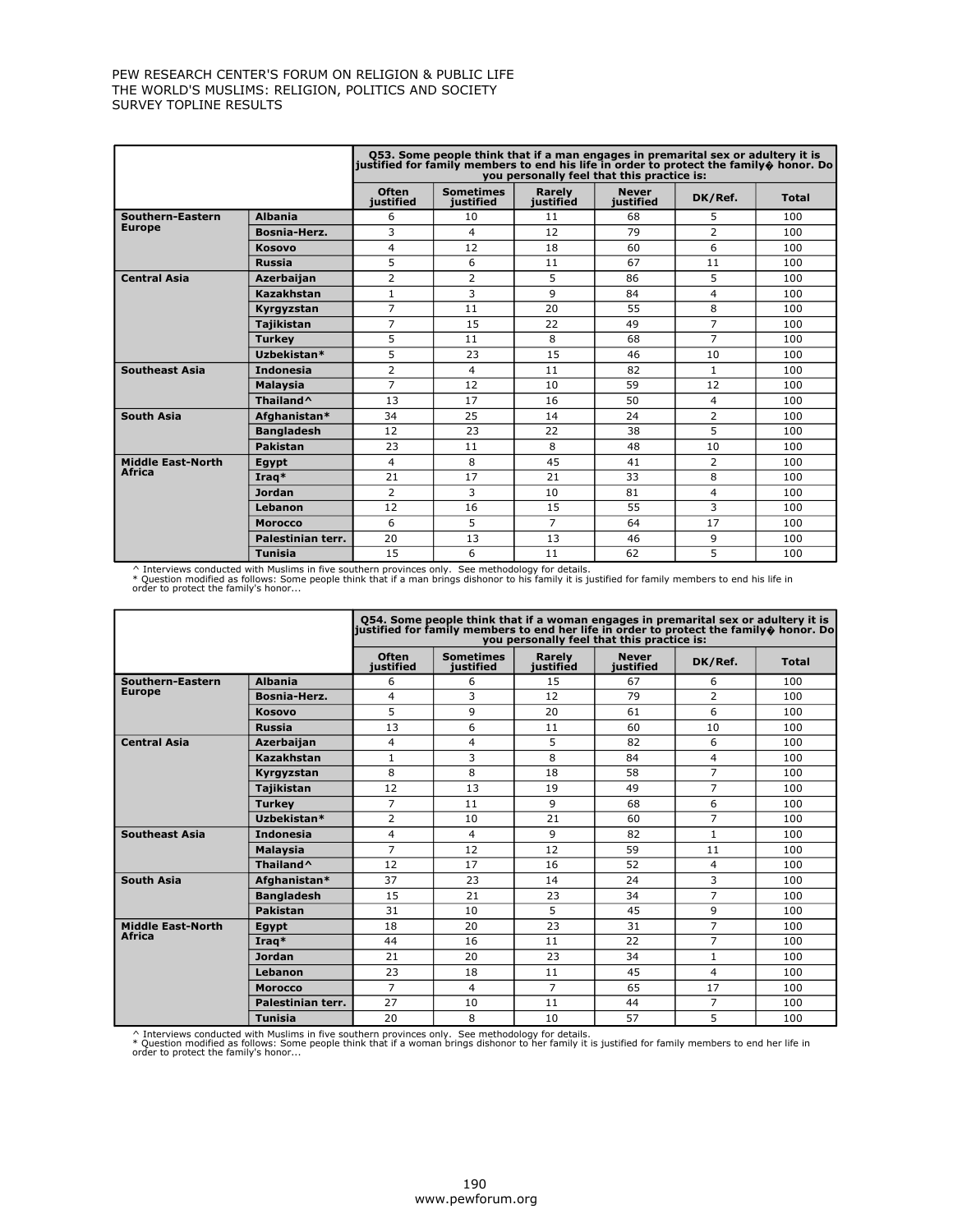| | | Q53. Some people think that if a man engages in premarital sex or adultery it is justified for family members to end his life in order to protect the family� honor. Do you personally feel that this practice is: | | | | | |
|---|---|---|---|---|---|---|---|
| | | Often justified | Sometimes justified | Rarely justified | Never justified | DK/Ref. | Total |
| Southern-Eastern Europe | Albania | 6 | 10 | 11 | 68 | 5 | 100 |
| | Bosnia-Herz. | 3 | 4 | 12 | 79 | 2 | 100 |
| | Kosovo | 4 | 12 | 18 | 60 | 6 | 100 |
| | Russia | 5 | 6 | 11 | 67 | 11 | 100 |
| Central Asia | Azerbaijan | 2 | 2 | 5 | 86 | 5 | 100 |
| | Kazakhstan | 1 | 3 | 9 | 84 | 4 | 100 |
| | Kyrgyzstan | 7 | 11 | 20 | 55 | 8 | 100 |
| | Tajikistan | 7 | 15 | 22 | 49 | 7 | 100 |
| | Turkey | 5 | 11 | 8 | 68 | 7 | 100 |
| | Uzbekistan* | 5 | 23 | 15 | 46 | 10 | 100 |
| Southeast Asia | Indonesia | 2 | 4 | 11 | 82 | 1 | 100 |
| | Malaysia | 7 | 12 | 10 | 59 | 12 | 100 |
| | Thailand^ | 13 | 17 | 16 | 50 | 4 | 100 |
| South Asia | Afghanistan* | 34 | 25 | 14 | 24 | 2 | 100 |
| | Bangladesh | 12 | 23 | 22 | 38 | 5 | 100 |
| | Pakistan | 23 | 11 | 8 | 48 | 10 | 100 |
| Middle East-North Africa | Egypt | 4 | 8 | 45 | 41 | 2 | 100 |
| | Iraq* | 21 | 17 | 21 | 33 | 8 | 100 |
| | Jordan | 2 | 3 | 10 | 81 | 4 | 100 |
| | Lebanon | 12 | 16 | 15 | 55 | 3 | 100 |
| | Morocco | 6 | 5 | 7 | 64 | 17 | 100 |
| | Palestinian terr. | 20 | 13 | 13 | 46 | 9 | 100 |
| | Tunisia | 15 | 6 | 11 | 62 | 5 | 100 |

^ Interviews conducted with Muslims in five southern provinces only. See methodology for details.
* Question modified as follows: Some people think that if a man brings dishonor to his family it is justified for family members to end his life in order to protect the family's honor...

| | | Q54. Some people think that if a woman engages in premarital sex or adultery it is justified for family members to end her life in order to protect the family� honor. Do you personally feel that this practice is: | | | | | |
|---|---|---|---|---|---|---|---|
| | | Often justified | Sometimes justified | Rarely justified | Never justified | DK/Ref. | Total |
| Southern-Eastern Europe | Albania | 6 | 6 | 15 | 67 | 6 | 100 |
| | Bosnia-Herz. | 4 | 3 | 12 | 79 | 2 | 100 |
| | Kosovo | 5 | 9 | 20 | 61 | 6 | 100 |
| | Russia | 13 | 6 | 11 | 60 | 10 | 100 |
| Central Asia | Azerbaijan | 4 | 4 | 5 | 82 | 6 | 100 |
| | Kazakhstan | 1 | 3 | 8 | 84 | 4 | 100 |
| | Kyrgyzstan | 8 | 8 | 18 | 58 | 7 | 100 |
| | Tajikistan | 12 | 13 | 19 | 49 | 7 | 100 |
| | Turkey | 7 | 11 | 9 | 68 | 6 | 100 |
| | Uzbekistan* | 2 | 10 | 21 | 60 | 7 | 100 |
| Southeast Asia | Indonesia | 4 | 4 | 9 | 82 | 1 | 100 |
| | Malaysia | 7 | 12 | 12 | 59 | 11 | 100 |
| | Thailand^ | 12 | 17 | 16 | 52 | 4 | 100 |
| South Asia | Afghanistan* | 37 | 23 | 14 | 24 | 3 | 100 |
| | Bangladesh | 15 | 21 | 23 | 34 | 7 | 100 |
| | Pakistan | 31 | 10 | 5 | 45 | 9 | 100 |
| Middle East-North Africa | Egypt | 18 | 20 | 23 | 31 | 7 | 100 |
| | Iraq* | 44 | 16 | 11 | 22 | 7 | 100 |
| | Jordan | 21 | 20 | 23 | 34 | 1 | 100 |
| | Lebanon | 23 | 18 | 11 | 45 | 4 | 100 |
| | Morocco | 7 | 4 | 7 | 65 | 17 | 100 |
| | Palestinian terr. | 27 | 10 | 11 | 44 | 7 | 100 |
| | Tunisia | 20 | 8 | 10 | 57 | 5 | 100 |

^ Interviews conducted with Muslims in five southern provinces only. See methodology for details.
* Question modified as follows: Some people think that if a woman brings dishonor to her family it is justified for family members to end her life in order to protect the family's honor...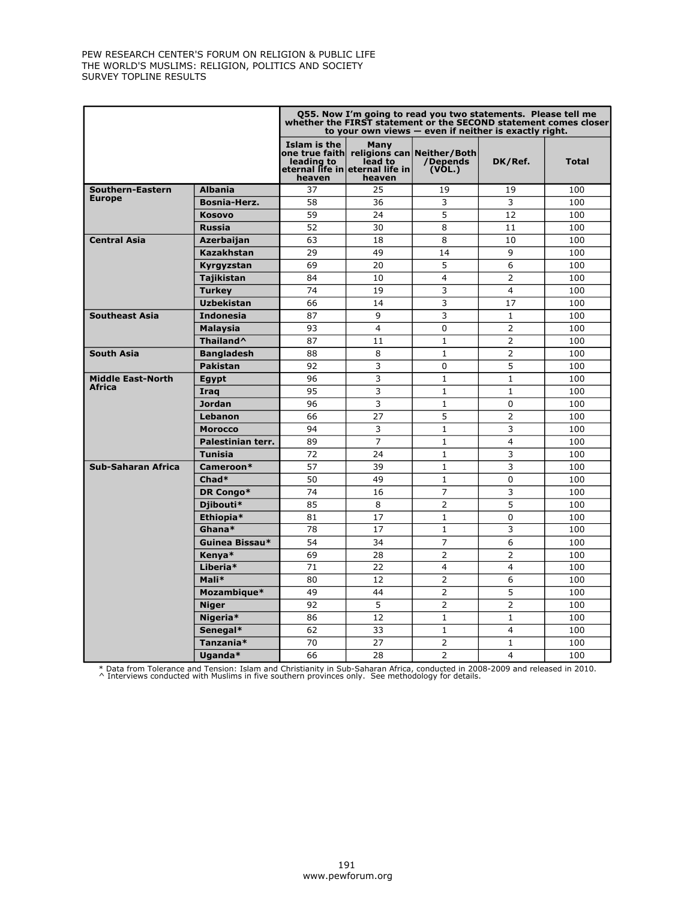| | | Q55. Now I'm going to read you two statements. Please tell me whether the FIRST statement or the SECOND statement comes closer to your own views — even if neither is exactly right. | | | | |
|---|---|---|---|---|---|---|
| | | Islam is the one true faith leading to eternal life in heaven | Many religions can lead to eternal life in heaven | Neither/Both /Depends (VOL.) | DK/Ref. | Total |
| Southern-Eastern Europe | Albania | 37 | 25 | 19 | 19 | 100 |
| | Bosnia-Herz. | 58 | 36 | 3 | 3 | 100 |
| | Kosovo | 59 | 24 | 5 | 12 | 100 |
| | Russia | 52 | 30 | 8 | 11 | 100 |
| Central Asia | Azerbaijan | 63 | 18 | 8 | 10 | 100 |
| | Kazakhstan | 29 | 49 | 14 | 9 | 100 |
| | Kyrgyzstan | 69 | 20 | 5 | 6 | 100 |
| | Tajikistan | 84 | 10 | 4 | 2 | 100 |
| | Turkey | 74 | 19 | 3 | 4 | 100 |
| | Uzbekistan | 66 | 14 | 3 | 17 | 100 |
| Southeast Asia | Indonesia | 87 | 9 | 3 | 1 | 100 |
| | Malaysia | 93 | 4 | 0 | 2 | 100 |
| | Thailand^ | 87 | 11 | 1 | 2 | 100 |
| South Asia | Bangladesh | 88 | 8 | 1 | 2 | 100 |
| | Pakistan | 92 | 3 | 0 | 5 | 100 |
| Middle East-North Africa | Egypt | 96 | 3 | 1 | 1 | 100 |
| | Iraq | 95 | 3 | 1 | 1 | 100 |
| | Jordan | 96 | 3 | 1 | 0 | 100 |
| | Lebanon | 66 | 27 | 5 | 2 | 100 |
| | Morocco | 94 | 3 | 1 | 3 | 100 |
| | Palestinian terr. | 89 | 7 | 1 | 4 | 100 |
| | Tunisia | 72 | 24 | 1 | 3 | 100 |
| Sub-Saharan Africa | Cameroon* | 57 | 39 | 1 | 3 | 100 |
| | Chad* | 50 | 49 | 1 | 0 | 100 |
| | DR Congo* | 74 | 16 | 7 | 3 | 100 |
| | Djibouti* | 85 | 8 | 2 | 5 | 100 |
| | Ethiopia* | 81 | 17 | 1 | 0 | 100 |
| | Ghana* | 78 | 17 | 1 | 3 | 100 |
| | Guinea Bissau* | 54 | 34 | 7 | 6 | 100 |
| | Kenya* | 69 | 28 | 2 | 2 | 100 |
| | Liberia* | 71 | 22 | 4 | 4 | 100 |
| | Mali* | 80 | 12 | 2 | 6 | 100 |
| | Mozambique* | 49 | 44 | 2 | 5 | 100 |
| | Niger | 92 | 5 | 2 | 2 | 100 |
| | Nigeria* | 86 | 12 | 1 | 1 | 100 |
| | Senegal* | 62 | 33 | 1 | 4 | 100 |
| | Tanzania* | 70 | 27 | 2 | 1 | 100 |
| | Uganda* | 66 | 28 | 2 | 4 | 100 |

* Data from Tolerance and Tension: Islam and Christianity in Sub-Saharan Africa, conducted in 2008-2009 and released in 2010.
^ Interviews conducted with Muslims in five southern provinces only. See methodology for details.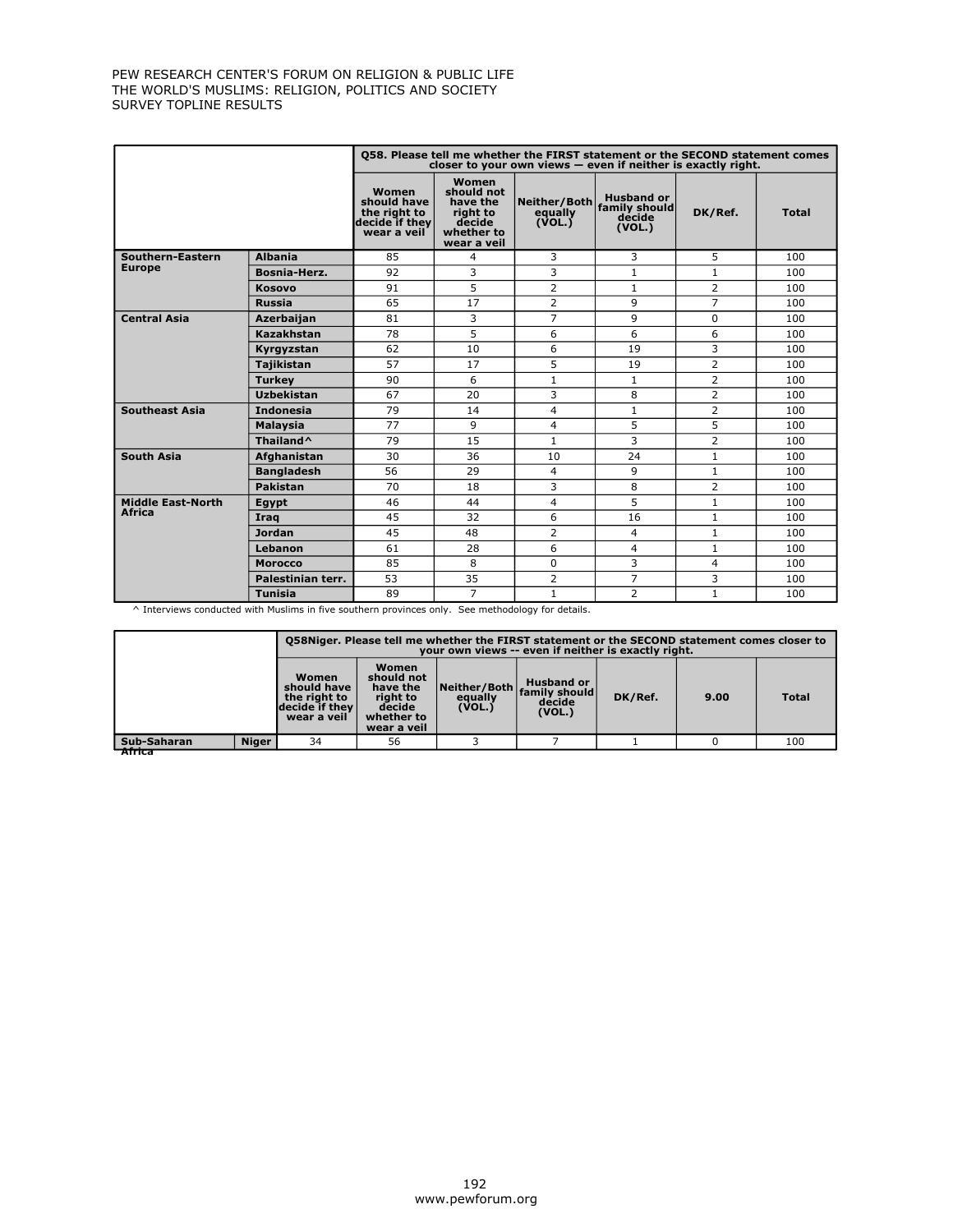PEW RESEARCH CENTER'S FORUM ON RELIGION & PUBLIC LIFE
THE WORLD'S MUSLIMS: RELIGION, POLITICS AND SOCIETY
SURVEY TOPLINE RESULTS

| | | Q58. Please tell me whether the FIRST statement or the SECOND statement comes closer to your own views — even if neither is exactly right. | | | | | |
|---|---|---|---|---|---|---|---|
| | | Women should have the right to decide if they wear a veil | Women should not have the right to decide whether to wear a veil | Neither/Both equally (VOL.) | Husband or family should decide (VOL.) | DK/Ref. | Total |
| Southern-Eastern Europe | Albania | 85 | 4 | 3 | 3 | 5 | 100 |
| | Bosnia-Herz. | 92 | 3 | 3 | 1 | 1 | 100 |
| | Kosovo | 91 | 5 | 2 | 1 | 2 | 100 |
| | Russia | 65 | 17 | 2 | 9 | 7 | 100 |
| Central Asia | Azerbaijan | 81 | 3 | 7 | 9 | 0 | 100 |
| | Kazakhstan | 78 | 5 | 6 | 6 | 6 | 100 |
| | Kyrgyzstan | 62 | 10 | 6 | 19 | 3 | 100 |
| | Tajikistan | 57 | 17 | 5 | 19 | 2 | 100 |
| | Turkey | 90 | 6 | 1 | 1 | 2 | 100 |
| | Uzbekistan | 67 | 20 | 3 | 8 | 2 | 100 |
| Southeast Asia | Indonesia | 79 | 14 | 4 | 1 | 2 | 100 |
| | Malaysia | 77 | 9 | 4 | 5 | 5 | 100 |
| | Thailand^ | 79 | 15 | 1 | 3 | 2 | 100 |
| South Asia | Afghanistan | 30 | 36 | 10 | 24 | 1 | 100 |
| | Bangladesh | 56 | 29 | 4 | 9 | 1 | 100 |
| | Pakistan | 70 | 18 | 3 | 8 | 2 | 100 |
| Middle East-North Africa | Egypt | 46 | 44 | 4 | 5 | 1 | 100 |
| | Iraq | 45 | 32 | 6 | 16 | 1 | 100 |
| | Jordan | 45 | 48 | 2 | 4 | 1 | 100 |
| | Lebanon | 61 | 28 | 6 | 4 | 1 | 100 |
| | Morocco | 85 | 8 | 0 | 3 | 4 | 100 |
| | Palestinian terr. | 53 | 35 | 2 | 7 | 3 | 100 |
| | Tunisia | 89 | 7 | 1 | 2 | 1 | 100 |

^ Interviews conducted with Muslims in five southern provinces only. See methodology for details.

| | | Q58Niger. Please tell me whether the FIRST statement or the SECOND statement comes closer to your own views -- even if neither is exactly right. | | | | | | |
|---|---|---|---|---|---|---|---|---|
| | | Women should have the right to decide if they wear a veil | Women should not have the right to decide whether to wear a veil | Neither/Both equally (VOL.) | Husband or family should decide (VOL.) | DK/Ref. | 9.00 | Total |
| Sub-Saharan Africa | Niger | 34 | 56 | 3 | 7 | 1 | 0 | 100 |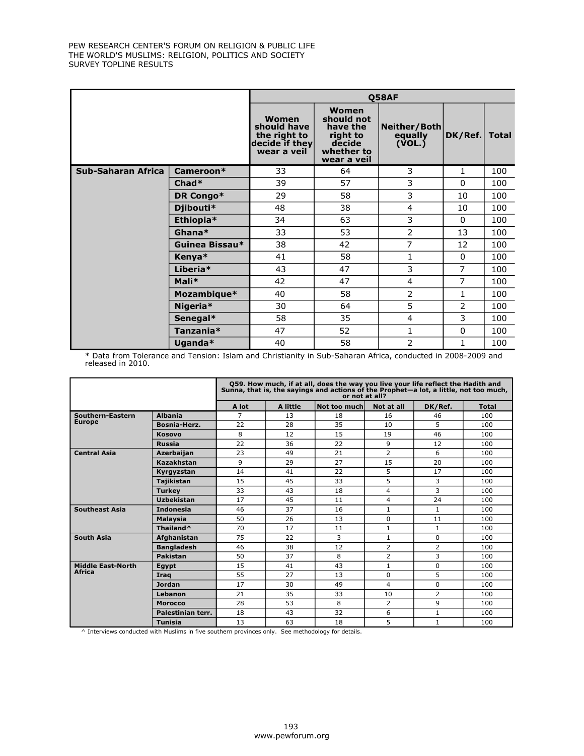| | | Q58AF | | | | |
|---|---|---|---|---|---|---|
| | | Women should have the right to decide if they wear a veil | Women should not have the right to decide whether to wear a veil | Neither/Both equally (VOL.) | DK/Ref. | Total |
| **Sub-Saharan Africa** | **Cameroon*** | 33 | 64 | 3 | 1 | 100 |
| | **Chad*** | 39 | 57 | 3 | 0 | 100 |
| | **DR Congo*** | 29 | 58 | 3 | 10 | 100 |
| | **Djibouti*** | 48 | 38 | 4 | 10 | 100 |
| | **Ethiopia*** | 34 | 63 | 3 | 0 | 100 |
| | **Ghana*** | 33 | 53 | 2 | 13 | 100 |
| | **Guinea Bissau*** | 38 | 42 | 7 | 12 | 100 |
| | **Kenya*** | 41 | 58 | 1 | 0 | 100 |
| | **Liberia*** | 43 | 47 | 3 | 7 | 100 |
| | **Mali*** | 42 | 47 | 4 | 7 | 100 |
| | **Mozambique*** | 40 | 58 | 2 | 1 | 100 |
| | **Nigeria*** | 30 | 64 | 5 | 2 | 100 |
| | **Senegal*** | 58 | 35 | 4 | 3 | 100 |
| | **Tanzania*** | 47 | 52 | 1 | 0 | 100 |
| | **Uganda*** | 40 | 58 | 2 | 1 | 100 |

* Data from Tolerance and Tension: Islam and Christianity in Sub-Saharan Africa, conducted in 2008-2009 and released in 2010.

| | | Q59. How much, if at all, does the way you live your life reflect the Hadith and Sunna, that is, the sayings and actions of the Prophet—a lot, a little, not too much, or not at all? | | | | | |
|---|---|---|---|---|---|---|---|
| | | A lot | A little | Not too much | Not at all | DK/Ref. | Total |
| **Southern-Eastern Europe** | **Albania** | 7 | 13 | 18 | 16 | 46 | 100 |
| | **Bosnia-Herz.** | 22 | 28 | 35 | 10 | 5 | 100 |
| | **Kosovo** | 8 | 12 | 15 | 19 | 46 | 100 |
| | **Russia** | 22 | 36 | 22 | 9 | 12 | 100 |
| **Central Asia** | **Azerbaijan** | 23 | 49 | 21 | 2 | 6 | 100 |
| | **Kazakhstan** | 9 | 29 | 27 | 15 | 20 | 100 |
| | **Kyrgyzstan** | 14 | 41 | 22 | 5 | 17 | 100 |
| | **Tajikistan** | 15 | 45 | 33 | 5 | 3 | 100 |
| | **Turkey** | 33 | 43 | 18 | 4 | 3 | 100 |
| | **Uzbekistan** | 17 | 45 | 11 | 4 | 24 | 100 |
| **Southeast Asia** | **Indonesia** | 46 | 37 | 16 | 1 | 1 | 100 |
| | **Malaysia** | 50 | 26 | 13 | 0 | 11 | 100 |
| | **Thailand^** | 70 | 17 | 11 | 1 | 1 | 100 |
| **South Asia** | **Afghanistan** | 75 | 22 | 3 | 1 | 0 | 100 |
| | **Bangladesh** | 46 | 38 | 12 | 2 | 2 | 100 |
| | **Pakistan** | 50 | 37 | 8 | 2 | 3 | 100 |
| **Middle East-North Africa** | **Egypt** | 15 | 41 | 43 | 1 | 0 | 100 |
| | **Iraq** | 55 | 27 | 13 | 0 | 5 | 100 |
| | **Jordan** | 17 | 30 | 49 | 4 | 0 | 100 |
| | **Lebanon** | 21 | 35 | 33 | 10 | 2 | 100 |
| | **Morocco** | 28 | 53 | 8 | 2 | 9 | 100 |
| | **Palestinian terr.** | 18 | 43 | 32 | 6 | 1 | 100 |
| | **Tunisia** | 13 | 63 | 18 | 5 | 1 | 100 |

^ Interviews conducted with Muslims in five southern provinces only. See methodology for details.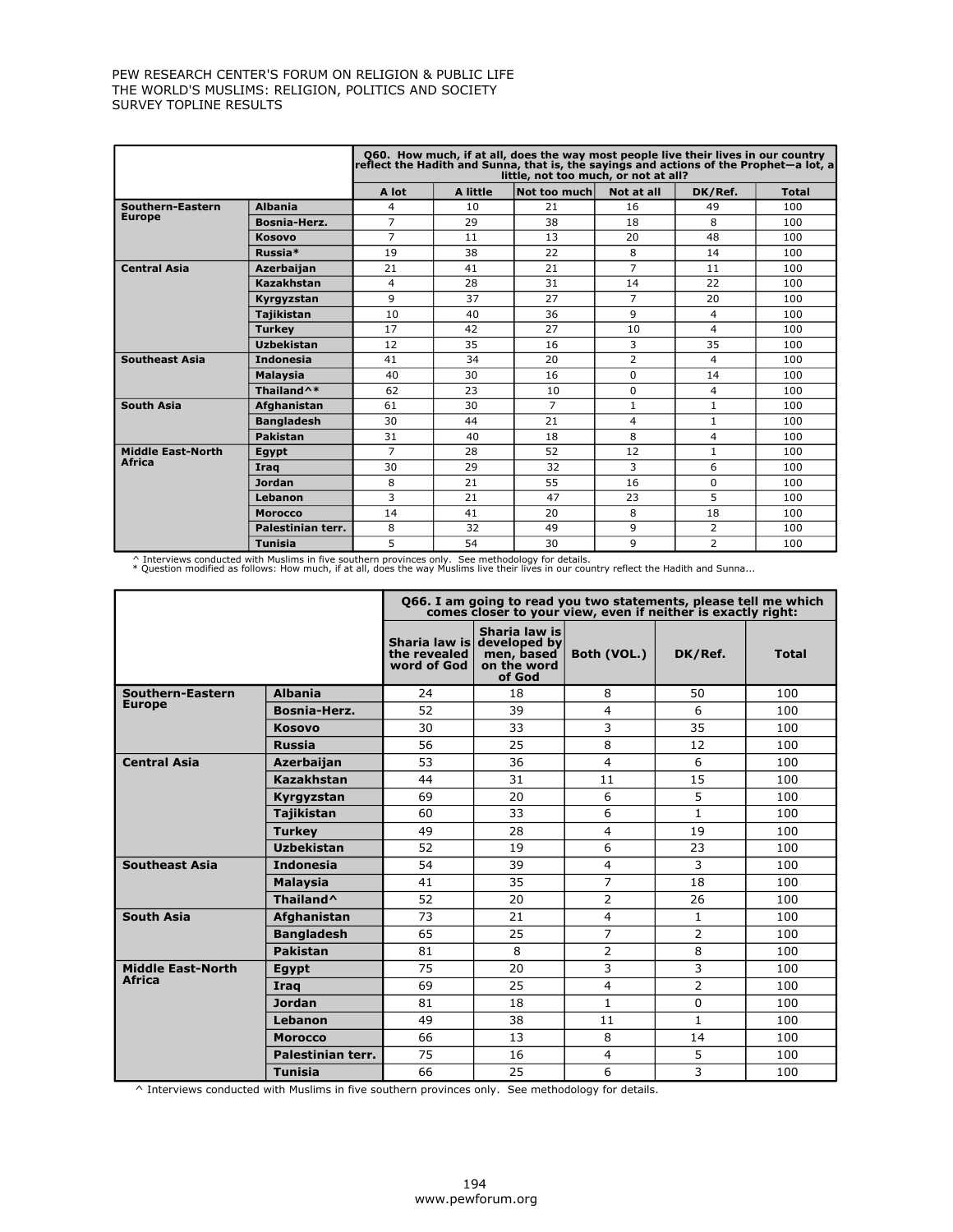| | | Q60. How much, if at all, does the way most people live their lives in our country reflect the Hadith and Sunna, that is, the sayings and actions of the Prophet—a lot, a little, not too much, or not at all? | | | | | |
|---|---|---|---|---|---|---|---|
| | | A lot | A little | Not too much | Not at all | DK/Ref. | Total |
| Southern-Eastern Europe | Albania | 4 | 10 | 21 | 16 | 49 | 100 |
| | Bosnia-Herz. | 7 | 29 | 38 | 18 | 8 | 100 |
| | Kosovo | 7 | 11 | 13 | 20 | 48 | 100 |
| | Russia* | 19 | 38 | 22 | 8 | 14 | 100 |
| Central Asia | Azerbaijan | 21 | 41 | 21 | 7 | 11 | 100 |
| | Kazakhstan | 4 | 28 | 31 | 14 | 22 | 100 |
| | Kyrgyzstan | 9 | 37 | 27 | 7 | 20 | 100 |
| | Tajikistan | 10 | 40 | 36 | 9 | 4 | 100 |
| | Turkey | 17 | 42 | 27 | 10 | 4 | 100 |
| | Uzbekistan | 12 | 35 | 16 | 3 | 35 | 100 |
| Southeast Asia | Indonesia | 41 | 34 | 20 | 2 | 4 | 100 |
| | Malaysia | 40 | 30 | 16 | 0 | 14 | 100 |
| | Thailand^* | 62 | 23 | 10 | 0 | 4 | 100 |
| South Asia | Afghanistan | 61 | 30 | 7 | 1 | 1 | 100 |
| | Bangladesh | 30 | 44 | 21 | 4 | 1 | 100 |
| | Pakistan | 31 | 40 | 18 | 8 | 4 | 100 |
| Middle East-North Africa | Egypt | 7 | 28 | 52 | 12 | 1 | 100 |
| | Iraq | 30 | 29 | 32 | 3 | 6 | 100 |
| | Jordan | 8 | 21 | 55 | 16 | 0 | 100 |
| | Lebanon | 3 | 21 | 47 | 23 | 5 | 100 |
| | Morocco | 14 | 41 | 20 | 8 | 18 | 100 |
| | Palestinian terr. | 8 | 32 | 49 | 9 | 2 | 100 |
| | Tunisia | 5 | 54 | 30 | 9 | 2 | 100 |

^ Interviews conducted with Muslims in five southern provinces only. See methodology for details.
* Question modified as follows: How much, if at all, does the way Muslims live their lives in our country reflect the Hadith and Sunna...

| | | Q66. I am going to read you two statements, please tell me which comes closer to your view, even if neither is exactly right: | | | | |
|---|---|---|---|---|---|---|
| | | Sharia law is the revealed word of God | Sharia law is developed by men, based on the word of God | Both (VOL.) | DK/Ref. | Total |
| Southern-Eastern Europe | Albania | 24 | 18 | 8 | 50 | 100 |
| | Bosnia-Herz. | 52 | 39 | 4 | 6 | 100 |
| | Kosovo | 30 | 33 | 3 | 35 | 100 |
| | Russia | 56 | 25 | 8 | 12 | 100 |
| Central Asia | Azerbaijan | 53 | 36 | 4 | 6 | 100 |
| | Kazakhstan | 44 | 31 | 11 | 15 | 100 |
| | Kyrgyzstan | 69 | 20 | 6 | 5 | 100 |
| | Tajikistan | 60 | 33 | 6 | 1 | 100 |
| | Turkey | 49 | 28 | 4 | 19 | 100 |
| | Uzbekistan | 52 | 19 | 6 | 23 | 100 |
| Southeast Asia | Indonesia | 54 | 39 | 4 | 3 | 100 |
| | Malaysia | 41 | 35 | 7 | 18 | 100 |
| | Thailand^ | 52 | 20 | 2 | 26 | 100 |
| South Asia | Afghanistan | 73 | 21 | 4 | 1 | 100 |
| | Bangladesh | 65 | 25 | 7 | 2 | 100 |
| | Pakistan | 81 | 8 | 2 | 8 | 100 |
| Middle East-North Africa | Egypt | 75 | 20 | 3 | 3 | 100 |
| | Iraq | 69 | 25 | 4 | 2 | 100 |
| | Jordan | 81 | 18 | 1 | 0 | 100 |
| | Lebanon | 49 | 38 | 11 | 1 | 100 |
| | Morocco | 66 | 13 | 8 | 14 | 100 |
| | Palestinian terr. | 75 | 16 | 4 | 5 | 100 |
| | Tunisia | 66 | 25 | 6 | 3 | 100 |

^ Interviews conducted with Muslims in five southern provinces only. See methodology for details.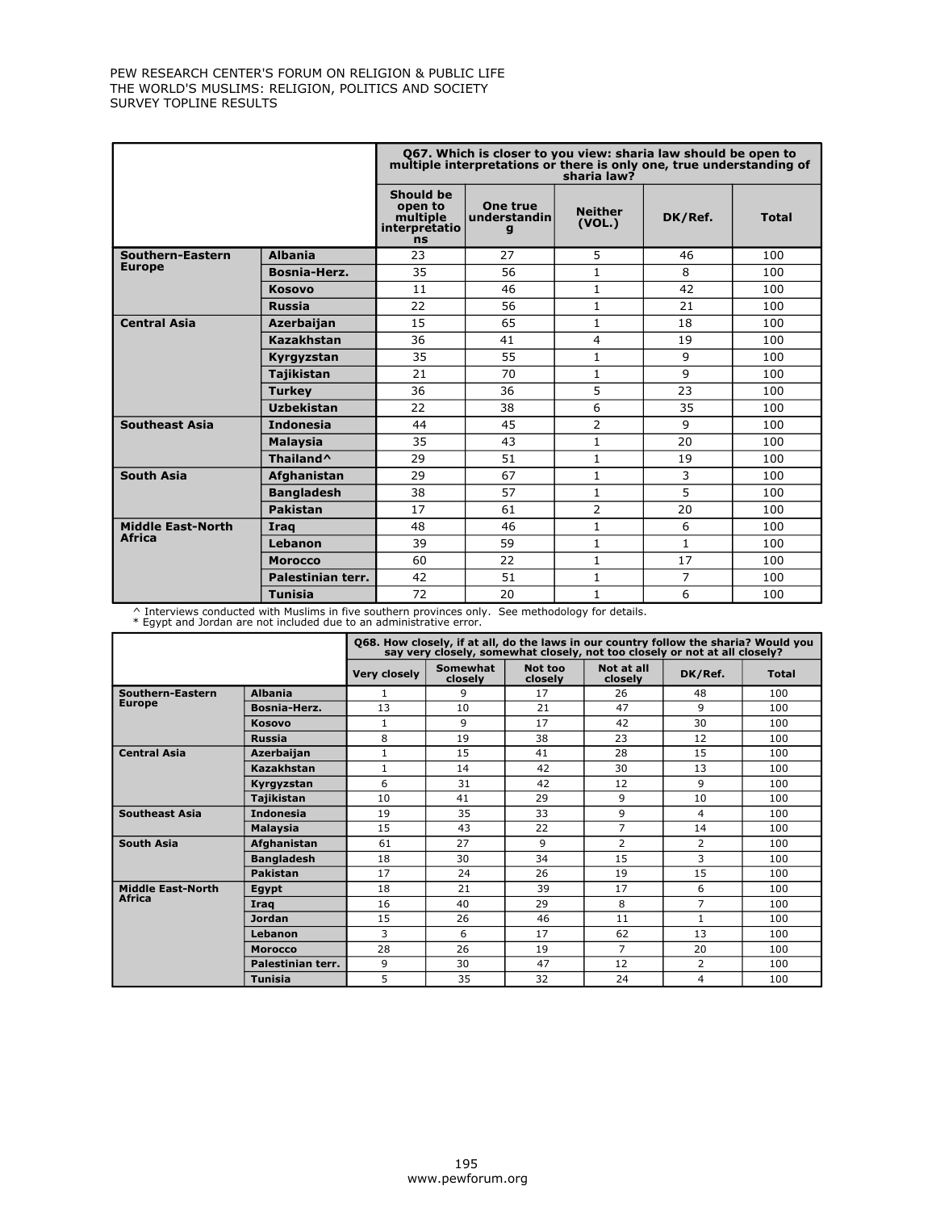| | | Q67. Which is closer to you view: sharia law should be open to multiple interpretations or there is only one, true understanding of sharia law? | | | | |
|---|---|---|---|---|---|---|
| | | Should be open to multiple interpretations | One true understanding | Neither (VOL.) | DK/Ref. | Total |
| Southern-Eastern Europe | Albania | 23 | 27 | 5 | 46 | 100 |
| | Bosnia-Herz. | 35 | 56 | 1 | 8 | 100 |
| | Kosovo | 11 | 46 | 1 | 42 | 100 |
| | Russia | 22 | 56 | 1 | 21 | 100 |
| Central Asia | Azerbaijan | 15 | 65 | 1 | 18 | 100 |
| | Kazakhstan | 36 | 41 | 4 | 19 | 100 |
| | Kyrgyzstan | 35 | 55 | 1 | 9 | 100 |
| | Tajikistan | 21 | 70 | 1 | 9 | 100 |
| | Turkey | 36 | 36 | 5 | 23 | 100 |
| | Uzbekistan | 22 | 38 | 6 | 35 | 100 |
| Southeast Asia | Indonesia | 44 | 45 | 2 | 9 | 100 |
| | Malaysia | 35 | 43 | 1 | 20 | 100 |
| | Thailand^ | 29 | 51 | 1 | 19 | 100 |
| South Asia | Afghanistan | 29 | 67 | 1 | 3 | 100 |
| | Bangladesh | 38 | 57 | 1 | 5 | 100 |
| | Pakistan | 17 | 61 | 2 | 20 | 100 |
| Middle East-North Africa | Iraq | 48 | 46 | 1 | 6 | 100 |
| | Lebanon | 39 | 59 | 1 | 1 | 100 |
| | Morocco | 60 | 22 | 1 | 17 | 100 |
| | Palestinian terr. | 42 | 51 | 1 | 7 | 100 |
| | Tunisia | 72 | 20 | 1 | 6 | 100 |

^ Interviews conducted with Muslims in five southern provinces only. See methodology for details.
* Egypt and Jordan are not included due to an administrative error.

| | | Q68. How closely, if at all, do the laws in our country follow the sharia? Would you say very closely, somewhat closely, not too closely or not at all closely? | | | | | |
|---|---|---|---|---|---|---|---|
| | | Very closely | Somewhat closely | Not too closely | Not at all closely | DK/Ref. | Total |
| Southern-Eastern Europe | Albania | 1 | 9 | 17 | 26 | 48 | 100 |
| | Bosnia-Herz. | 13 | 10 | 21 | 47 | 9 | 100 |
| | Kosovo | 1 | 9 | 17 | 42 | 30 | 100 |
| | Russia | 8 | 19 | 38 | 23 | 12 | 100 |
| Central Asia | Azerbaijan | 1 | 15 | 41 | 28 | 15 | 100 |
| | Kazakhstan | 1 | 14 | 42 | 30 | 13 | 100 |
| | Kyrgyzstan | 6 | 31 | 42 | 12 | 9 | 100 |
| | Tajikistan | 10 | 41 | 29 | 9 | 10 | 100 |
| Southeast Asia | Indonesia | 19 | 35 | 33 | 9 | 4 | 100 |
| | Malaysia | 15 | 43 | 22 | 7 | 14 | 100 |
| South Asia | Afghanistan | 61 | 27 | 9 | 2 | 2 | 100 |
| | Bangladesh | 18 | 30 | 34 | 15 | 3 | 100 |
| | Pakistan | 17 | 24 | 26 | 19 | 15 | 100 |
| Middle East-North Africa | Egypt | 18 | 21 | 39 | 17 | 6 | 100 |
| | Iraq | 16 | 40 | 29 | 8 | 7 | 100 |
| | Jordan | 15 | 26 | 46 | 11 | 1 | 100 |
| | Lebanon | 3 | 6 | 17 | 62 | 13 | 100 |
| | Morocco | 28 | 26 | 19 | 7 | 20 | 100 |
| | Palestinian terr. | 9 | 30 | 47 | 12 | 2 | 100 |
| | Tunisia | 5 | 35 | 32 | 24 | 4 | 100 |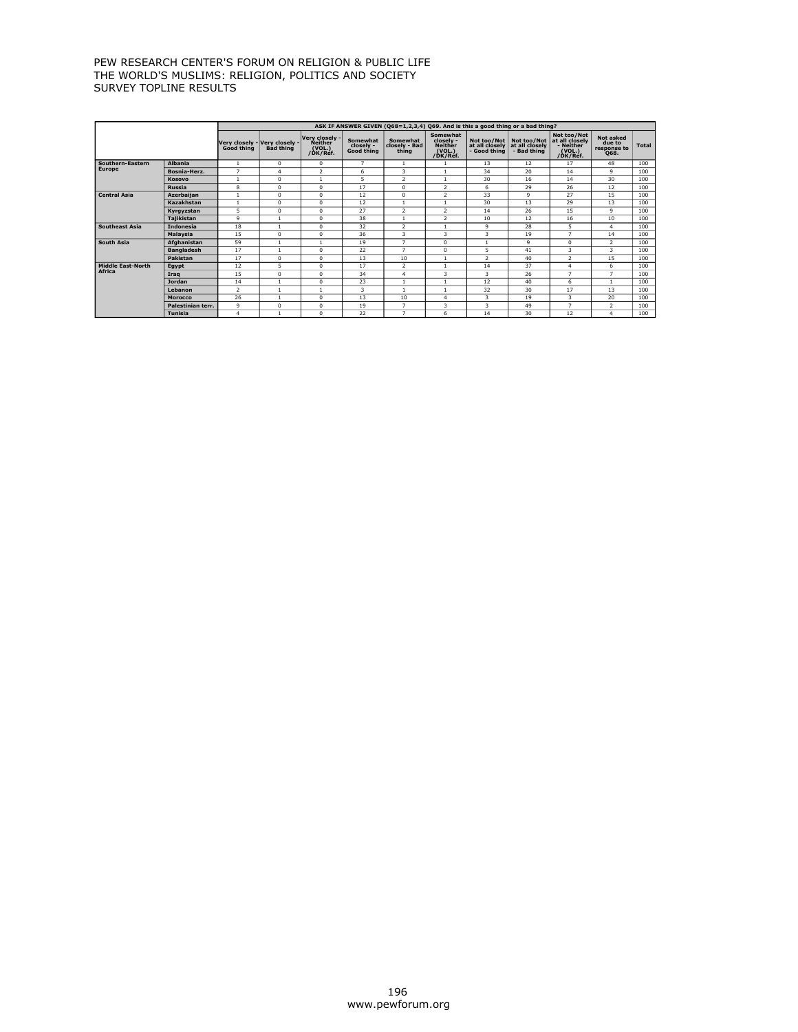PEW RESEARCH CENTER'S FORUM ON RELIGION & PUBLIC LIFE
THE WORLD'S MUSLIMS: RELIGION, POLITICS AND SOCIETY
SURVEY TOPLINE RESULTS

| | | ASK IF ANSWER GIVEN (Q68=1,2,3,4) Q69. And is this a good thing or a bad thing? | | | | | | | | | | |
|---|---|---|---|---|---|---|---|---|---|---|---|---|
| | | Very closely - Good thing | Very closely - Bad thing | Very closely - Neither (VOL.) /DK/Ref. | Somewhat closely - Good thing | Somewhat closely - Bad thing | Somewhat closely - Neither (VOL.) /DK/Ref. | Not too/Not at all closely - Good thing | Not too/Not at all closely - Bad thing | Not too/Not at all closely - Neither (VOL.) /DK/Ref. | Not asked due to response to Q68. | Total |
| Southern-Eastern Europe | Albania | 1 | 0 | 0 | 7 | 1 | 1 | 13 | 12 | 17 | 48 | 100 |
| | Bosnia-Herz. | 7 | 4 | 2 | 6 | 3 | 1 | 34 | 20 | 14 | 9 | 100 |
| | Kosovo | 1 | 0 | 1 | 5 | 2 | 1 | 30 | 16 | 14 | 30 | 100 |
| | Russia | 8 | 0 | 0 | 17 | 0 | 2 | 6 | 29 | 26 | 12 | 100 |
| Central Asia | Azerbaijan | 1 | 0 | 0 | 12 | 0 | 2 | 33 | 9 | 27 | 15 | 100 |
| | Kazakhstan | 1 | 0 | 0 | 12 | 1 | 1 | 30 | 13 | 29 | 13 | 100 |
| | Kyrgyzstan | 5 | 0 | 0 | 27 | 2 | 2 | 14 | 26 | 15 | 9 | 100 |
| | Tajikistan | 9 | 1 | 0 | 38 | 1 | 2 | 10 | 12 | 16 | 10 | 100 |
| Southeast Asia | Indonesia | 18 | 1 | 0 | 32 | 2 | 1 | 9 | 28 | 5 | 4 | 100 |
| | Malaysia | 15 | 0 | 0 | 36 | 3 | 3 | 3 | 19 | 7 | 14 | 100 |
| South Asia | Afghanistan | 59 | 1 | 1 | 19 | 7 | 0 | 1 | 9 | 0 | 2 | 100 |
| | Bangladesh | 17 | 1 | 0 | 22 | 7 | 0 | 5 | 41 | 3 | 3 | 100 |
| | Pakistan | 17 | 0 | 0 | 13 | 10 | 1 | 2 | 40 | 2 | 15 | 100 |
| Middle East-North Africa | Egypt | 12 | 5 | 0 | 17 | 2 | 1 | 14 | 37 | 4 | 6 | 100 |
| | Iraq | 15 | 0 | 0 | 34 | 4 | 3 | 3 | 26 | 7 | 7 | 100 |
| | Jordan | 14 | 1 | 0 | 23 | 1 | 1 | 12 | 40 | 6 | 1 | 100 |
| | Lebanon | 2 | 1 | 1 | 3 | 1 | 1 | 32 | 30 | 17 | 13 | 100 |
| | Morocco | 26 | 1 | 0 | 13 | 10 | 4 | 3 | 19 | 3 | 20 | 100 |
| | Palestinian terr. | 9 | 0 | 0 | 19 | 7 | 3 | 3 | 49 | 7 | 2 | 100 |
| | Tunisia | 4 | 1 | 0 | 22 | 7 | 6 | 14 | 30 | 12 | 4 | 100 |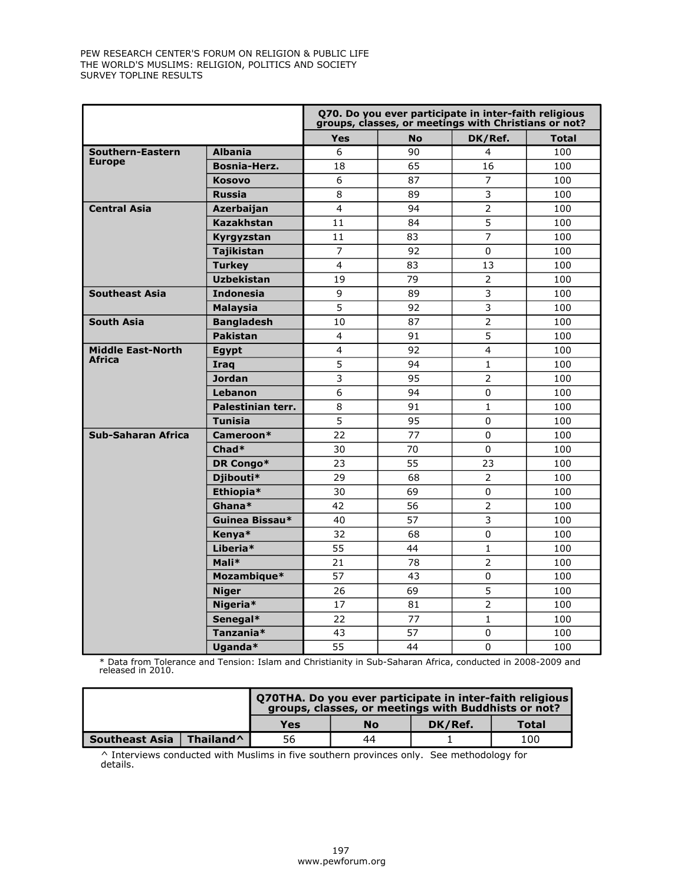| | | Q70. Do you ever participate in inter-faith religious groups, classes, or meetings with Christians or not? | | | |
|---|---|---|---|---|---|
| | | Yes | No | DK/Ref. | Total |
| Southern-Eastern Europe | Albania | 6 | 90 | 4 | 100 |
| | Bosnia-Herz. | 18 | 65 | 16 | 100 |
| | Kosovo | 6 | 87 | 7 | 100 |
| | Russia | 8 | 89 | 3 | 100 |
| Central Asia | Azerbaijan | 4 | 94 | 2 | 100 |
| | Kazakhstan | 11 | 84 | 5 | 100 |
| | Kyrgyzstan | 11 | 83 | 7 | 100 |
| | Tajikistan | 7 | 92 | 0 | 100 |
| | Turkey | 4 | 83 | 13 | 100 |
| | Uzbekistan | 19 | 79 | 2 | 100 |
| Southeast Asia | Indonesia | 9 | 89 | 3 | 100 |
| | Malaysia | 5 | 92 | 3 | 100 |
| South Asia | Bangladesh | 10 | 87 | 2 | 100 |
| | Pakistan | 4 | 91 | 5 | 100 |
| Middle East-North Africa | Egypt | 4 | 92 | 4 | 100 |
| | Iraq | 5 | 94 | 1 | 100 |
| | Jordan | 3 | 95 | 2 | 100 |
| | Lebanon | 6 | 94 | 0 | 100 |
| | Palestinian terr. | 8 | 91 | 1 | 100 |
| | Tunisia | 5 | 95 | 0 | 100 |
| Sub-Saharan Africa | Cameroon* | 22 | 77 | 0 | 100 |
| | Chad* | 30 | 70 | 0 | 100 |
| | DR Congo* | 23 | 55 | 23 | 100 |
| | Djibouti* | 29 | 68 | 2 | 100 |
| | Ethiopia* | 30 | 69 | 0 | 100 |
| | Ghana* | 42 | 56 | 2 | 100 |
| | Guinea Bissau* | 40 | 57 | 3 | 100 |
| | Kenya* | 32 | 68 | 0 | 100 |
| | Liberia* | 55 | 44 | 1 | 100 |
| | Mali* | 21 | 78 | 2 | 100 |
| | Mozambique* | 57 | 43 | 0 | 100 |
| | Niger | 26 | 69 | 5 | 100 |
| | Nigeria* | 17 | 81 | 2 | 100 |
| | Senegal* | 22 | 77 | 1 | 100 |
| | Tanzania* | 43 | 57 | 0 | 100 |
| | Uganda* | 55 | 44 | 0 | 100 |

* Data from Tolerance and Tension: Islam and Christianity in Sub-Saharan Africa, conducted in 2008-2009 and released in 2010.

| | | Q70THA. Do you ever participate in inter-faith religious groups, classes, or meetings with Buddhists or not? | | | |
|---|---|---|---|---|---|
| | | Yes | No | DK/Ref. | Total |
| Southeast Asia | Thailand^ | 56 | 44 | 1 | 100 |

^ Interviews conducted with Muslims in five southern provinces only. See methodology for details.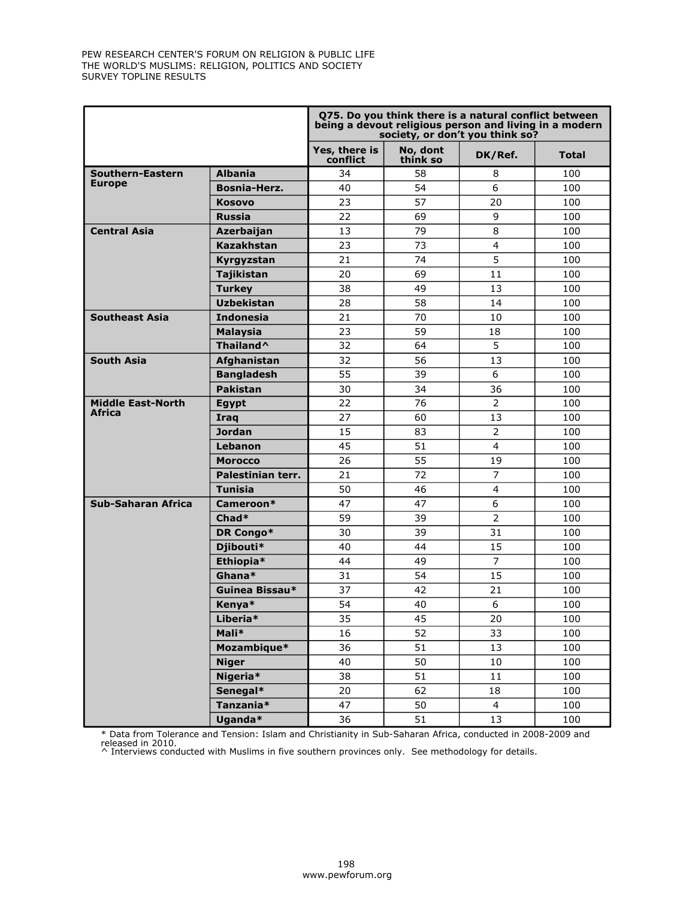| | | Q75. Do you think there is a natural conflict between being a devout religious person and living in a modern society, or don't you think so? | | | |
|---|---|---|---|---|---|
| | | Yes, there is conflict | No, dont think so | DK/Ref. | Total |
| Southern-Eastern Europe | Albania | 34 | 58 | 8 | 100 |
| | Bosnia-Herz. | 40 | 54 | 6 | 100 |
| | Kosovo | 23 | 57 | 20 | 100 |
| | Russia | 22 | 69 | 9 | 100 |
| Central Asia | Azerbaijan | 13 | 79 | 8 | 100 |
| | Kazakhstan | 23 | 73 | 4 | 100 |
| | Kyrgyzstan | 21 | 74 | 5 | 100 |
| | Tajikistan | 20 | 69 | 11 | 100 |
| | Turkey | 38 | 49 | 13 | 100 |
| | Uzbekistan | 28 | 58 | 14 | 100 |
| Southeast Asia | Indonesia | 21 | 70 | 10 | 100 |
| | Malaysia | 23 | 59 | 18 | 100 |
| | Thailand^ | 32 | 64 | 5 | 100 |
| South Asia | Afghanistan | 32 | 56 | 13 | 100 |
| | Bangladesh | 55 | 39 | 6 | 100 |
| | Pakistan | 30 | 34 | 36 | 100 |
| Middle East-North Africa | Egypt | 22 | 76 | 2 | 100 |
| | Iraq | 27 | 60 | 13 | 100 |
| | Jordan | 15 | 83 | 2 | 100 |
| | Lebanon | 45 | 51 | 4 | 100 |
| | Morocco | 26 | 55 | 19 | 100 |
| | Palestinian terr. | 21 | 72 | 7 | 100 |
| | Tunisia | 50 | 46 | 4 | 100 |
| Sub-Saharan Africa | Cameroon* | 47 | 47 | 6 | 100 |
| | Chad* | 59 | 39 | 2 | 100 |
| | DR Congo* | 30 | 39 | 31 | 100 |
| | Djibouti* | 40 | 44 | 15 | 100 |
| | Ethiopia* | 44 | 49 | 7 | 100 |
| | Ghana* | 31 | 54 | 15 | 100 |
| | Guinea Bissau* | 37 | 42 | 21 | 100 |
| | Kenya* | 54 | 40 | 6 | 100 |
| | Liberia* | 35 | 45 | 20 | 100 |
| | Mali* | 16 | 52 | 33 | 100 |
| | Mozambique* | 36 | 51 | 13 | 100 |
| | Niger | 40 | 50 | 10 | 100 |
| | Nigeria* | 38 | 51 | 11 | 100 |
| | Senegal* | 20 | 62 | 18 | 100 |
| | Tanzania* | 47 | 50 | 4 | 100 |
| | Uganda* | 36 | 51 | 13 | 100 |

* Data from Tolerance and Tension: Islam and Christianity in Sub-Saharan Africa, conducted in 2008-2009 and released in 2010.
^ Interviews conducted with Muslims in five southern provinces only. See methodology for details.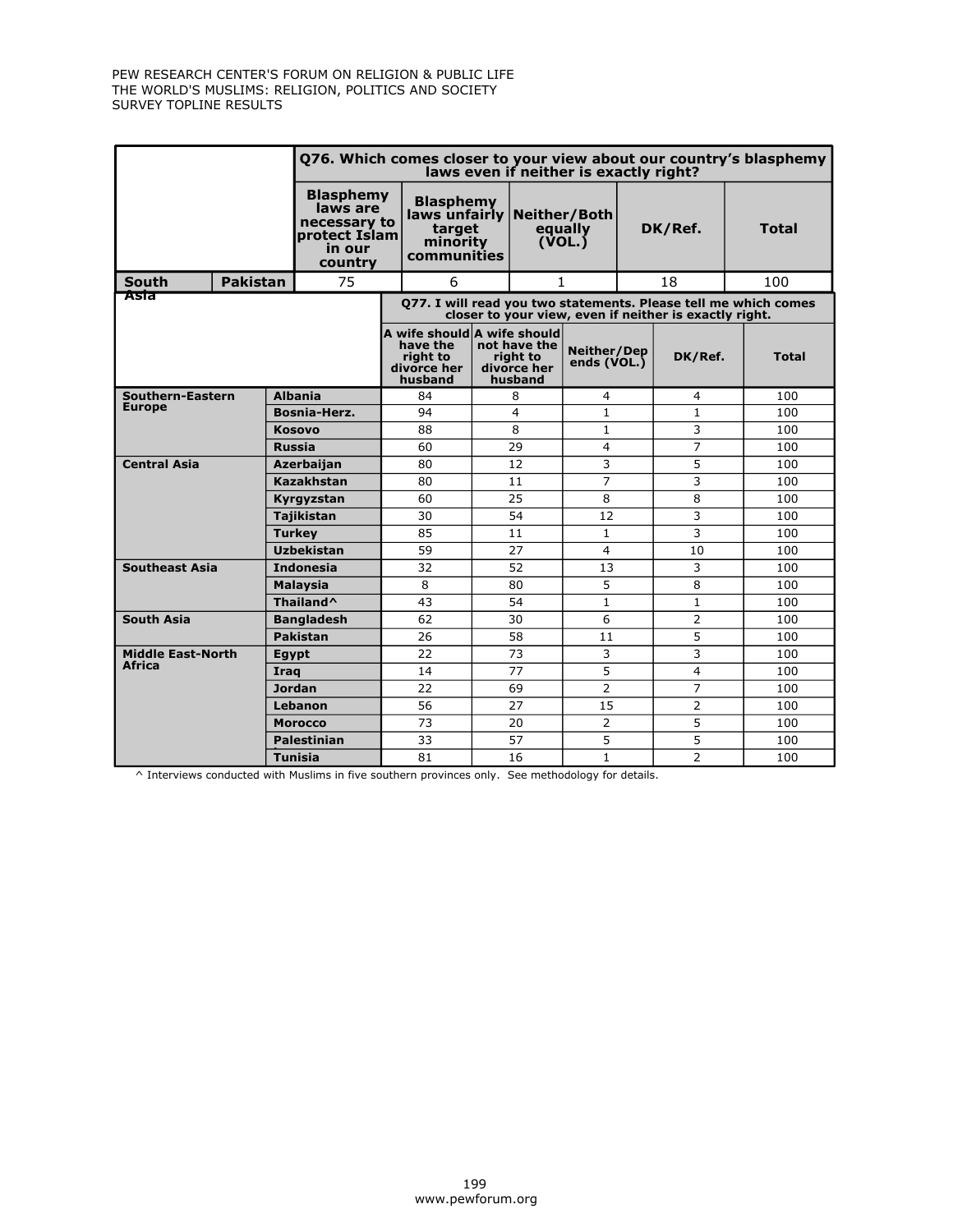| | | Q76. Which comes closer to your view about our country's blasphemy laws even if neither is exactly right? | | | | |
|---|---|---|---|---|---|---|
| | | Blasphemy laws are necessary to protect Islam in our country | Blasphemy laws unfairly target minority communities | Neither/Both equally (VOL.) | DK/Ref. | Total |
| South Asia | Pakistan | 75 | 6 | 1 | 18 | 100 |

| | | Q77. I will read you two statements. Please tell me which comes closer to your view, even if neither is exactly right. | | | | |
|---|---|---|---|---|---|---|
| | | A wife should have the right to divorce her husband | A wife should not have the right to divorce her husband | Neither/Depends (VOL.) | DK/Ref. | Total |
| Southern-Eastern Europe | Albania | 84 | 8 | 4 | 4 | 100 |
| | Bosnia-Herz. | 94 | 4 | 1 | 1 | 100 |
| | Kosovo | 88 | 8 | 1 | 3 | 100 |
| | Russia | 60 | 29 | 4 | 7 | 100 |
| Central Asia | Azerbaijan | 80 | 12 | 3 | 5 | 100 |
| | Kazakhstan | 80 | 11 | 7 | 3 | 100 |
| | Kyrgyzstan | 60 | 25 | 8 | 8 | 100 |
| | Tajikistan | 30 | 54 | 12 | 3 | 100 |
| | Turkey | 85 | 11 | 1 | 3 | 100 |
| | Uzbekistan | 59 | 27 | 4 | 10 | 100 |
| Southeast Asia | Indonesia | 32 | 52 | 13 | 3 | 100 |
| | Malaysia | 8 | 80 | 5 | 8 | 100 |
| | Thailand^ | 43 | 54 | 1 | 1 | 100 |
| South Asia | Bangladesh | 62 | 30 | 6 | 2 | 100 |
| | Pakistan | 26 | 58 | 11 | 5 | 100 |
| Middle East-North Africa | Egypt | 22 | 73 | 3 | 3 | 100 |
| | Iraq | 14 | 77 | 5 | 4 | 100 |
| | Jordan | 22 | 69 | 2 | 7 | 100 |
| | Lebanon | 56 | 27 | 15 | 2 | 100 |
| | Morocco | 73 | 20 | 2 | 5 | 100 |
| | Palestinian | 33 | 57 | 5 | 5 | 100 |
| | Tunisia | 81 | 16 | 1 | 2 | 100 |

^ Interviews conducted with Muslims in five southern provinces only. See methodology for details.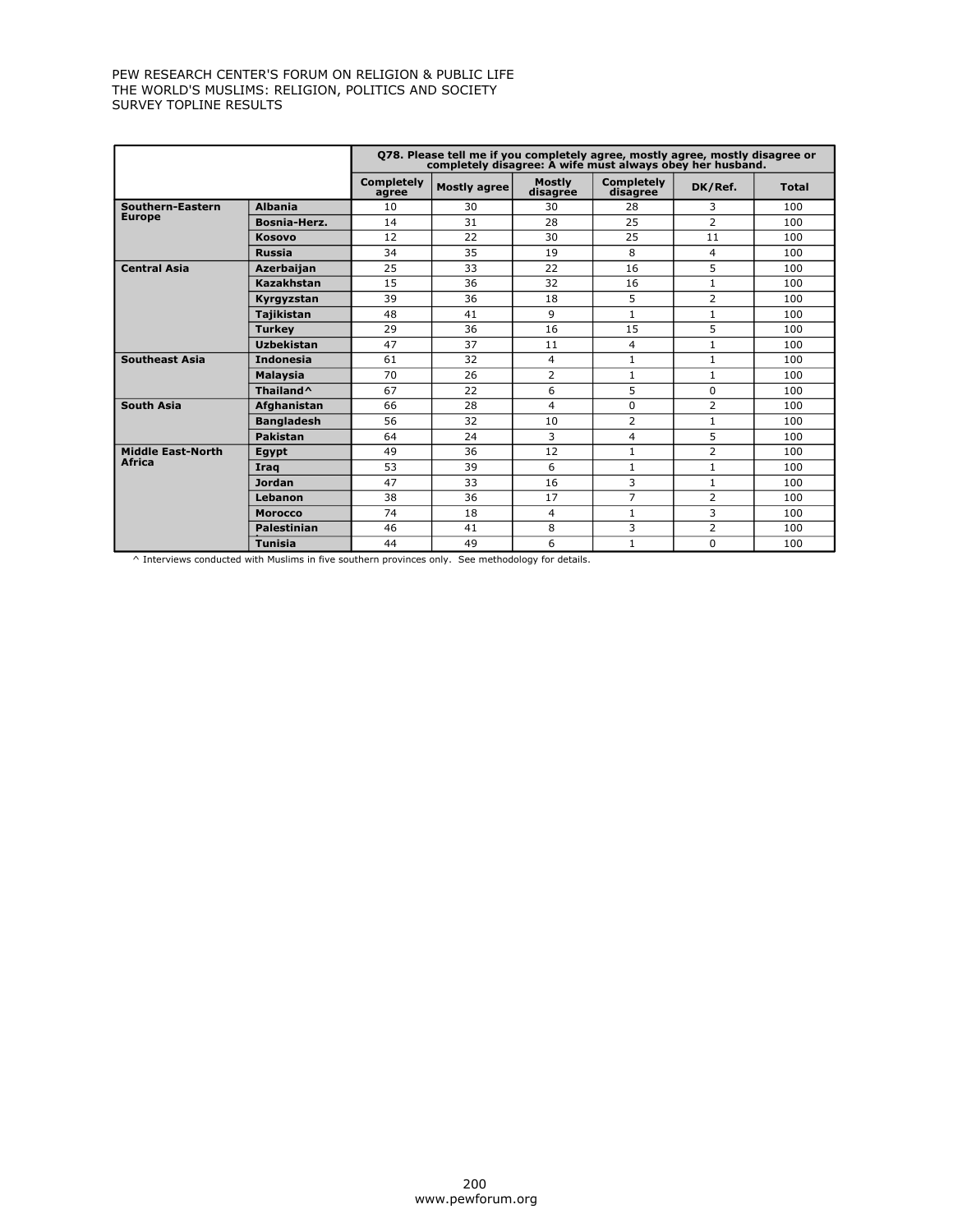PEW RESEARCH CENTER'S FORUM ON RELIGION & PUBLIC LIFE
THE WORLD'S MUSLIMS: RELIGION, POLITICS AND SOCIETY
SURVEY TOPLINE RESULTS

| | | Q78. Please tell me if you completely agree, mostly agree, mostly disagree or completely disagree: A wife must always obey her husband. | | | | | |
|---|---|---|---|---|---|---|---|
| | | Completely agree | Mostly agree | Mostly disagree | Completely disagree | DK/Ref. | Total |
| **Southern-Eastern Europe** | **Albania** | 10 | 30 | 30 | 28 | 3 | 100 |
| | **Bosnia-Herz.** | 14 | 31 | 28 | 25 | 2 | 100 |
| | **Kosovo** | 12 | 22 | 30 | 25 | 11 | 100 |
| | **Russia** | 34 | 35 | 19 | 8 | 4 | 100 |
| **Central Asia** | **Azerbaijan** | 25 | 33 | 22 | 16 | 5 | 100 |
| | **Kazakhstan** | 15 | 36 | 32 | 16 | 1 | 100 |
| | **Kyrgyzstan** | 39 | 36 | 18 | 5 | 2 | 100 |
| | **Tajikistan** | 48 | 41 | 9 | 1 | 1 | 100 |
| | **Turkey** | 29 | 36 | 16 | 15 | 5 | 100 |
| | **Uzbekistan** | 47 | 37 | 11 | 4 | 1 | 100 |
| **Southeast Asia** | **Indonesia** | 61 | 32 | 4 | 1 | 1 | 100 |
| | **Malaysia** | 70 | 26 | 2 | 1 | 1 | 100 |
| | **Thailand^** | 67 | 22 | 6 | 5 | 0 | 100 |
| **South Asia** | **Afghanistan** | 66 | 28 | 4 | 0 | 2 | 100 |
| | **Bangladesh** | 56 | 32 | 10 | 2 | 1 | 100 |
| | **Pakistan** | 64 | 24 | 3 | 4 | 5 | 100 |
| **Middle East-North Africa** | **Egypt** | 49 | 36 | 12 | 1 | 2 | 100 |
| | **Iraq** | 53 | 39 | 6 | 1 | 1 | 100 |
| | **Jordan** | 47 | 33 | 16 | 3 | 1 | 100 |
| | **Lebanon** | 38 | 36 | 17 | 7 | 2 | 100 |
| | **Morocco** | 74 | 18 | 4 | 1 | 3 | 100 |
| | **Palestinian territories** | 46 | 41 | 8 | 3 | 2 | 100 |
| | **Tunisia** | 44 | 49 | 6 | 1 | 0 | 100 |

^ Interviews conducted with Muslims in five southern provinces only. See methodology for details.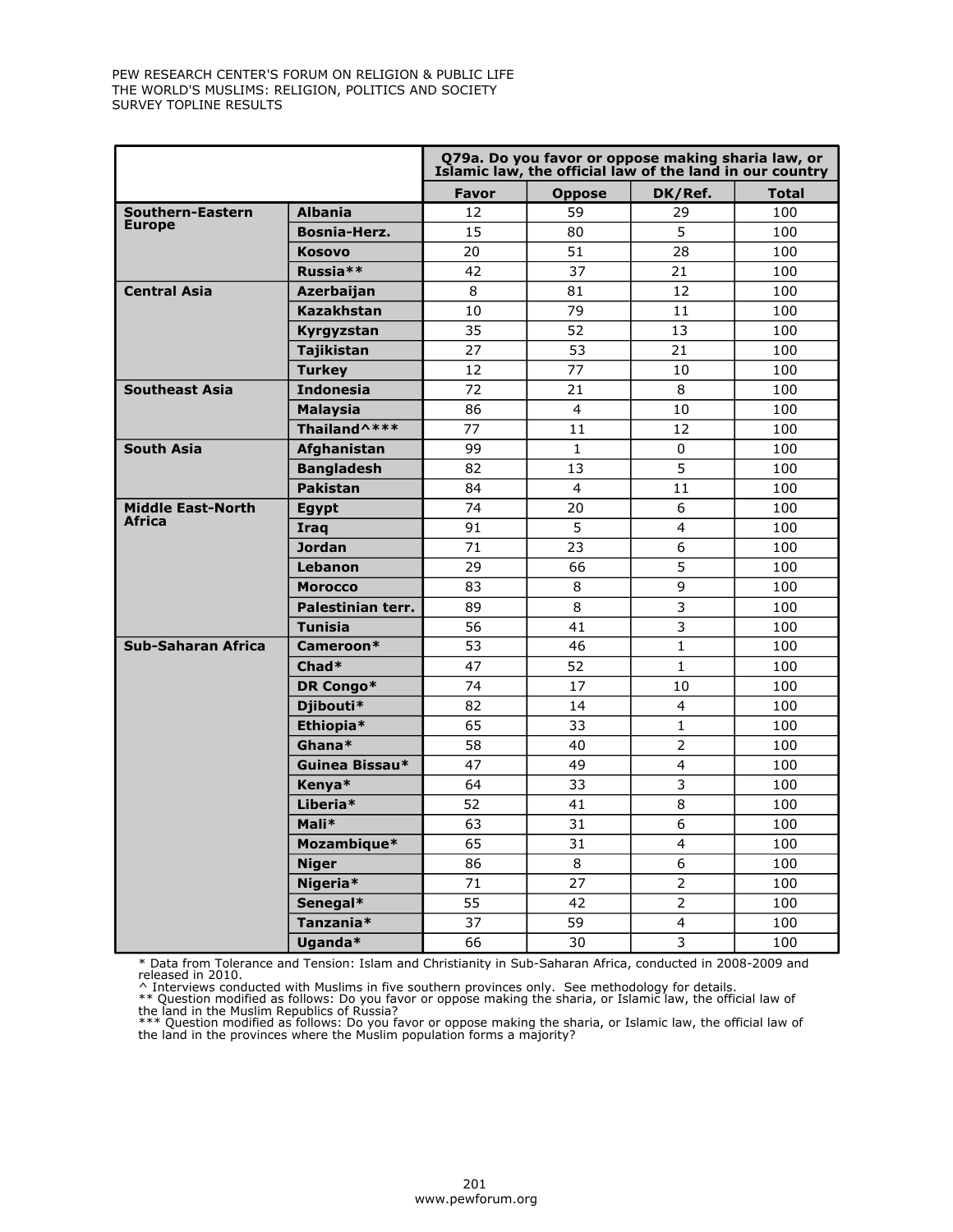| | | Q79a. Do you favor or oppose making sharia law, or Islamic law, the official law of the land in our country | | | |
|---|---|---|---|---|---|
| | | **Favor** | **Oppose** | **DK/Ref.** | **Total** |
| **Southern-Eastern Europe** | **Albania** | 12 | 59 | 29 | 100 |
| | **Bosnia-Herz.** | 15 | 80 | 5 | 100 |
| | **Kosovo** | 20 | 51 | 28 | 100 |
| | **Russia**** | 42 | 37 | 21 | 100 |
| **Central Asia** | **Azerbaijan** | 8 | 81 | 12 | 100 |
| | **Kazakhstan** | 10 | 79 | 11 | 100 |
| | **Kyrgyzstan** | 35 | 52 | 13 | 100 |
| | **Tajikistan** | 27 | 53 | 21 | 100 |
| | **Turkey** | 12 | 77 | 10 | 100 |
| **Southeast Asia** | **Indonesia** | 72 | 21 | 8 | 100 |
| | **Malaysia** | 86 | 4 | 10 | 100 |
| | **Thailand^***** | 77 | 11 | 12 | 100 |
| **South Asia** | **Afghanistan** | 99 | 1 | 0 | 100 |
| | **Bangladesh** | 82 | 13 | 5 | 100 |
| | **Pakistan** | 84 | 4 | 11 | 100 |
| **Middle East-North Africa** | **Egypt** | 74 | 20 | 6 | 100 |
| | **Iraq** | 91 | 5 | 4 | 100 |
| | **Jordan** | 71 | 23 | 6 | 100 |
| | **Lebanon** | 29 | 66 | 5 | 100 |
| | **Morocco** | 83 | 8 | 9 | 100 |
| | **Palestinian terr.** | 89 | 8 | 3 | 100 |
| | **Tunisia** | 56 | 41 | 3 | 100 |
| **Sub-Saharan Africa** | **Cameroon*** | 53 | 46 | 1 | 100 |
| | **Chad*** | 47 | 52 | 1 | 100 |
| | **DR Congo*** | 74 | 17 | 10 | 100 |
| | **Djibouti*** | 82 | 14 | 4 | 100 |
| | **Ethiopia*** | 65 | 33 | 1 | 100 |
| | **Ghana*** | 58 | 40 | 2 | 100 |
| | **Guinea Bissau*** | 47 | 49 | 4 | 100 |
| | **Kenya*** | 64 | 33 | 3 | 100 |
| | **Liberia*** | 52 | 41 | 8 | 100 |
| | **Mali*** | 63 | 31 | 6 | 100 |
| | **Mozambique*** | 65 | 31 | 4 | 100 |
| | **Niger** | 86 | 8 | 6 | 100 |
| | **Nigeria*** | 71 | 27 | 2 | 100 |
| | **Senegal*** | 55 | 42 | 2 | 100 |
| | **Tanzania*** | 37 | 59 | 4 | 100 |
| | **Uganda*** | 66 | 30 | 3 | 100 |

* Data from Tolerance and Tension: Islam and Christianity in Sub-Saharan Africa, conducted in 2008-2009 and released in 2010.
^ Interviews conducted with Muslims in five southern provinces only. See methodology for details.
** Question modified as follows: Do you favor or oppose making the sharia, or Islamic law, the official law of the land in the Muslim Republics of Russia?
*** Question modified as follows: Do you favor or oppose making the sharia, or Islamic law, the official law of the land in the provinces where the Muslim population forms a majority?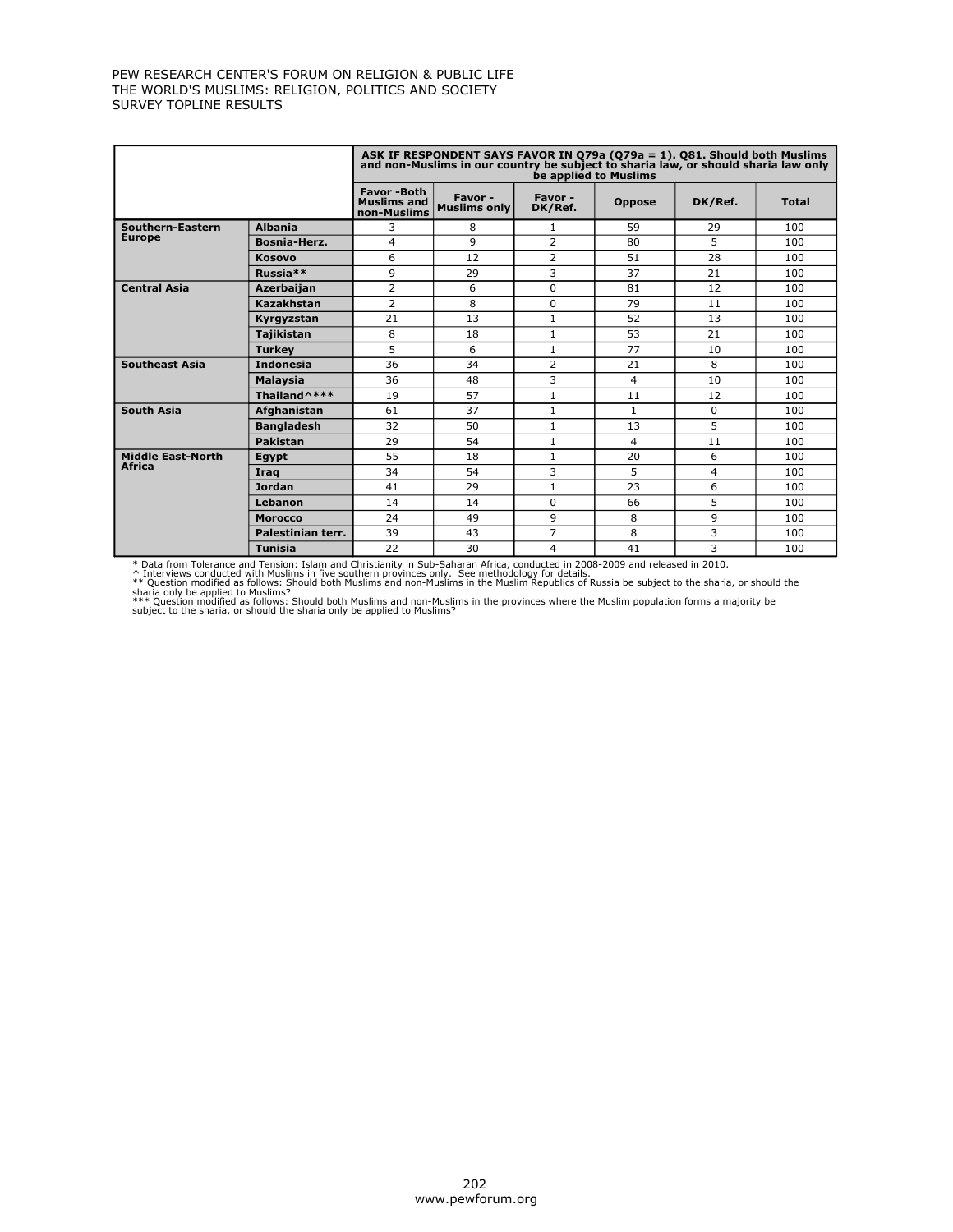PEW RESEARCH CENTER'S FORUM ON RELIGION & PUBLIC LIFE
THE WORLD'S MUSLIMS: RELIGION, POLITICS AND SOCIETY
SURVEY TOPLINE RESULTS

| | | ASK IF RESPONDENT SAYS FAVOR IN Q79a (Q79a = 1). Q81. Should both Muslims and non-Muslims in our country be subject to sharia law, or should sharia law only be applied to Muslims | | | | | |
|---|---|---|---|---|---|---|---|
| | | **Favor -Both Muslims and non-Muslims** | **Favor - Muslims only** | **Favor - DK/Ref.** | **Oppose** | **DK/Ref.** | **Total** |
| **Southern-Eastern Europe** | **Albania** | 3 | 8 | 1 | 59 | 29 | 100 |
| | **Bosnia-Herz.** | 4 | 9 | 2 | 80 | 5 | 100 |
| | **Kosovo** | 6 | 12 | 2 | 51 | 28 | 100 |
| | **Russia**** | 9 | 29 | 3 | 37 | 21 | 100 |
| **Central Asia** | **Azerbaijan** | 2 | 6 | 0 | 81 | 12 | 100 |
| | **Kazakhstan** | 2 | 8 | 0 | 79 | 11 | 100 |
| | **Kyrgyzstan** | 21 | 13 | 1 | 52 | 13 | 100 |
| | **Tajikistan** | 8 | 18 | 1 | 53 | 21 | 100 |
| | **Turkey** | 5 | 6 | 1 | 77 | 10 | 100 |
| **Southeast Asia** | **Indonesia** | 36 | 34 | 2 | 21 | 8 | 100 |
| | **Malaysia** | 36 | 48 | 3 | 4 | 10 | 100 |
| | **Thailand^*** ** | 19 | 57 | 1 | 11 | 12 | 100 |
| **South Asia** | **Afghanistan** | 61 | 37 | 1 | 1 | 0 | 100 |
| | **Bangladesh** | 32 | 50 | 1 | 13 | 5 | 100 |
| | **Pakistan** | 29 | 54 | 1 | 4 | 11 | 100 |
| **Middle East-North Africa** | **Egypt** | 55 | 18 | 1 | 20 | 6 | 100 |
| | **Iraq** | 34 | 54 | 3 | 5 | 4 | 100 |
| | **Jordan** | 41 | 29 | 1 | 23 | 6 | 100 |
| | **Lebanon** | 14 | 14 | 0 | 66 | 5 | 100 |
| | **Morocco** | 24 | 49 | 9 | 8 | 9 | 100 |
| | **Palestinian terr.** | 39 | 43 | 7 | 8 | 3 | 100 |
| | **Tunisia** | 22 | 30 | 4 | 41 | 3 | 100 |

* Data from Tolerance and Tension: Islam and Christianity in Sub-Saharan Africa, conducted in 2008-2009 and released in 2010.
^ Interviews conducted with Muslims in five southern provinces only. See methodology for details.
** Question modified as follows: Should both Muslims and non-Muslims in the Muslim Republics of Russia be subject to the sharia, or should the sharia only be applied to Muslims?
*** Question modified as follows: Should both Muslims and non-Muslims in the provinces where the Muslim population forms a majority be subject to the sharia, or should the sharia only be applied to Muslims?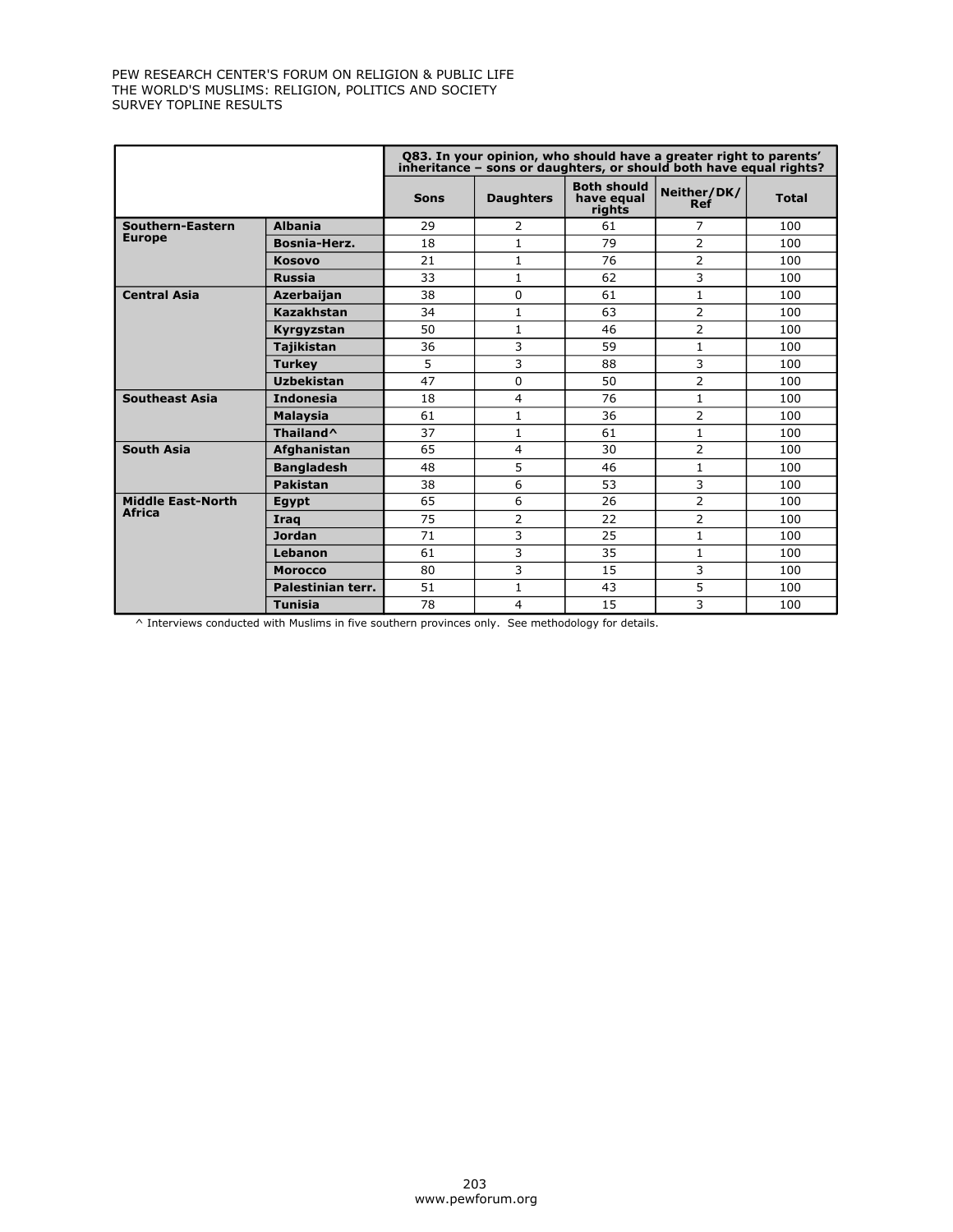| | | Q83. In your opinion, who should have a greater right to parents' inheritance – sons or daughters, or should both have equal rights? | | | | |
|---|---|---|---|---|---|---|
| | | Sons | Daughters | Both should have equal rights | Neither/DK/ Ref | Total |
| **Southern-Eastern Europe** | **Albania** | 29 | 2 | 61 | 7 | 100 |
| | **Bosnia-Herz.** | 18 | 1 | 79 | 2 | 100 |
| | **Kosovo** | 21 | 1 | 76 | 2 | 100 |
| | **Russia** | 33 | 1 | 62 | 3 | 100 |
| **Central Asia** | **Azerbaijan** | 38 | 0 | 61 | 1 | 100 |
| | **Kazakhstan** | 34 | 1 | 63 | 2 | 100 |
| | **Kyrgyzstan** | 50 | 1 | 46 | 2 | 100 |
| | **Tajikistan** | 36 | 3 | 59 | 1 | 100 |
| | **Turkey** | 5 | 3 | 88 | 3 | 100 |
| | **Uzbekistan** | 47 | 0 | 50 | 2 | 100 |
| **Southeast Asia** | **Indonesia** | 18 | 4 | 76 | 1 | 100 |
| | **Malaysia** | 61 | 1 | 36 | 2 | 100 |
| | **Thailand^** | 37 | 1 | 61 | 1 | 100 |
| **South Asia** | **Afghanistan** | 65 | 4 | 30 | 2 | 100 |
| | **Bangladesh** | 48 | 5 | 46 | 1 | 100 |
| | **Pakistan** | 38 | 6 | 53 | 3 | 100 |
| **Middle East-North Africa** | **Egypt** | 65 | 6 | 26 | 2 | 100 |
| | **Iraq** | 75 | 2 | 22 | 2 | 100 |
| | **Jordan** | 71 | 3 | 25 | 1 | 100 |
| | **Lebanon** | 61 | 3 | 35 | 1 | 100 |
| | **Morocco** | 80 | 3 | 15 | 3 | 100 |
| | **Palestinian terr.** | 51 | 1 | 43 | 5 | 100 |
| | **Tunisia** | 78 | 4 | 15 | 3 | 100 |

^ Interviews conducted with Muslims in five southern provinces only. See methodology for details.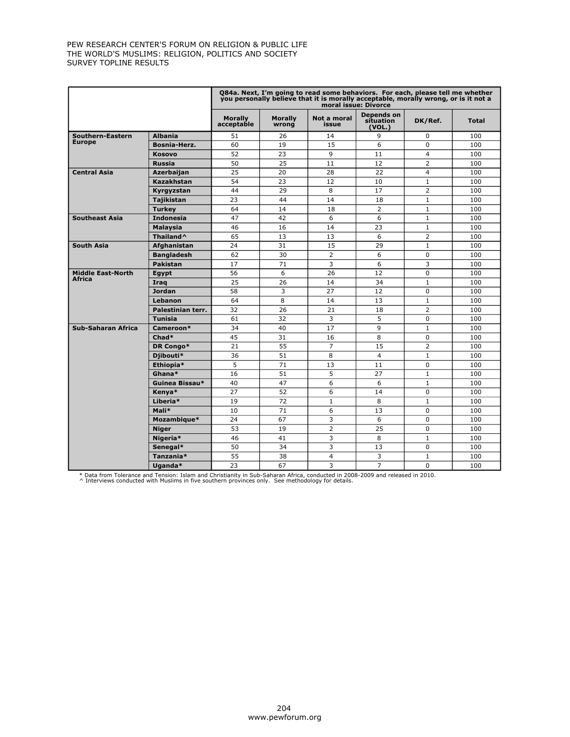PEW RESEARCH CENTER'S FORUM ON RELIGION & PUBLIC LIFE
THE WORLD'S MUSLIMS: RELIGION, POLITICS AND SOCIETY
SURVEY TOPLINE RESULTS

| | | Q84a. Next, I'm going to read some behaviors. For each, please tell me whether you personally believe that it is morally acceptable, morally wrong, or is it not a moral issue: Divorce | | | | | |
|---|---|---|---|---|---|---|---|
| | | Morally acceptable | Morally wrong | Not a moral issue | Depends on situation (VOL.) | DK/Ref. | Total |
| **Southern-Eastern Europe** | **Albania** | 51 | 26 | 14 | 9 | 0 | 100 |
| | **Bosnia-Herz.** | 60 | 19 | 15 | 6 | 0 | 100 |
| | **Kosovo** | 52 | 23 | 9 | 11 | 4 | 100 |
| | **Russia** | 50 | 25 | 11 | 12 | 2 | 100 |
| **Central Asia** | **Azerbaijan** | 25 | 20 | 28 | 22 | 4 | 100 |
| | **Kazakhstan** | 54 | 23 | 12 | 10 | 1 | 100 |
| | **Kyrgyzstan** | 44 | 29 | 8 | 17 | 2 | 100 |
| | **Tajikistan** | 23 | 44 | 14 | 18 | 1 | 100 |
| | **Turkey** | 64 | 14 | 18 | 2 | 1 | 100 |
| **Southeast Asia** | **Indonesia** | 47 | 42 | 6 | 6 | 1 | 100 |
| | **Malaysia** | 46 | 16 | 14 | 23 | 1 | 100 |
| | **Thailand^** | 65 | 13 | 13 | 6 | 2 | 100 |
| **South Asia** | **Afghanistan** | 24 | 31 | 15 | 29 | 1 | 100 |
| | **Bangladesh** | 62 | 30 | 2 | 6 | 0 | 100 |
| | **Pakistan** | 17 | 71 | 3 | 6 | 3 | 100 |
| **Middle East-North Africa** | **Egypt** | 56 | 6 | 26 | 12 | 0 | 100 |
| | **Iraq** | 25 | 26 | 14 | 34 | 1 | 100 |
| | **Jordan** | 58 | 3 | 27 | 12 | 0 | 100 |
| | **Lebanon** | 64 | 8 | 14 | 13 | 1 | 100 |
| | **Palestinian terr.** | 32 | 26 | 21 | 18 | 2 | 100 |
| | **Tunisia** | 61 | 32 | 3 | 5 | 0 | 100 |
| **Sub-Saharan Africa** | **Cameroon*** | 34 | 40 | 17 | 9 | 1 | 100 |
| | **Chad*** | 45 | 31 | 16 | 8 | 0 | 100 |
| | **DR Congo*** | 21 | 55 | 7 | 15 | 2 | 100 |
| | **Djibouti*** | 36 | 51 | 8 | 4 | 1 | 100 |
| | **Ethiopia*** | 5 | 71 | 13 | 11 | 0 | 100 |
| | **Ghana*** | 16 | 51 | 5 | 27 | 1 | 100 |
| | **Guinea Bissau*** | 40 | 47 | 6 | 6 | 1 | 100 |
| | **Kenya*** | 27 | 52 | 6 | 14 | 0 | 100 |
| | **Liberia*** | 19 | 72 | 1 | 8 | 1 | 100 |
| | **Mali*** | 10 | 71 | 6 | 13 | 0 | 100 |
| | **Mozambique*** | 24 | 67 | 3 | 6 | 0 | 100 |
| | **Niger** | 53 | 19 | 2 | 25 | 0 | 100 |
| | **Nigeria*** | 46 | 41 | 3 | 8 | 1 | 100 |
| | **Senegal*** | 50 | 34 | 3 | 13 | 0 | 100 |
| | **Tanzania*** | 55 | 38 | 4 | 3 | 1 | 100 |
| | **Uganda*** | 23 | 67 | 3 | 7 | 0 | 100 |

* Data from Tolerance and Tension: Islam and Christianity in Sub-Saharan Africa, conducted in 2008-2009 and released in 2010.
^ Interviews conducted with Muslims in five southern provinces only. See methodology for details.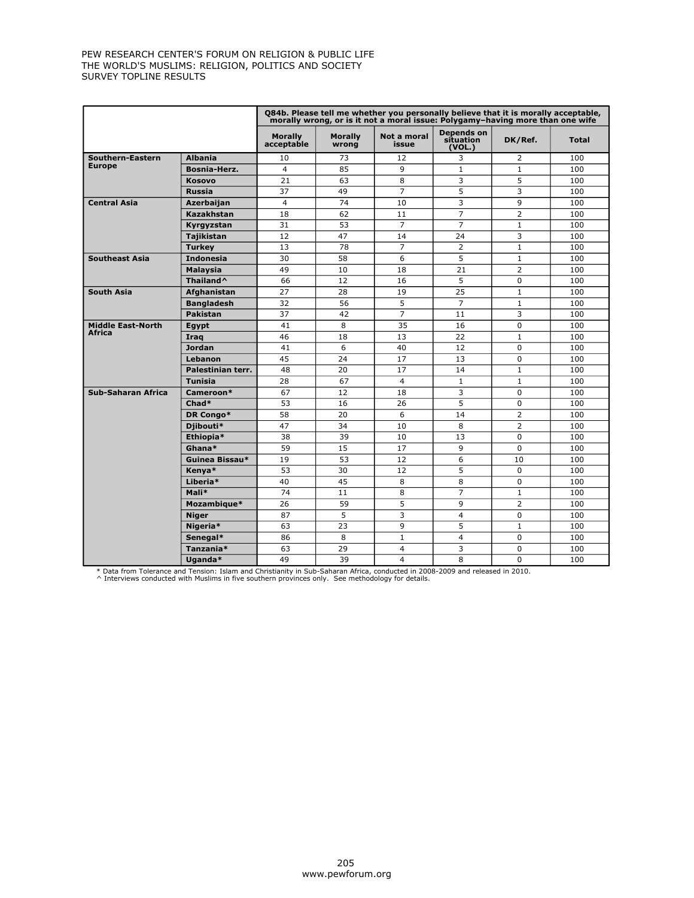PEW RESEARCH CENTER'S FORUM ON RELIGION & PUBLIC LIFE
THE WORLD'S MUSLIMS: RELIGION, POLITICS AND SOCIETY
SURVEY TOPLINE RESULTS

| | | Q84b. Please tell me whether you personally believe that it is morally acceptable, morally wrong, or is it not a moral issue: Polygamy–having more than one wife | | | | | |
|---|---|---|---|---|---|---|---|
| | | Morally acceptable | Morally wrong | Not a moral issue | Depends on situation (VOL.) | DK/Ref. | Total |
| Southern-Eastern Europe | Albania | 10 | 73 | 12 | 3 | 2 | 100 |
| | Bosnia-Herz. | 4 | 85 | 9 | 1 | 1 | 100 |
| | Kosovo | 21 | 63 | 8 | 3 | 5 | 100 |
| | Russia | 37 | 49 | 7 | 5 | 3 | 100 |
| Central Asia | Azerbaijan | 4 | 74 | 10 | 3 | 9 | 100 |
| | Kazakhstan | 18 | 62 | 11 | 7 | 2 | 100 |
| | Kyrgyzstan | 31 | 53 | 7 | 7 | 1 | 100 |
| | Tajikistan | 12 | 47 | 14 | 24 | 3 | 100 |
| | Turkey | 13 | 78 | 7 | 2 | 1 | 100 |
| Southeast Asia | Indonesia | 30 | 58 | 6 | 5 | 1 | 100 |
| | Malaysia | 49 | 10 | 18 | 21 | 2 | 100 |
| | Thailand^ | 66 | 12 | 16 | 5 | 0 | 100 |
| South Asia | Afghanistan | 27 | 28 | 19 | 25 | 1 | 100 |
| | Bangladesh | 32 | 56 | 5 | 7 | 1 | 100 |
| | Pakistan | 37 | 42 | 7 | 11 | 3 | 100 |
| Middle East-North Africa | Egypt | 41 | 8 | 35 | 16 | 0 | 100 |
| | Iraq | 46 | 18 | 13 | 22 | 1 | 100 |
| | Jordan | 41 | 6 | 40 | 12 | 0 | 100 |
| | Lebanon | 45 | 24 | 17 | 13 | 0 | 100 |
| | Palestinian terr. | 48 | 20 | 17 | 14 | 1 | 100 |
| | Tunisia | 28 | 67 | 4 | 1 | 1 | 100 |
| Sub-Saharan Africa | Cameroon* | 67 | 12 | 18 | 3 | 0 | 100 |
| | Chad* | 53 | 16 | 26 | 5 | 0 | 100 |
| | DR Congo* | 58 | 20 | 6 | 14 | 2 | 100 |
| | Djibouti* | 47 | 34 | 10 | 8 | 2 | 100 |
| | Ethiopia* | 38 | 39 | 10 | 13 | 0 | 100 |
| | Ghana* | 59 | 15 | 17 | 9 | 0 | 100 |
| | Guinea Bissau* | 19 | 53 | 12 | 6 | 10 | 100 |
| | Kenya* | 53 | 30 | 12 | 5 | 0 | 100 |
| | Liberia* | 40 | 45 | 8 | 8 | 0 | 100 |
| | Mali* | 74 | 11 | 8 | 7 | 1 | 100 |
| | Mozambique* | 26 | 59 | 5 | 9 | 2 | 100 |
| | Niger | 87 | 5 | 3 | 4 | 0 | 100 |
| | Nigeria* | 63 | 23 | 9 | 5 | 1 | 100 |
| | Senegal* | 86 | 8 | 1 | 4 | 0 | 100 |
| | Tanzania* | 63 | 29 | 4 | 3 | 0 | 100 |
| | Uganda* | 49 | 39 | 4 | 8 | 0 | 100 |

\* Data from Tolerance and Tension: Islam and Christianity in Sub-Saharan Africa, conducted in 2008-2009 and released in 2010.
^ Interviews conducted with Muslims in five southern provinces only. See methodology for details.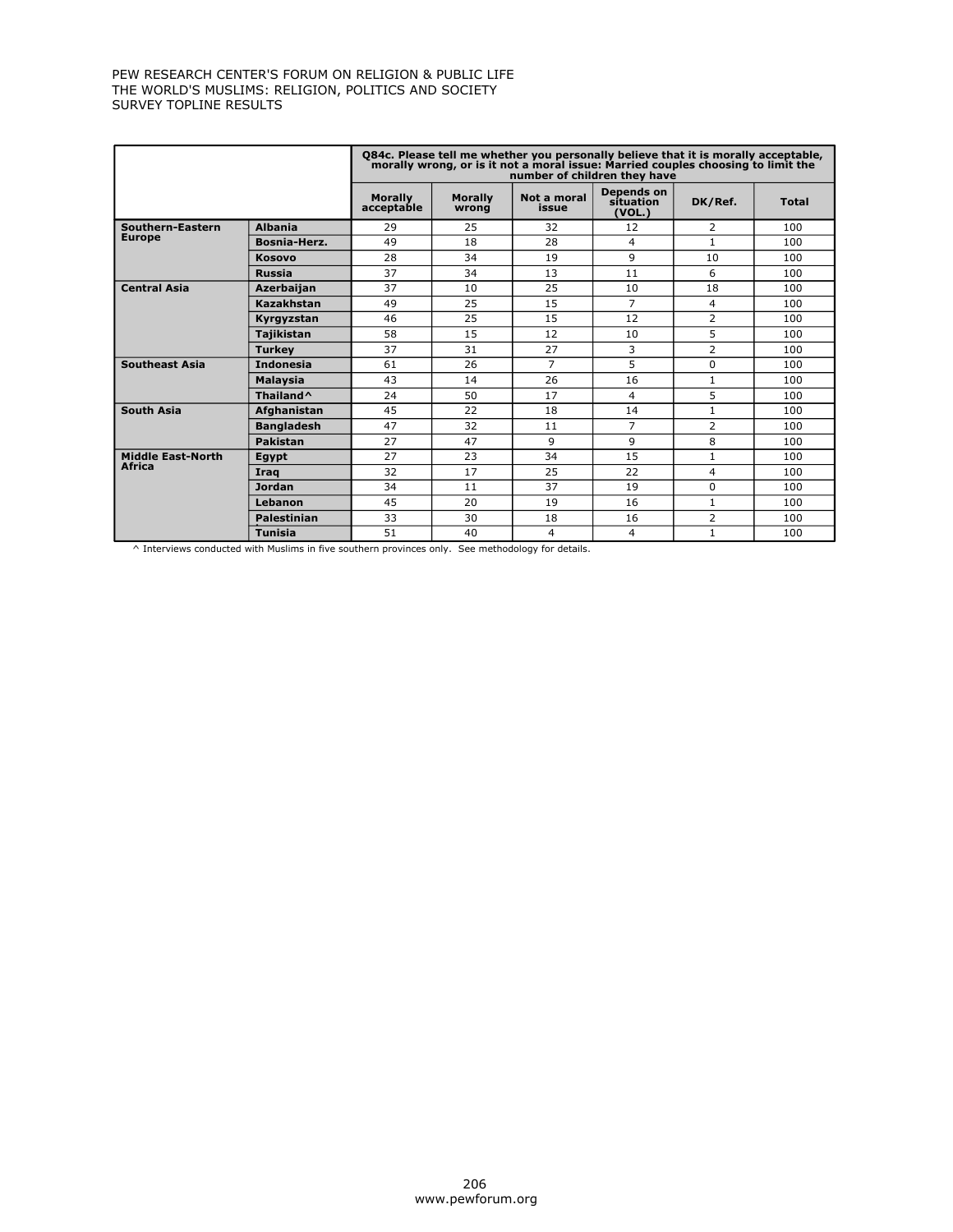| | | Q84c. Please tell me whether you personally believe that it is morally acceptable, morally wrong, or is it not a moral issue: Married couples choosing to limit the number of children they have | | | | | |
|---|---|---|---|---|---|---|---|
| | | Morally acceptable | Morally wrong | Not a moral issue | Depends on situation (VOL.) | DK/Ref. | Total |
| Southern-Eastern Europe | Albania | 29 | 25 | 32 | 12 | 2 | 100 |
| | Bosnia-Herz. | 49 | 18 | 28 | 4 | 1 | 100 |
| | Kosovo | 28 | 34 | 19 | 9 | 10 | 100 |
| | Russia | 37 | 34 | 13 | 11 | 6 | 100 |
| Central Asia | Azerbaijan | 37 | 10 | 25 | 10 | 18 | 100 |
| | Kazakhstan | 49 | 25 | 15 | 7 | 4 | 100 |
| | Kyrgyzstan | 46 | 25 | 15 | 12 | 2 | 100 |
| | Tajikistan | 58 | 15 | 12 | 10 | 5 | 100 |
| | Turkey | 37 | 31 | 27 | 3 | 2 | 100 |
| Southeast Asia | Indonesia | 61 | 26 | 7 | 5 | 0 | 100 |
| | Malaysia | 43 | 14 | 26 | 16 | 1 | 100 |
| | Thailand^ | 24 | 50 | 17 | 4 | 5 | 100 |
| South Asia | Afghanistan | 45 | 22 | 18 | 14 | 1 | 100 |
| | Bangladesh | 47 | 32 | 11 | 7 | 2 | 100 |
| | Pakistan | 27 | 47 | 9 | 9 | 8 | 100 |
| Middle East-North Africa | Egypt | 27 | 23 | 34 | 15 | 1 | 100 |
| | Iraq | 32 | 17 | 25 | 22 | 4 | 100 |
| | Jordan | 34 | 11 | 37 | 19 | 0 | 100 |
| | Lebanon | 45 | 20 | 19 | 16 | 1 | 100 |
| | Palestinian | 33 | 30 | 18 | 16 | 2 | 100 |
| | Tunisia | 51 | 40 | 4 | 4 | 1 | 100 |

^ Interviews conducted with Muslims in five southern provinces only. See methodology for details.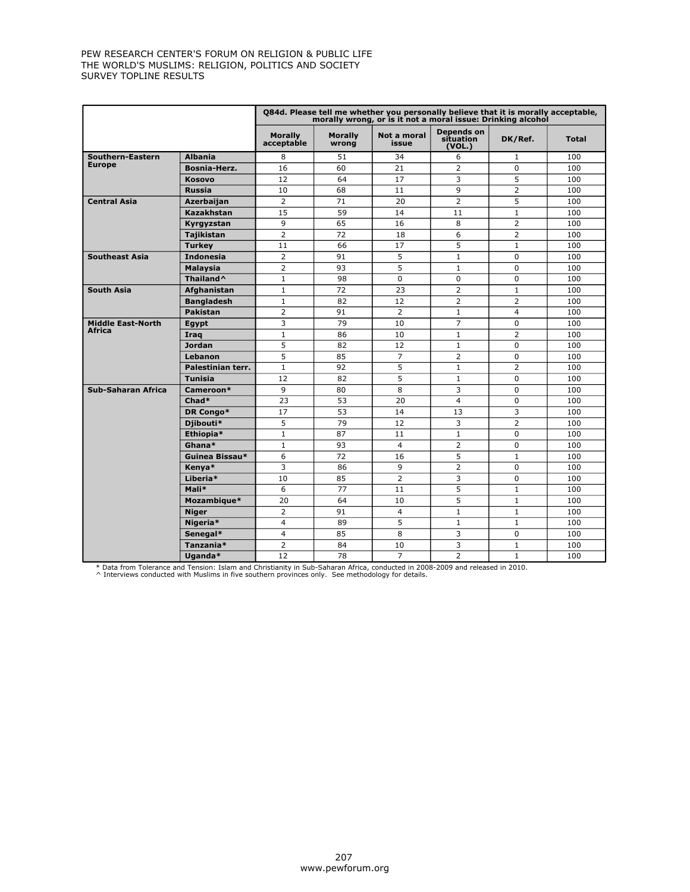PEW RESEARCH CENTER'S FORUM ON RELIGION & PUBLIC LIFE
THE WORLD'S MUSLIMS: RELIGION, POLITICS AND SOCIETY
SURVEY TOPLINE RESULTS

| | | Q84d. Please tell me whether you personally believe that it is morally acceptable, morally wrong, or is it not a moral issue: Drinking alcohol | | | | | |
|---|---|---|---|---|---|---|---|
| | | Morally acceptable | Morally wrong | Not a moral issue | Depends on situation (VOL.) | DK/Ref. | Total |
| Southern-Eastern Europe | Albania | 8 | 51 | 34 | 6 | 1 | 100 |
| | Bosnia-Herz. | 16 | 60 | 21 | 2 | 0 | 100 |
| | Kosovo | 12 | 64 | 17 | 3 | 5 | 100 |
| | Russia | 10 | 68 | 11 | 9 | 2 | 100 |
| Central Asia | Azerbaijan | 2 | 71 | 20 | 2 | 5 | 100 |
| | Kazakhstan | 15 | 59 | 14 | 11 | 1 | 100 |
| | Kyrgyzstan | 9 | 65 | 16 | 8 | 2 | 100 |
| | Tajikistan | 2 | 72 | 18 | 6 | 2 | 100 |
| | Turkey | 11 | 66 | 17 | 5 | 1 | 100 |
| Southeast Asia | Indonesia | 2 | 91 | 5 | 1 | 0 | 100 |
| | Malaysia | 2 | 93 | 5 | 1 | 0 | 100 |
| | Thailand^ | 1 | 98 | 0 | 0 | 0 | 100 |
| South Asia | Afghanistan | 1 | 72 | 23 | 2 | 1 | 100 |
| | Bangladesh | 1 | 82 | 12 | 2 | 2 | 100 |
| | Pakistan | 2 | 91 | 2 | 1 | 4 | 100 |
| Middle East-North Africa | Egypt | 3 | 79 | 10 | 7 | 0 | 100 |
| | Iraq | 1 | 86 | 10 | 1 | 2 | 100 |
| | Jordan | 5 | 82 | 12 | 1 | 0 | 100 |
| | Lebanon | 5 | 85 | 7 | 2 | 0 | 100 |
| | Palestinian terr. | 1 | 92 | 5 | 1 | 2 | 100 |
| | Tunisia | 12 | 82 | 5 | 1 | 0 | 100 |
| Sub-Saharan Africa | Cameroon* | 9 | 80 | 8 | 3 | 0 | 100 |
| | Chad* | 23 | 53 | 20 | 4 | 0 | 100 |
| | DR Congo* | 17 | 53 | 14 | 13 | 3 | 100 |
| | Djibouti* | 5 | 79 | 12 | 3 | 2 | 100 |
| | Ethiopia* | 1 | 87 | 11 | 1 | 0 | 100 |
| | Ghana* | 1 | 93 | 4 | 2 | 0 | 100 |
| | Guinea Bissau* | 6 | 72 | 16 | 5 | 1 | 100 |
| | Kenya* | 3 | 86 | 9 | 2 | 0 | 100 |
| | Liberia* | 10 | 85 | 2 | 3 | 0 | 100 |
| | Mali* | 6 | 77 | 11 | 5 | 1 | 100 |
| | Mozambique* | 20 | 64 | 10 | 5 | 1 | 100 |
| | Niger | 2 | 91 | 4 | 1 | 1 | 100 |
| | Nigeria* | 4 | 89 | 5 | 1 | 1 | 100 |
| | Senegal* | 4 | 85 | 8 | 3 | 0 | 100 |
| | Tanzania* | 2 | 84 | 10 | 3 | 1 | 100 |
| | Uganda* | 12 | 78 | 7 | 2 | 1 | 100 |

* Data from Tolerance and Tension: Islam and Christianity in Sub-Saharan Africa, conducted in 2008-2009 and released in 2010.
^ Interviews conducted with Muslims in five southern provinces only. See methodology for details.

www.pewforum.org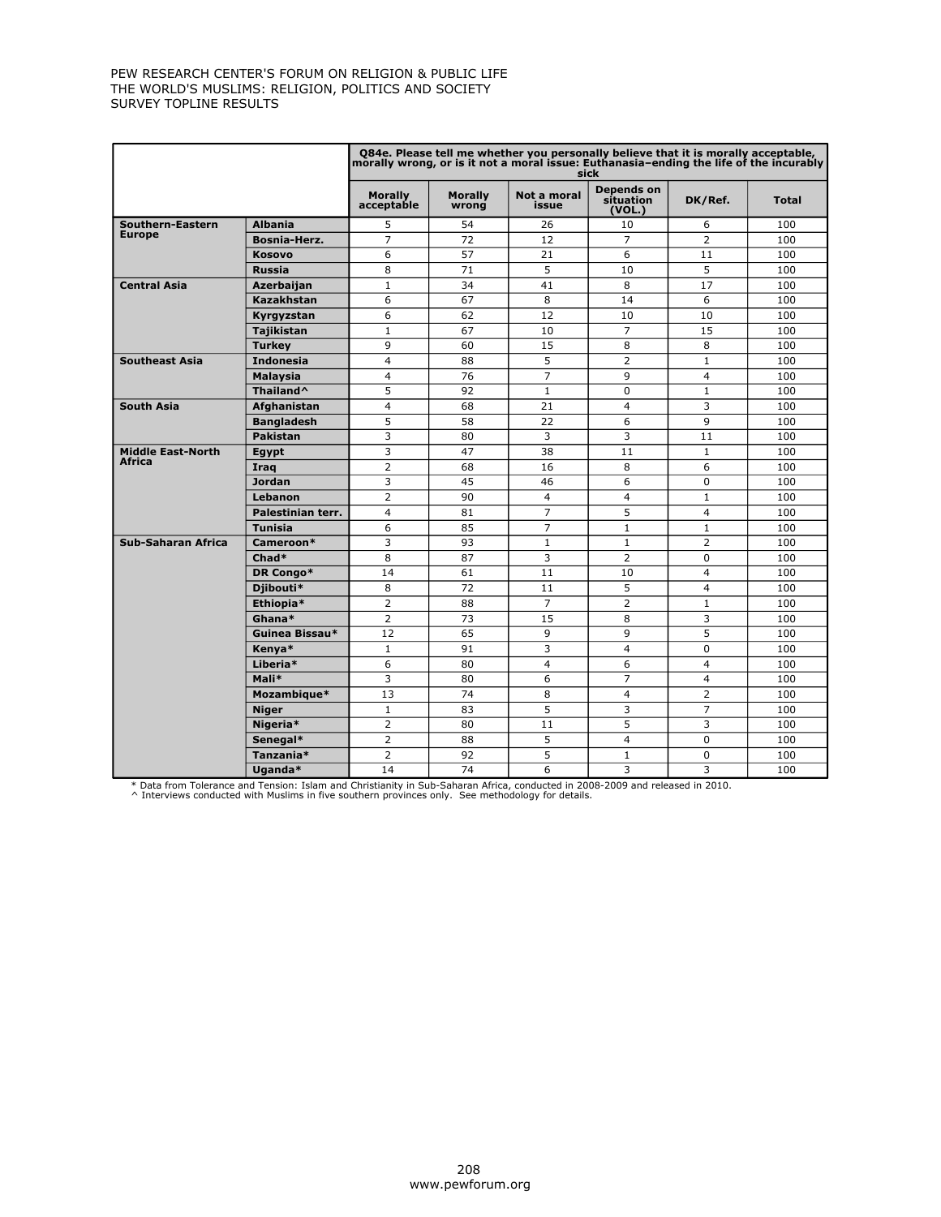PEW RESEARCH CENTER'S FORUM ON RELIGION & PUBLIC LIFE
THE WORLD'S MUSLIMS: RELIGION, POLITICS AND SOCIETY
SURVEY TOPLINE RESULTS

| | | Q84e. Please tell me whether you personally believe that it is morally acceptable, morally wrong, or is it not a moral issue: Euthanasia–ending the life of the incurably sick | | | | | |
|---|---|---|---|---|---|---|---|
| | | Morally acceptable | Morally wrong | Not a moral issue | Depends on situation (VOL.) | DK/Ref. | Total |
| Southern-Eastern Europe | Albania | 5 | 54 | 26 | 10 | 6 | 100 |
| | Bosnia-Herz. | 7 | 72 | 12 | 7 | 2 | 100 |
| | Kosovo | 6 | 57 | 21 | 6 | 11 | 100 |
| | Russia | 8 | 71 | 5 | 10 | 5 | 100 |
| Central Asia | Azerbaijan | 1 | 34 | 41 | 8 | 17 | 100 |
| | Kazakhstan | 6 | 67 | 8 | 14 | 6 | 100 |
| | Kyrgyzstan | 6 | 62 | 12 | 10 | 10 | 100 |
| | Tajikistan | 1 | 67 | 10 | 7 | 15 | 100 |
| | Turkey | 9 | 60 | 15 | 8 | 8 | 100 |
| Southeast Asia | Indonesia | 4 | 88 | 5 | 2 | 1 | 100 |
| | Malaysia | 4 | 76 | 7 | 9 | 4 | 100 |
| | Thailand^ | 5 | 92 | 1 | 0 | 1 | 100 |
| South Asia | Afghanistan | 4 | 68 | 21 | 4 | 3 | 100 |
| | Bangladesh | 5 | 58 | 22 | 6 | 9 | 100 |
| | Pakistan | 3 | 80 | 3 | 3 | 11 | 100 |
| Middle East-North Africa | Egypt | 3 | 47 | 38 | 11 | 1 | 100 |
| | Iraq | 2 | 68 | 16 | 8 | 6 | 100 |
| | Jordan | 3 | 45 | 46 | 6 | 0 | 100 |
| | Lebanon | 2 | 90 | 4 | 4 | 1 | 100 |
| | Palestinian terr. | 4 | 81 | 7 | 5 | 4 | 100 |
| | Tunisia | 6 | 85 | 7 | 1 | 1 | 100 |
| Sub-Saharan Africa | Cameroon* | 3 | 93 | 1 | 1 | 2 | 100 |
| | Chad* | 8 | 87 | 3 | 2 | 0 | 100 |
| | DR Congo* | 14 | 61 | 11 | 10 | 4 | 100 |
| | Djibouti* | 8 | 72 | 11 | 5 | 4 | 100 |
| | Ethiopia* | 2 | 88 | 7 | 2 | 1 | 100 |
| | Ghana* | 2 | 73 | 15 | 8 | 3 | 100 |
| | Guinea Bissau* | 12 | 65 | 9 | 9 | 5 | 100 |
| | Kenya* | 1 | 91 | 3 | 4 | 0 | 100 |
| | Liberia* | 6 | 80 | 4 | 6 | 4 | 100 |
| | Mali* | 3 | 80 | 6 | 7 | 4 | 100 |
| | Mozambique* | 13 | 74 | 8 | 4 | 2 | 100 |
| | Niger | 1 | 83 | 5 | 3 | 7 | 100 |
| | Nigeria* | 2 | 80 | 11 | 5 | 3 | 100 |
| | Senegal* | 2 | 88 | 5 | 4 | 0 | 100 |
| | Tanzania* | 2 | 92 | 5 | 1 | 0 | 100 |
| | Uganda* | 14 | 74 | 6 | 3 | 3 | 100 |

* Data from Tolerance and Tension: Islam and Christianity in Sub-Saharan Africa, conducted in 2008-2009 and released in 2010.
^ Interviews conducted with Muslims in five southern provinces only. See methodology for details.

www.pewforum.org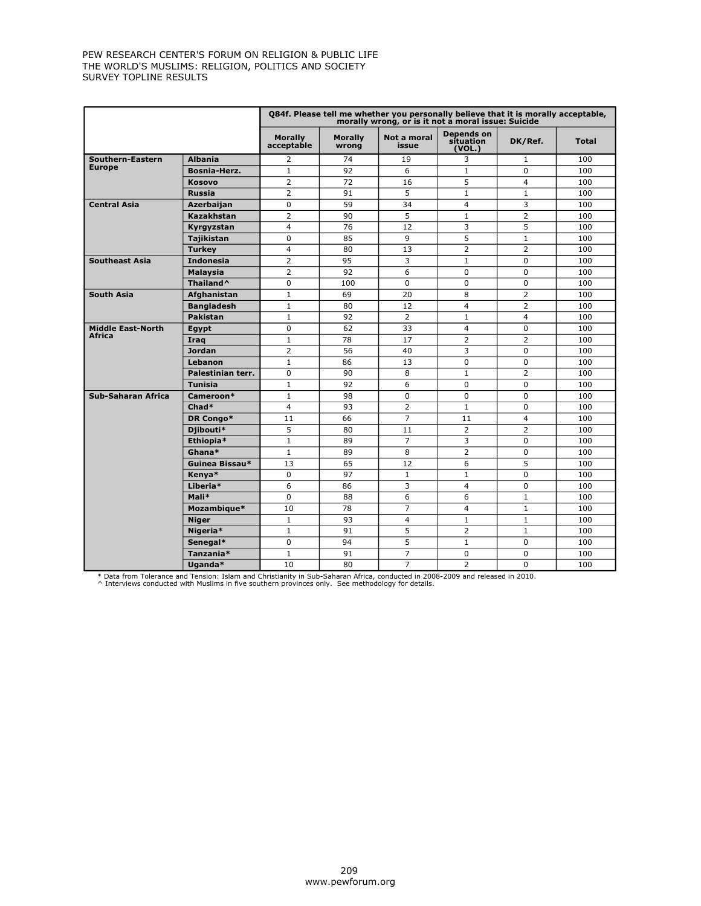|  |  | Q84f. Please tell me whether you personally believe that it is morally acceptable, morally wrong, or is it not a moral issue: Suicide | | | | | |
|---|---|---|---|---|---|---|---|
|  |  | Morally acceptable | Morally wrong | Not a moral issue | Depends on situation (VOL.) | DK/Ref. | Total |
| Southern-Eastern Europe | Albania | 2 | 74 | 19 | 3 | 1 | 100 |
|  | Bosnia-Herz. | 1 | 92 | 6 | 1 | 0 | 100 |
|  | Kosovo | 2 | 72 | 16 | 5 | 4 | 100 |
|  | Russia | 2 | 91 | 5 | 1 | 1 | 100 |
| Central Asia | Azerbaijan | 0 | 59 | 34 | 4 | 3 | 100 |
|  | Kazakhstan | 2 | 90 | 5 | 1 | 2 | 100 |
|  | Kyrgyzstan | 4 | 76 | 12 | 3 | 5 | 100 |
|  | Tajikistan | 0 | 85 | 9 | 5 | 1 | 100 |
|  | Turkey | 4 | 80 | 13 | 2 | 2 | 100 |
| Southeast Asia | Indonesia | 2 | 95 | 3 | 1 | 0 | 100 |
|  | Malaysia | 2 | 92 | 6 | 0 | 0 | 100 |
|  | Thailand^ | 0 | 100 | 0 | 0 | 0 | 100 |
| South Asia | Afghanistan | 1 | 69 | 20 | 8 | 2 | 100 |
|  | Bangladesh | 1 | 80 | 12 | 4 | 2 | 100 |
|  | Pakistan | 1 | 92 | 2 | 1 | 4 | 100 |
| Middle East-North Africa | Egypt | 0 | 62 | 33 | 4 | 0 | 100 |
|  | Iraq | 1 | 78 | 17 | 2 | 2 | 100 |
|  | Jordan | 2 | 56 | 40 | 3 | 0 | 100 |
|  | Lebanon | 1 | 86 | 13 | 0 | 0 | 100 |
|  | Palestinian terr. | 0 | 90 | 8 | 1 | 2 | 100 |
|  | Tunisia | 1 | 92 | 6 | 0 | 0 | 100 |
| Sub-Saharan Africa | Cameroon* | 1 | 98 | 0 | 0 | 0 | 100 |
|  | Chad* | 4 | 93 | 2 | 1 | 0 | 100 |
|  | DR Congo* | 11 | 66 | 7 | 11 | 4 | 100 |
|  | Djibouti* | 5 | 80 | 11 | 2 | 2 | 100 |
|  | Ethiopia* | 1 | 89 | 7 | 3 | 0 | 100 |
|  | Ghana* | 1 | 89 | 8 | 2 | 0 | 100 |
|  | Guinea Bissau* | 13 | 65 | 12 | 6 | 5 | 100 |
|  | Kenya* | 0 | 97 | 1 | 1 | 0 | 100 |
|  | Liberia* | 6 | 86 | 3 | 4 | 0 | 100 |
|  | Mali* | 0 | 88 | 6 | 6 | 1 | 100 |
|  | Mozambique* | 10 | 78 | 7 | 4 | 1 | 100 |
|  | Niger | 1 | 93 | 4 | 1 | 1 | 100 |
|  | Nigeria* | 1 | 91 | 5 | 2 | 1 | 100 |
|  | Senegal* | 0 | 94 | 5 | 1 | 0 | 100 |
|  | Tanzania* | 1 | 91 | 7 | 0 | 0 | 100 |
|  | Uganda* | 10 | 80 | 7 | 2 | 0 | 100 |

\* Data from Tolerance and Tension: Islam and Christianity in Sub-Saharan Africa, conducted in 2008-2009 and released in 2010.
^ Interviews conducted with Muslims in five southern provinces only. See methodology for details.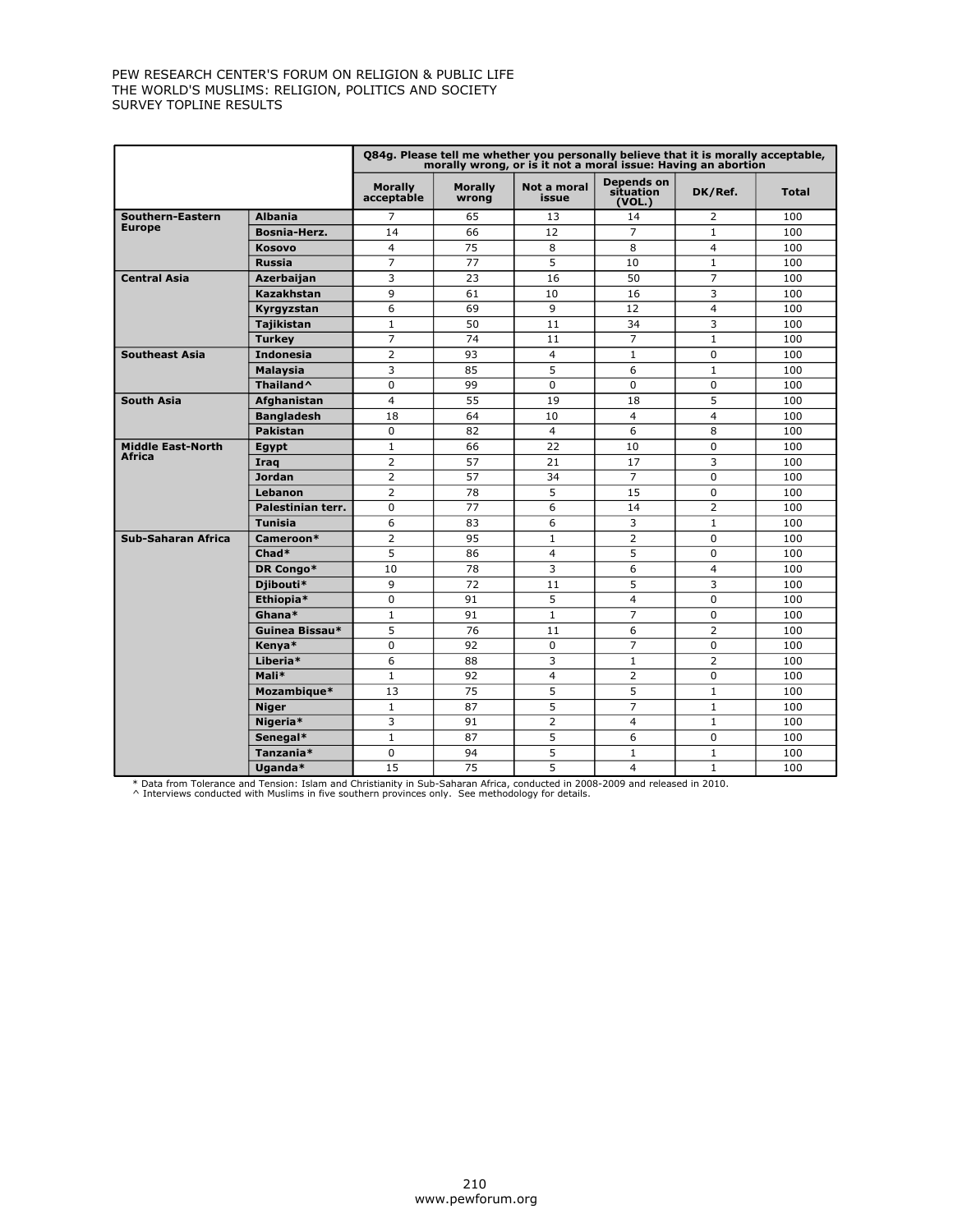PEW RESEARCH CENTER'S FORUM ON RELIGION & PUBLIC LIFE
THE WORLD'S MUSLIMS: RELIGION, POLITICS AND SOCIETY
SURVEY TOPLINE RESULTS

| | | Q84g. Please tell me whether you personally believe that it is morally acceptable, morally wrong, or is it not a moral issue: Having an abortion | | | | | |
|---|---|---|---|---|---|---|---|
| | | Morally acceptable | Morally wrong | Not a moral issue | Depends on situation (VOL.) | DK/Ref. | Total |
| **Southern-Eastern Europe** | **Albania** | 7 | 65 | 13 | 14 | 2 | 100 |
| | **Bosnia-Herz.** | 14 | 66 | 12 | 7 | 1 | 100 |
| | **Kosovo** | 4 | 75 | 8 | 8 | 4 | 100 |
| | **Russia** | 7 | 77 | 5 | 10 | 1 | 100 |
| **Central Asia** | **Azerbaijan** | 3 | 23 | 16 | 50 | 7 | 100 |
| | **Kazakhstan** | 9 | 61 | 10 | 16 | 3 | 100 |
| | **Kyrgyzstan** | 6 | 69 | 9 | 12 | 4 | 100 |
| | **Tajikistan** | 1 | 50 | 11 | 34 | 3 | 100 |
| | **Turkey** | 7 | 74 | 11 | 7 | 1 | 100 |
| **Southeast Asia** | **Indonesia** | 2 | 93 | 4 | 1 | 0 | 100 |
| | **Malaysia** | 3 | 85 | 5 | 6 | 1 | 100 |
| | **Thailand^** | 0 | 99 | 0 | 0 | 0 | 100 |
| **South Asia** | **Afghanistan** | 4 | 55 | 19 | 18 | 5 | 100 |
| | **Bangladesh** | 18 | 64 | 10 | 4 | 4 | 100 |
| | **Pakistan** | 0 | 82 | 4 | 6 | 8 | 100 |
| **Middle East-North Africa** | **Egypt** | 1 | 66 | 22 | 10 | 0 | 100 |
| | **Iraq** | 2 | 57 | 21 | 17 | 3 | 100 |
| | **Jordan** | 2 | 57 | 34 | 7 | 0 | 100 |
| | **Lebanon** | 2 | 78 | 5 | 15 | 0 | 100 |
| | **Palestinian terr.** | 0 | 77 | 6 | 14 | 2 | 100 |
| | **Tunisia** | 6 | 83 | 6 | 3 | 1 | 100 |
| **Sub-Saharan Africa** | **Cameroon*** | 2 | 95 | 1 | 2 | 0 | 100 |
| | **Chad*** | 5 | 86 | 4 | 5 | 0 | 100 |
| | **DR Congo*** | 10 | 78 | 3 | 6 | 4 | 100 |
| | **Djibouti*** | 9 | 72 | 11 | 5 | 3 | 100 |
| | **Ethiopia*** | 0 | 91 | 5 | 4 | 0 | 100 |
| | **Ghana*** | 1 | 91 | 1 | 7 | 0 | 100 |
| | **Guinea Bissau*** | 5 | 76 | 11 | 6 | 2 | 100 |
| | **Kenya*** | 0 | 92 | 0 | 7 | 0 | 100 |
| | **Liberia*** | 6 | 88 | 3 | 1 | 2 | 100 |
| | **Mali*** | 1 | 92 | 4 | 2 | 0 | 100 |
| | **Mozambique*** | 13 | 75 | 5 | 5 | 1 | 100 |
| | **Niger** | 1 | 87 | 5 | 7 | 1 | 100 |
| | **Nigeria*** | 3 | 91 | 2 | 4 | 1 | 100 |
| | **Senegal*** | 1 | 87 | 5 | 6 | 0 | 100 |
| | **Tanzania*** | 0 | 94 | 5 | 1 | 1 | 100 |
| | **Uganda*** | 15 | 75 | 5 | 4 | 1 | 100 |

\* Data from Tolerance and Tension: Islam and Christianity in Sub-Saharan Africa, conducted in 2008-2009 and released in 2010.
^ Interviews conducted with Muslims in five southern provinces only. See methodology for details.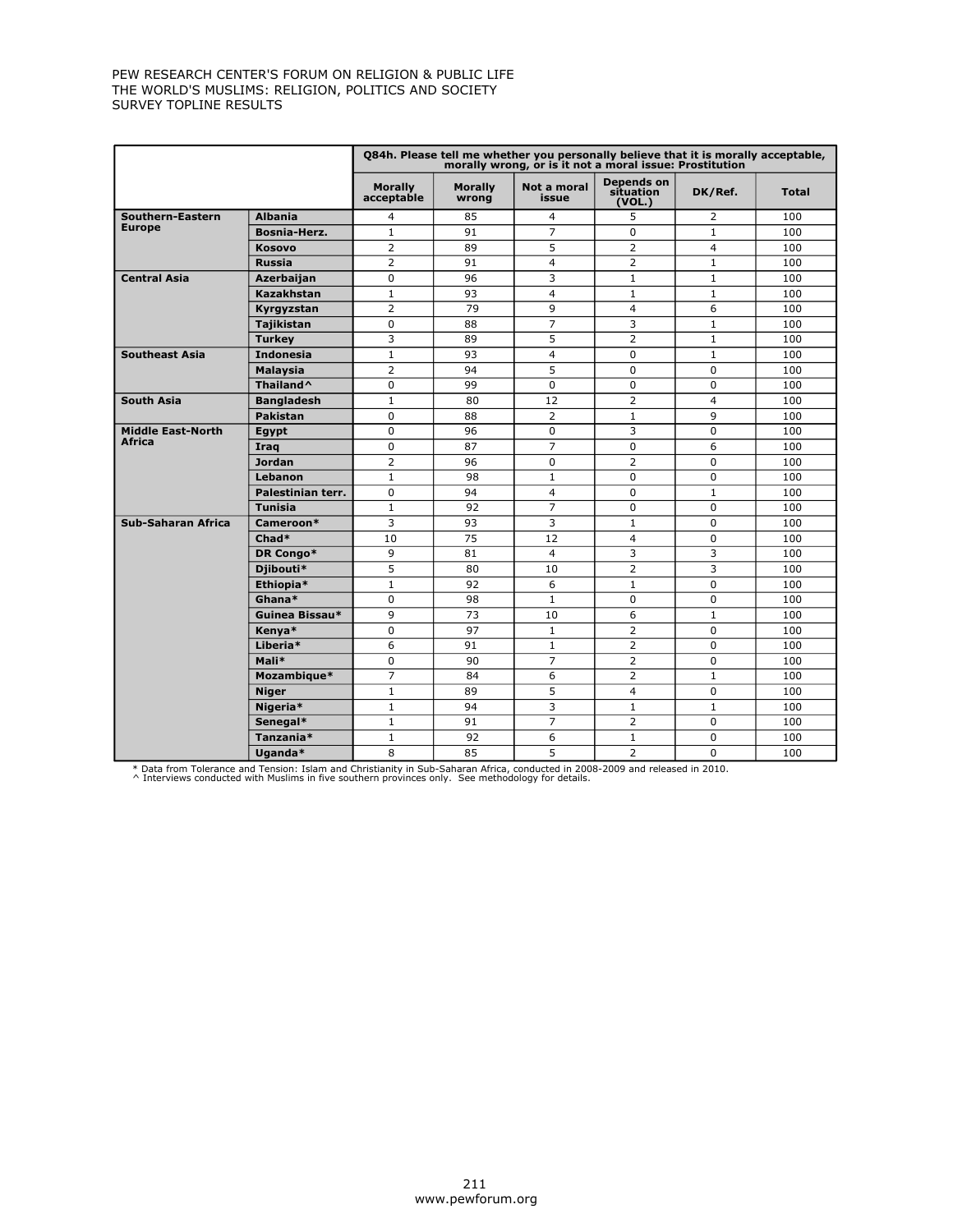| | | Q84h. Please tell me whether you personally believe that it is morally acceptable, morally wrong, or is it not a moral issue: Prostitution | | | | | |
|---|---|---|---|---|---|---|---|
| | | Morally acceptable | Morally wrong | Not a moral issue | Depends on situation (VOL.) | DK/Ref. | Total |
| **Southern-Eastern Europe** | **Albania** | 4 | 85 | 4 | 5 | 2 | 100 |
| | **Bosnia-Herz.** | 1 | 91 | 7 | 0 | 1 | 100 |
| | **Kosovo** | 2 | 89 | 5 | 2 | 4 | 100 |
| | **Russia** | 2 | 91 | 4 | 2 | 1 | 100 |
| **Central Asia** | **Azerbaijan** | 0 | 96 | 3 | 1 | 1 | 100 |
| | **Kazakhstan** | 1 | 93 | 4 | 1 | 1 | 100 |
| | **Kyrgyzstan** | 2 | 79 | 9 | 4 | 6 | 100 |
| | **Tajikistan** | 0 | 88 | 7 | 3 | 1 | 100 |
| | **Turkey** | 3 | 89 | 5 | 2 | 1 | 100 |
| **Southeast Asia** | **Indonesia** | 1 | 93 | 4 | 0 | 1 | 100 |
| | **Malaysia** | 2 | 94 | 5 | 0 | 0 | 100 |
| | **Thailand^** | 0 | 99 | 0 | 0 | 0 | 100 |
| **South Asia** | **Bangladesh** | 1 | 80 | 12 | 2 | 4 | 100 |
| | **Pakistan** | 0 | 88 | 2 | 1 | 9 | 100 |
| **Middle East-North Africa** | **Egypt** | 0 | 96 | 0 | 3 | 0 | 100 |
| | **Iraq** | 0 | 87 | 7 | 0 | 6 | 100 |
| | **Jordan** | 2 | 96 | 0 | 2 | 0 | 100 |
| | **Lebanon** | 1 | 98 | 1 | 0 | 0 | 100 |
| | **Palestinian terr.** | 0 | 94 | 4 | 0 | 1 | 100 |
| | **Tunisia** | 1 | 92 | 7 | 0 | 0 | 100 |
| **Sub-Saharan Africa** | **Cameroon*** | 3 | 93 | 3 | 1 | 0 | 100 |
| | **Chad*** | 10 | 75 | 12 | 4 | 0 | 100 |
| | **DR Congo*** | 9 | 81 | 4 | 3 | 3 | 100 |
| | **Djibouti*** | 5 | 80 | 10 | 2 | 3 | 100 |
| | **Ethiopia*** | 1 | 92 | 6 | 1 | 0 | 100 |
| | **Ghana*** | 0 | 98 | 1 | 0 | 0 | 100 |
| | **Guinea Bissau*** | 9 | 73 | 10 | 6 | 1 | 100 |
| | **Kenya*** | 0 | 97 | 1 | 2 | 0 | 100 |
| | **Liberia*** | 6 | 91 | 1 | 2 | 0 | 100 |
| | **Mali*** | 0 | 90 | 7 | 2 | 0 | 100 |
| | **Mozambique*** | 7 | 84 | 6 | 2 | 1 | 100 |
| | **Niger** | 1 | 89 | 5 | 4 | 0 | 100 |
| | **Nigeria*** | 1 | 94 | 3 | 1 | 1 | 100 |
| | **Senegal*** | 1 | 91 | 7 | 2 | 0 | 100 |
| | **Tanzania*** | 1 | 92 | 6 | 1 | 0 | 100 |
| | **Uganda*** | 8 | 85 | 5 | 2 | 0 | 100 |

\* Data from Tolerance and Tension: Islam and Christianity in Sub-Saharan Africa, conducted in 2008-2009 and released in 2010.
^ Interviews conducted with Muslims in five southern provinces only. See methodology for details.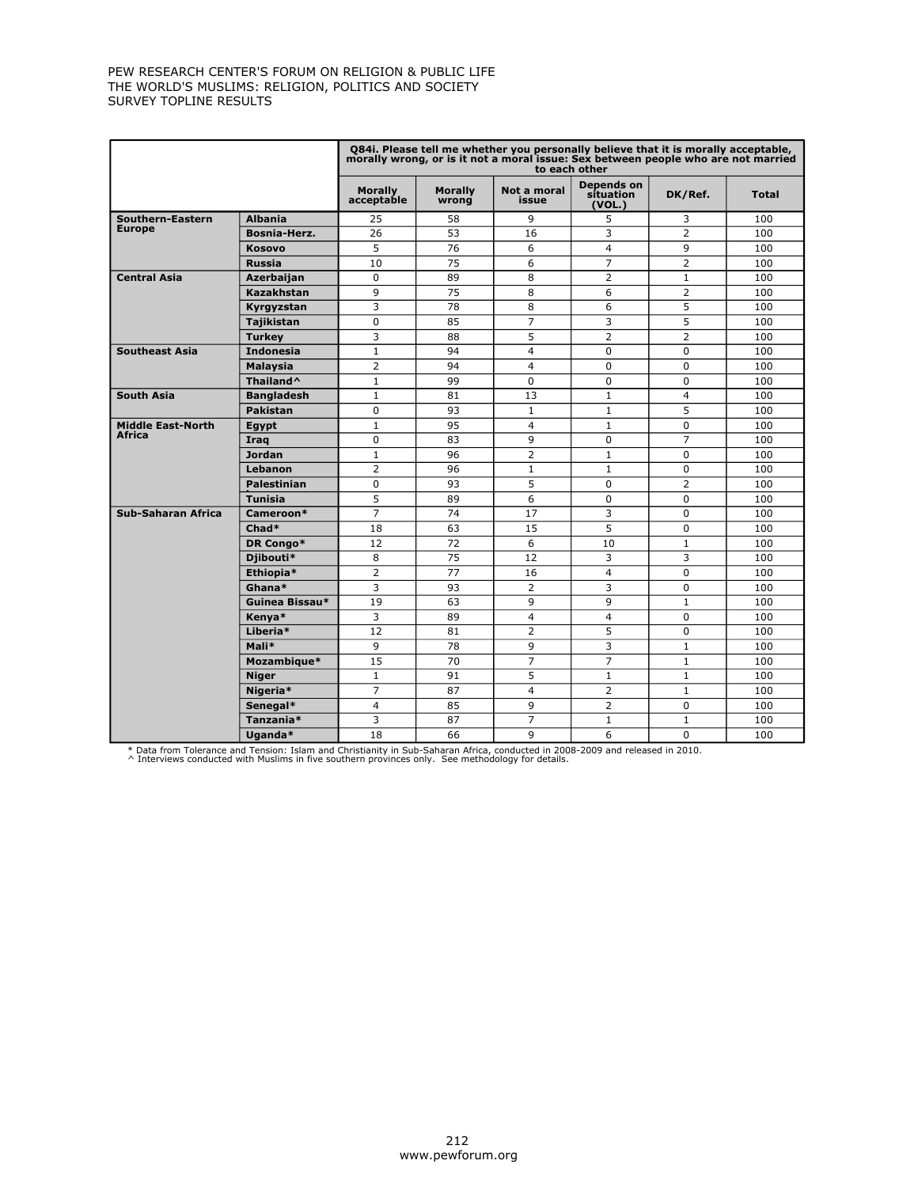PEW RESEARCH CENTER'S FORUM ON RELIGION & PUBLIC LIFE
THE WORLD'S MUSLIMS: RELIGION, POLITICS AND SOCIETY
SURVEY TOPLINE RESULTS

| | | Q84i. Please tell me whether you personally believe that it is morally acceptable, morally wrong, or is it not a moral issue: Sex between people who are not married to each other | | | | | |
|---|---|---|---|---|---|---|---|
| | | Morally acceptable | Morally wrong | Not a moral issue | Depends on situation (VOL.) | DK/Ref. | Total |
| Southern-Eastern Europe | Albania | 25 | 58 | 9 | 5 | 3 | 100 |
| | Bosnia-Herz. | 26 | 53 | 16 | 3 | 2 | 100 |
| | Kosovo | 5 | 76 | 6 | 4 | 9 | 100 |
| | Russia | 10 | 75 | 6 | 7 | 2 | 100 |
| Central Asia | Azerbaijan | 0 | 89 | 8 | 2 | 1 | 100 |
| | Kazakhstan | 9 | 75 | 8 | 6 | 2 | 100 |
| | Kyrgyzstan | 3 | 78 | 8 | 6 | 5 | 100 |
| | Tajikistan | 0 | 85 | 7 | 3 | 5 | 100 |
| | Turkey | 3 | 88 | 5 | 2 | 2 | 100 |
| Southeast Asia | Indonesia | 1 | 94 | 4 | 0 | 0 | 100 |
| | Malaysia | 2 | 94 | 4 | 0 | 0 | 100 |
| | Thailand^ | 1 | 99 | 0 | 0 | 0 | 100 |
| South Asia | Bangladesh | 1 | 81 | 13 | 1 | 4 | 100 |
| | Pakistan | 0 | 93 | 1 | 1 | 5 | 100 |
| Middle East-North Africa | Egypt | 1 | 95 | 4 | 1 | 0 | 100 |
| | Iraq | 0 | 83 | 9 | 0 | 7 | 100 |
| | Jordan | 1 | 96 | 2 | 1 | 0 | 100 |
| | Lebanon | 2 | 96 | 1 | 1 | 0 | 100 |
| | Palestinian | 0 | 93 | 5 | 0 | 2 | 100 |
| | Tunisia | 5 | 89 | 6 | 0 | 0 | 100 |
| Sub-Saharan Africa | Cameroon* | 7 | 74 | 17 | 3 | 0 | 100 |
| | Chad* | 18 | 63 | 15 | 5 | 0 | 100 |
| | DR Congo* | 12 | 72 | 6 | 10 | 1 | 100 |
| | Djibouti* | 8 | 75 | 12 | 3 | 3 | 100 |
| | Ethiopia* | 2 | 77 | 16 | 4 | 0 | 100 |
| | Ghana* | 3 | 93 | 2 | 3 | 0 | 100 |
| | Guinea Bissau* | 19 | 63 | 9 | 9 | 1 | 100 |
| | Kenya* | 3 | 89 | 4 | 4 | 0 | 100 |
| | Liberia* | 12 | 81 | 2 | 5 | 0 | 100 |
| | Mali* | 9 | 78 | 9 | 3 | 1 | 100 |
| | Mozambique* | 15 | 70 | 7 | 7 | 1 | 100 |
| | Niger | 1 | 91 | 5 | 1 | 1 | 100 |
| | Nigeria* | 7 | 87 | 4 | 2 | 1 | 100 |
| | Senegal* | 4 | 85 | 9 | 2 | 0 | 100 |
| | Tanzania* | 3 | 87 | 7 | 1 | 1 | 100 |
| | Uganda* | 18 | 66 | 9 | 6 | 0 | 100 |

\* Data from Tolerance and Tension: Islam and Christianity in Sub-Saharan Africa, conducted in 2008-2009 and released in 2010.
^ Interviews conducted with Muslims in five southern provinces only. See methodology for details.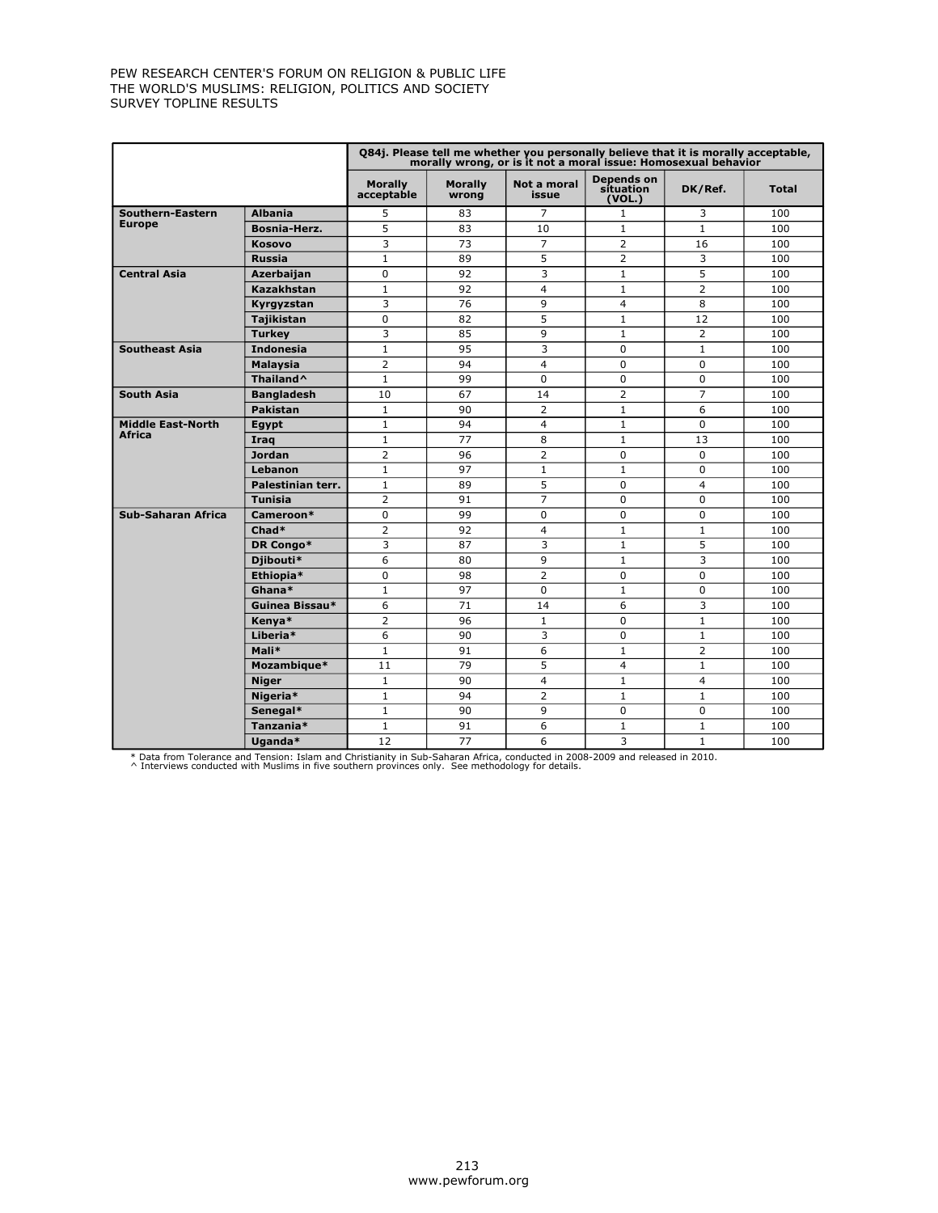PEW RESEARCH CENTER'S FORUM ON RELIGION & PUBLIC LIFE
THE WORLD'S MUSLIMS: RELIGION, POLITICS AND SOCIETY
SURVEY TOPLINE RESULTS

| | | Q84j. Please tell me whether you personally believe that it is morally acceptable, morally wrong, or is it not a moral issue: Homosexual behavior | | | | | |
|---|---|---|---|---|---|---|---|
| | | **Morally acceptable** | **Morally wrong** | **Not a moral issue** | **Depends on situation (VOL.)** | **DK/Ref.** | **Total** |
| **Southern-Eastern Europe** | **Albania** | 5 | 83 | 7 | 1 | 3 | 100 |
| | **Bosnia-Herz.** | 5 | 83 | 10 | 1 | 1 | 100 |
| | **Kosovo** | 3 | 73 | 7 | 2 | 16 | 100 |
| | **Russia** | 1 | 89 | 5 | 2 | 3 | 100 |
| **Central Asia** | **Azerbaijan** | 0 | 92 | 3 | 1 | 5 | 100 |
| | **Kazakhstan** | 1 | 92 | 4 | 1 | 2 | 100 |
| | **Kyrgyzstan** | 3 | 76 | 9 | 4 | 8 | 100 |
| | **Tajikistan** | 0 | 82 | 5 | 1 | 12 | 100 |
| | **Turkey** | 3 | 85 | 9 | 1 | 2 | 100 |
| **Southeast Asia** | **Indonesia** | 1 | 95 | 3 | 0 | 1 | 100 |
| | **Malaysia** | 2 | 94 | 4 | 0 | 0 | 100 |
| | **Thailand^** | 1 | 99 | 0 | 0 | 0 | 100 |
| **South Asia** | **Bangladesh** | 10 | 67 | 14 | 2 | 7 | 100 |
| | **Pakistan** | 1 | 90 | 2 | 1 | 6 | 100 |
| **Middle East-North Africa** | **Egypt** | 1 | 94 | 4 | 1 | 0 | 100 |
| | **Iraq** | 1 | 77 | 8 | 1 | 13 | 100 |
| | **Jordan** | 2 | 96 | 2 | 0 | 0 | 100 |
| | **Lebanon** | 1 | 97 | 1 | 1 | 0 | 100 |
| | **Palestinian terr.** | 1 | 89 | 5 | 0 | 4 | 100 |
| | **Tunisia** | 2 | 91 | 7 | 0 | 0 | 100 |
| **Sub-Saharan Africa** | **Cameroon*** | 0 | 99 | 0 | 0 | 0 | 100 |
| | **Chad*** | 2 | 92 | 4 | 1 | 1 | 100 |
| | **DR Congo*** | 3 | 87 | 3 | 1 | 5 | 100 |
| | **Djibouti*** | 6 | 80 | 9 | 1 | 3 | 100 |
| | **Ethiopia*** | 0 | 98 | 2 | 0 | 0 | 100 |
| | **Ghana*** | 1 | 97 | 0 | 1 | 0 | 100 |
| | **Guinea Bissau*** | 6 | 71 | 14 | 6 | 3 | 100 |
| | **Kenya*** | 2 | 96 | 1 | 0 | 1 | 100 |
| | **Liberia*** | 6 | 90 | 3 | 0 | 1 | 100 |
| | **Mali*** | 1 | 91 | 6 | 1 | 2 | 100 |
| | **Mozambique*** | 11 | 79 | 5 | 4 | 1 | 100 |
| | **Niger** | 1 | 90 | 4 | 1 | 4 | 100 |
| | **Nigeria*** | 1 | 94 | 2 | 1 | 1 | 100 |
| | **Senegal*** | 1 | 90 | 9 | 0 | 0 | 100 |
| | **Tanzania*** | 1 | 91 | 6 | 1 | 1 | 100 |
| | **Uganda*** | 12 | 77 | 6 | 3 | 1 | 100 |

* Data from Tolerance and Tension: Islam and Christianity in Sub-Saharan Africa, conducted in 2008-2009 and released in 2010.
^ Interviews conducted with Muslims in five southern provinces only. See methodology for details.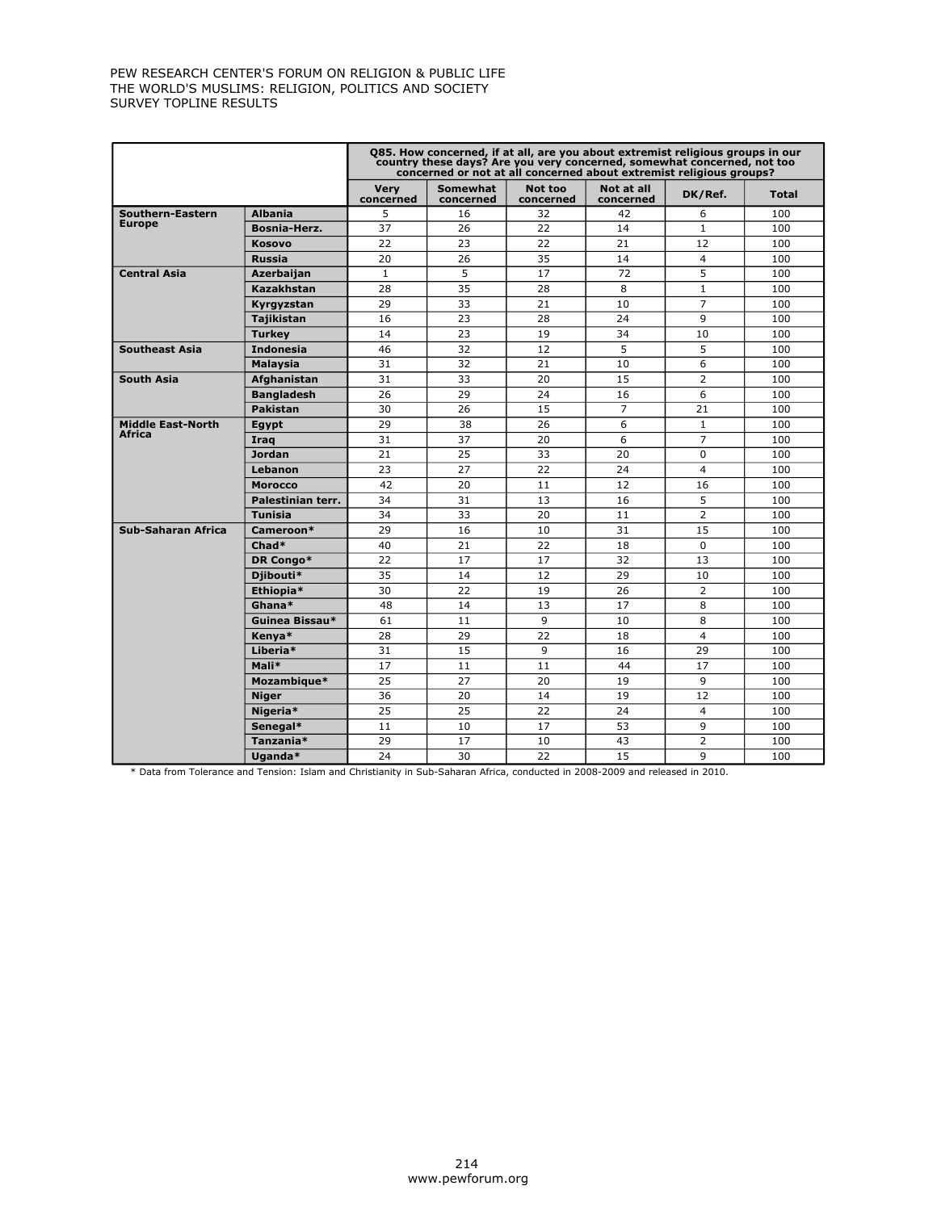PEW RESEARCH CENTER'S FORUM ON RELIGION & PUBLIC LIFE
THE WORLD'S MUSLIMS: RELIGION, POLITICS AND SOCIETY
SURVEY TOPLINE RESULTS

| | | Q85. How concerned, if at all, are you about extremist religious groups in our country these days? Are you very concerned, somewhat concerned, not too concerned or not at all concerned about extremist religious groups? | | | | | |
|---|---|---|---|---|---|---|---|
| | | Very concerned | Somewhat concerned | Not too concerned | Not at all concerned | DK/Ref. | Total |
| **Southern-Eastern Europe** | **Albania** | 5 | 16 | 32 | 42 | 6 | 100 |
| | **Bosnia-Herz.** | 37 | 26 | 22 | 14 | 1 | 100 |
| | **Kosovo** | 22 | 23 | 22 | 21 | 12 | 100 |
| | **Russia** | 20 | 26 | 35 | 14 | 4 | 100 |
| **Central Asia** | **Azerbaijan** | 1 | 5 | 17 | 72 | 5 | 100 |
| | **Kazakhstan** | 28 | 35 | 28 | 8 | 1 | 100 |
| | **Kyrgyzstan** | 29 | 33 | 21 | 10 | 7 | 100 |
| | **Tajikistan** | 16 | 23 | 28 | 24 | 9 | 100 |
| | **Turkey** | 14 | 23 | 19 | 34 | 10 | 100 |
| **Southeast Asia** | **Indonesia** | 46 | 32 | 12 | 5 | 5 | 100 |
| | **Malaysia** | 31 | 32 | 21 | 10 | 6 | 100 |
| **South Asia** | **Afghanistan** | 31 | 33 | 20 | 15 | 2 | 100 |
| | **Bangladesh** | 26 | 29 | 24 | 16 | 6 | 100 |
| | **Pakistan** | 30 | 26 | 15 | 7 | 21 | 100 |
| **Middle East-North Africa** | **Egypt** | 29 | 38 | 26 | 6 | 1 | 100 |
| | **Iraq** | 31 | 37 | 20 | 6 | 7 | 100 |
| | **Jordan** | 21 | 25 | 33 | 20 | 0 | 100 |
| | **Lebanon** | 23 | 27 | 22 | 24 | 4 | 100 |
| | **Morocco** | 42 | 20 | 11 | 12 | 16 | 100 |
| | **Palestinian terr.** | 34 | 31 | 13 | 16 | 5 | 100 |
| | **Tunisia** | 34 | 33 | 20 | 11 | 2 | 100 |
| **Sub-Saharan Africa** | **Cameroon*** | 29 | 16 | 10 | 31 | 15 | 100 |
| | **Chad*** | 40 | 21 | 22 | 18 | 0 | 100 |
| | **DR Congo*** | 22 | 17 | 17 | 32 | 13 | 100 |
| | **Djibouti*** | 35 | 14 | 12 | 29 | 10 | 100 |
| | **Ethiopia*** | 30 | 22 | 19 | 26 | 2 | 100 |
| | **Ghana*** | 48 | 14 | 13 | 17 | 8 | 100 |
| | **Guinea Bissau*** | 61 | 11 | 9 | 10 | 8 | 100 |
| | **Kenya*** | 28 | 29 | 22 | 18 | 4 | 100 |
| | **Liberia*** | 31 | 15 | 9 | 16 | 29 | 100 |
| | **Mali*** | 17 | 11 | 11 | 44 | 17 | 100 |
| | **Mozambique*** | 25 | 27 | 20 | 19 | 9 | 100 |
| | **Niger** | 36 | 20 | 14 | 19 | 12 | 100 |
| | **Nigeria*** | 25 | 25 | 22 | 24 | 4 | 100 |
| | **Senegal*** | 11 | 10 | 17 | 53 | 9 | 100 |
| | **Tanzania*** | 29 | 17 | 10 | 43 | 2 | 100 |
| | **Uganda*** | 24 | 30 | 22 | 15 | 9 | 100 |

* Data from Tolerance and Tension: Islam and Christianity in Sub-Saharan Africa, conducted in 2008-2009 and released in 2010.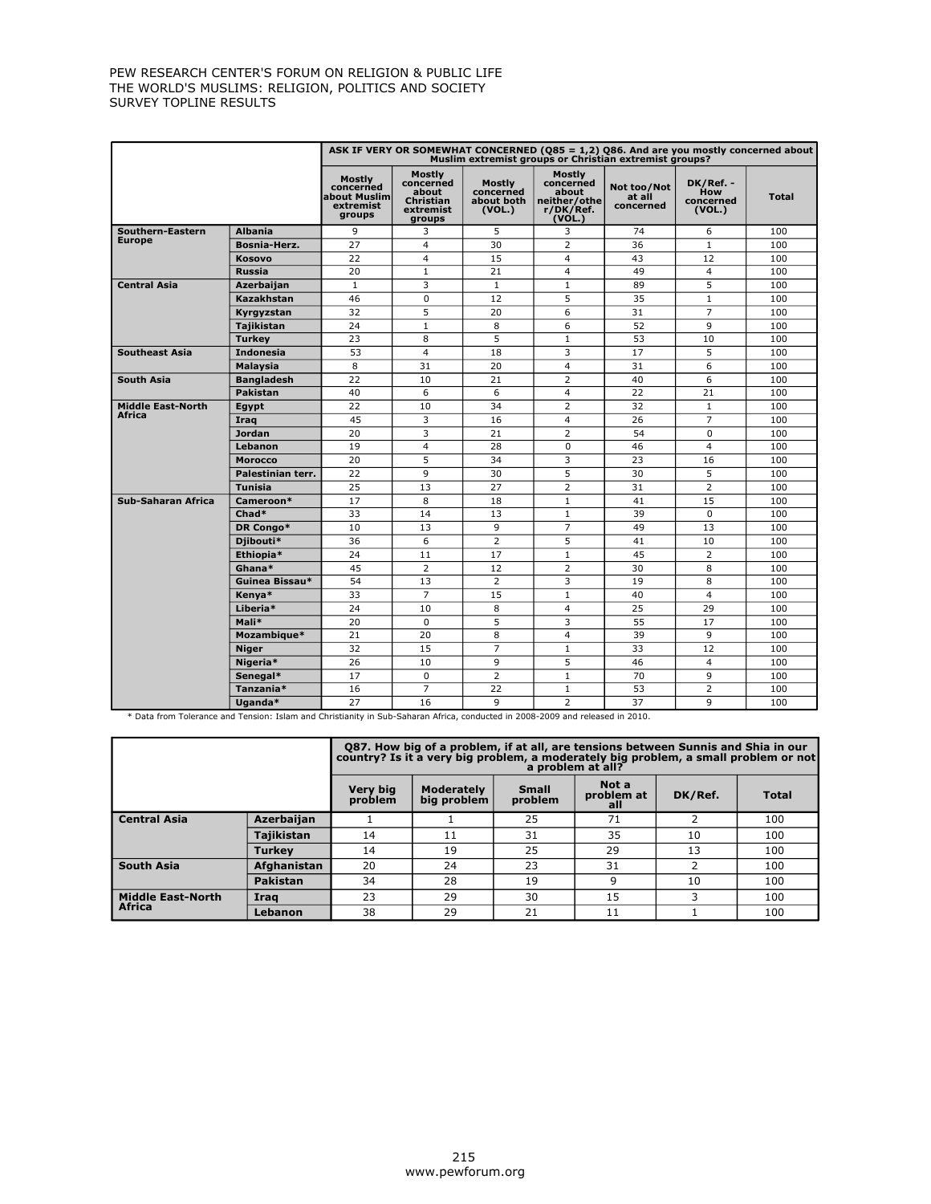| | | ASK IF VERY OR SOMEWHAT CONCERNED (Q85 = 1,2) Q86. And are you mostly concerned about Muslim extremist groups or Christian extremist groups? | | | | | | |
|---|---|---|---|---|---|---|---|---|
| | | Mostly concerned about Muslim extremist groups | Mostly concerned about Christian extremist groups | Mostly concerned about both (VOL.) | Mostly concerned about neither/other/DK/Ref. (VOL.) | Not too/Not at all concerned | DK/Ref. - How concerned (VOL.) | Total |
| Southern-Eastern Europe | Albania | 9 | 3 | 5 | 3 | 74 | 6 | 100 |
| | Bosnia-Herz. | 27 | 4 | 30 | 2 | 36 | 1 | 100 |
| | Kosovo | 22 | 4 | 15 | 4 | 43 | 12 | 100 |
| | Russia | 20 | 1 | 21 | 4 | 49 | 4 | 100 |
| Central Asia | Azerbaijan | 1 | 3 | 1 | 1 | 89 | 5 | 100 |
| | Kazakhstan | 46 | 0 | 12 | 5 | 35 | 1 | 100 |
| | Kyrgyzstan | 32 | 5 | 20 | 6 | 31 | 7 | 100 |
| | Tajikistan | 24 | 1 | 8 | 6 | 52 | 9 | 100 |
| | Turkey | 23 | 8 | 5 | 1 | 53 | 10 | 100 |
| Southeast Asia | Indonesia | 53 | 4 | 18 | 3 | 17 | 5 | 100 |
| | Malaysia | 8 | 31 | 20 | 4 | 31 | 6 | 100 |
| South Asia | Bangladesh | 22 | 10 | 21 | 2 | 40 | 6 | 100 |
| | Pakistan | 40 | 6 | 6 | 4 | 22 | 21 | 100 |
| Middle East-North Africa | Egypt | 22 | 10 | 34 | 2 | 32 | 1 | 100 |
| | Iraq | 45 | 3 | 16 | 4 | 26 | 7 | 100 |
| | Jordan | 20 | 3 | 21 | 2 | 54 | 0 | 100 |
| | Lebanon | 19 | 4 | 28 | 0 | 46 | 4 | 100 |
| | Morocco | 20 | 5 | 34 | 3 | 23 | 16 | 100 |
| | Palestinian terr. | 22 | 9 | 30 | 5 | 30 | 5 | 100 |
| | Tunisia | 25 | 13 | 27 | 2 | 31 | 2 | 100 |
| Sub-Saharan Africa | Cameroon* | 17 | 8 | 18 | 1 | 41 | 15 | 100 |
| | Chad* | 33 | 14 | 13 | 1 | 39 | 0 | 100 |
| | DR Congo* | 10 | 13 | 9 | 7 | 49 | 13 | 100 |
| | Djibouti* | 36 | 6 | 2 | 5 | 41 | 10 | 100 |
| | Ethiopia* | 24 | 11 | 17 | 1 | 45 | 2 | 100 |
| | Ghana* | 45 | 2 | 12 | 2 | 30 | 8 | 100 |
| | Guinea Bissau* | 54 | 13 | 2 | 3 | 19 | 8 | 100 |
| | Kenya* | 33 | 7 | 15 | 1 | 40 | 4 | 100 |
| | Liberia* | 24 | 10 | 8 | 4 | 25 | 29 | 100 |
| | Mali* | 20 | 0 | 5 | 3 | 55 | 17 | 100 |
| | Mozambique* | 21 | 20 | 8 | 4 | 39 | 9 | 100 |
| | Niger | 32 | 15 | 7 | 1 | 33 | 12 | 100 |
| | Nigeria* | 26 | 10 | 9 | 5 | 46 | 4 | 100 |
| | Senegal* | 17 | 0 | 2 | 1 | 70 | 9 | 100 |
| | Tanzania* | 16 | 7 | 22 | 1 | 53 | 2 | 100 |
| | Uganda* | 27 | 16 | 9 | 2 | 37 | 9 | 100 |

\* Data from Tolerance and Tension: Islam and Christianity in Sub-Saharan Africa, conducted in 2008-2009 and released in 2010.

| | | Q87. How big of a problem, if at all, are tensions between Sunnis and Shia in our country? Is it a very big problem, a moderately big problem, a small problem or not a problem at all? | | | | | |
|---|---|---|---|---|---|---|---|
| | | Very big problem | Moderately big problem | Small problem | Not a problem at all | DK/Ref. | Total |
| Central Asia | Azerbaijan | 1 | 1 | 25 | 71 | 2 | 100 |
| | Tajikistan | 14 | 11 | 31 | 35 | 10 | 100 |
| | Turkey | 14 | 19 | 25 | 29 | 13 | 100 |
| South Asia | Afghanistan | 20 | 24 | 23 | 31 | 2 | 100 |
| | Pakistan | 34 | 28 | 19 | 9 | 10 | 100 |
| Middle East-North Africa | Iraq | 23 | 29 | 30 | 15 | 3 | 100 |
| | Lebanon | 38 | 29 | 21 | 11 | 1 | 100 |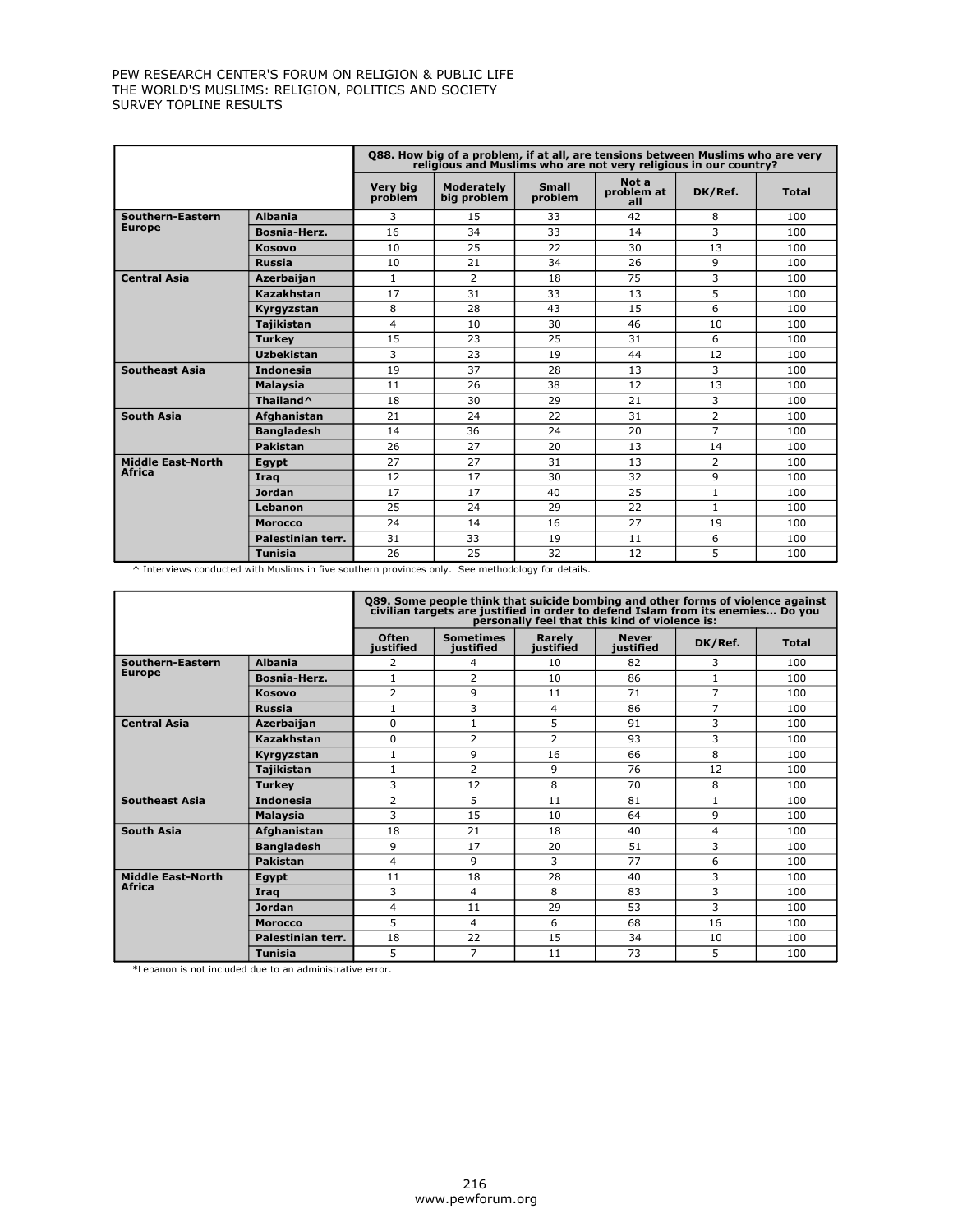| | | Q88. How big of a problem, if at all, are tensions between Muslims who are very religious and Muslims who are not very religious in our country? | | | | | |
|---|---|---|---|---|---|---|---|
| | | Very big problem | Moderately big problem | Small problem | Not a problem at all | DK/Ref. | Total |
| Southern-Eastern Europe | Albania | 3 | 15 | 33 | 42 | 8 | 100 |
| | Bosnia-Herz. | 16 | 34 | 33 | 14 | 3 | 100 |
| | Kosovo | 10 | 25 | 22 | 30 | 13 | 100 |
| | Russia | 10 | 21 | 34 | 26 | 9 | 100 |
| Central Asia | Azerbaijan | 1 | 2 | 18 | 75 | 3 | 100 |
| | Kazakhstan | 17 | 31 | 33 | 13 | 5 | 100 |
| | Kyrgyzstan | 8 | 28 | 43 | 15 | 6 | 100 |
| | Tajikistan | 4 | 10 | 30 | 46 | 10 | 100 |
| | Turkey | 15 | 23 | 25 | 31 | 6 | 100 |
| | Uzbekistan | 3 | 23 | 19 | 44 | 12 | 100 |
| Southeast Asia | Indonesia | 19 | 37 | 28 | 13 | 3 | 100 |
| | Malaysia | 11 | 26 | 38 | 12 | 13 | 100 |
| | Thailand^ | 18 | 30 | 29 | 21 | 3 | 100 |
| South Asia | Afghanistan | 21 | 24 | 22 | 31 | 2 | 100 |
| | Bangladesh | 14 | 36 | 24 | 20 | 7 | 100 |
| | Pakistan | 26 | 27 | 20 | 13 | 14 | 100 |
| Middle East-North Africa | Egypt | 27 | 27 | 31 | 13 | 2 | 100 |
| | Iraq | 12 | 17 | 30 | 32 | 9 | 100 |
| | Jordan | 17 | 17 | 40 | 25 | 1 | 100 |
| | Lebanon | 25 | 24 | 29 | 22 | 1 | 100 |
| | Morocco | 24 | 14 | 16 | 27 | 19 | 100 |
| | Palestinian terr. | 31 | 33 | 19 | 11 | 6 | 100 |
| | Tunisia | 26 | 25 | 32 | 12 | 5 | 100 |

^ Interviews conducted with Muslims in five southern provinces only. See methodology for details.

| | | Q89. Some people think that suicide bombing and other forms of violence against civilian targets are justified in order to defend Islam from its enemies... Do you personally feel that this kind of violence is: | | | | | |
|---|---|---|---|---|---|---|---|
| | | Often justified | Sometimes justified | Rarely justified | Never justified | DK/Ref. | Total |
| Southern-Eastern Europe | Albania | 2 | 4 | 10 | 82 | 3 | 100 |
| | Bosnia-Herz. | 1 | 2 | 10 | 86 | 1 | 100 |
| | Kosovo | 2 | 9 | 11 | 71 | 7 | 100 |
| | Russia | 1 | 3 | 4 | 86 | 7 | 100 |
| Central Asia | Azerbaijan | 0 | 1 | 5 | 91 | 3 | 100 |
| | Kazakhstan | 0 | 2 | 2 | 93 | 3 | 100 |
| | Kyrgyzstan | 1 | 9 | 16 | 66 | 8 | 100 |
| | Tajikistan | 1 | 2 | 9 | 76 | 12 | 100 |
| | Turkey | 3 | 12 | 8 | 70 | 8 | 100 |
| Southeast Asia | Indonesia | 2 | 5 | 11 | 81 | 1 | 100 |
| | Malaysia | 3 | 15 | 10 | 64 | 9 | 100 |
| South Asia | Afghanistan | 18 | 21 | 18 | 40 | 4 | 100 |
| | Bangladesh | 9 | 17 | 20 | 51 | 3 | 100 |
| | Pakistan | 4 | 9 | 3 | 77 | 6 | 100 |
| Middle East-North Africa | Egypt | 11 | 18 | 28 | 40 | 3 | 100 |
| | Iraq | 3 | 4 | 8 | 83 | 3 | 100 |
| | Jordan | 4 | 11 | 29 | 53 | 3 | 100 |
| | Morocco | 5 | 4 | 6 | 68 | 16 | 100 |
| | Palestinian terr. | 18 | 22 | 15 | 34 | 10 | 100 |
| | Tunisia | 5 | 7 | 11 | 73 | 5 | 100 |

*Lebanon is not included due to an administrative error.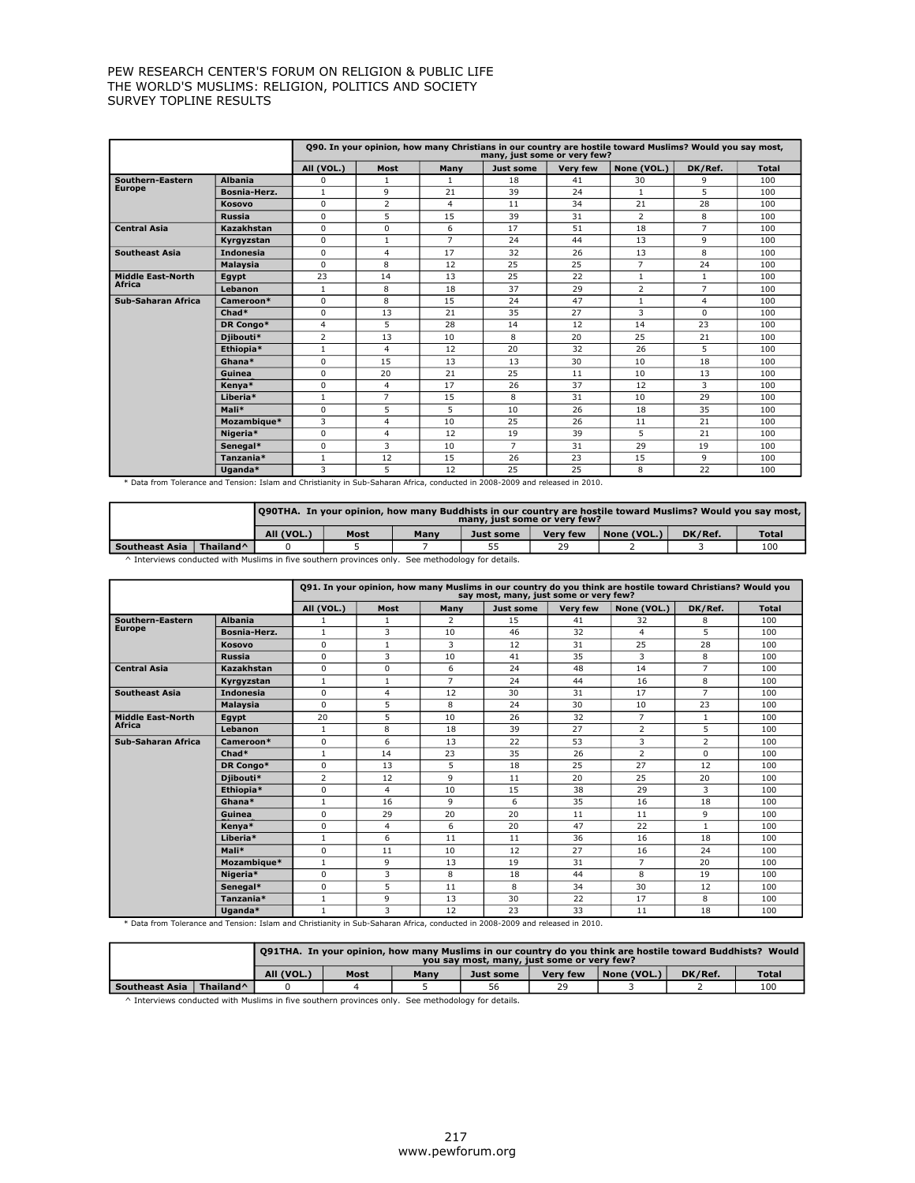PEW RESEARCH CENTER'S FORUM ON RELIGION & PUBLIC LIFE
THE WORLD'S MUSLIMS: RELIGION, POLITICS AND SOCIETY
SURVEY TOPLINE RESULTS

| | | Q90. In your opinion, how many Christians in our country are hostile toward Muslims? Would you say most, many, just some or very few? | | | | | | | |
|---|---|---|---|---|---|---|---|---|---|
| | | All (VOL.) | Most | Many | Just some | Very few | None (VOL.) | DK/Ref. | Total |
| Southern-Eastern Europe | Albania | 0 | 1 | 1 | 18 | 41 | 30 | 9 | 100 |
| | Bosnia-Herz. | 1 | 9 | 21 | 39 | 24 | 1 | 5 | 100 |
| | Kosovo | 0 | 2 | 4 | 11 | 34 | 21 | 28 | 100 |
| | Russia | 0 | 5 | 15 | 39 | 31 | 2 | 8 | 100 |
| Central Asia | Kazakhstan | 0 | 0 | 6 | 17 | 51 | 18 | 7 | 100 |
| | Kyrgyzstan | 0 | 1 | 7 | 24 | 44 | 13 | 9 | 100 |
| Southeast Asia | Indonesia | 0 | 4 | 17 | 32 | 26 | 13 | 8 | 100 |
| | Malaysia | 0 | 8 | 12 | 25 | 25 | 7 | 24 | 100 |
| Middle East-North Africa | Egypt | 23 | 14 | 13 | 25 | 22 | 1 | 1 | 100 |
| | Lebanon | 1 | 8 | 18 | 37 | 29 | 2 | 7 | 100 |
| Sub-Saharan Africa | Cameroon* | 0 | 8 | 15 | 24 | 47 | 1 | 4 | 100 |
| | Chad* | 0 | 13 | 21 | 35 | 27 | 3 | 0 | 100 |
| | DR Congo* | 4 | 5 | 28 | 14 | 12 | 14 | 23 | 100 |
| | Djibouti* | 2 | 13 | 10 | 8 | 20 | 25 | 21 | 100 |
| | Ethiopia* | 1 | 4 | 12 | 20 | 32 | 26 | 5 | 100 |
| | Ghana* | 0 | 15 | 13 | 13 | 30 | 10 | 18 | 100 |
| | Guinea | 0 | 20 | 21 | 25 | 11 | 10 | 13 | 100 |
| | Kenya* | 0 | 4 | 17 | 26 | 37 | 12 | 3 | 100 |
| | Liberia* | 1 | 7 | 15 | 8 | 31 | 10 | 29 | 100 |
| | Mali* | 0 | 5 | 5 | 10 | 26 | 18 | 35 | 100 |
| | Mozambique* | 3 | 4 | 10 | 25 | 26 | 11 | 21 | 100 |
| | Nigeria* | 0 | 4 | 12 | 19 | 39 | 5 | 21 | 100 |
| | Senegal* | 0 | 3 | 10 | 7 | 31 | 29 | 19 | 100 |
| | Tanzania* | 1 | 12 | 15 | 26 | 23 | 15 | 9 | 100 |
| | Uganda* | 3 | 5 | 12 | 25 | 25 | 8 | 22 | 100 |

* Data from Tolerance and Tension: Islam and Christianity in Sub-Saharan Africa, conducted in 2008-2009 and released in 2010.

| | | Q90THA. In your opinion, how many Buddhists in our country are hostile toward Muslims? Would you say most, many, just some or very few? | | | | | | | |
|---|---|---|---|---|---|---|---|---|---|
| | | All (VOL.) | Most | Many | Just some | Very few | None (VOL.) | DK/Ref. | Total |
| Southeast Asia | Thailand^ | 0 | 5 | 7 | 55 | 29 | 2 | 3 | 100 |

^ Interviews conducted with Muslims in five southern provinces only. See methodology for details.

| | | Q91. In your opinion, how many Muslims in our country do you think are hostile toward Christians? Would you say most, many, just some or very few? | | | | | | | |
|---|---|---|---|---|---|---|---|---|---|
| | | All (VOL.) | Most | Many | Just some | Very few | None (VOL.) | DK/Ref. | Total |
| Southern-Eastern Europe | Albania | 1 | 1 | 2 | 15 | 41 | 32 | 8 | 100 |
| | Bosnia-Herz. | 1 | 3 | 10 | 46 | 32 | 4 | 5 | 100 |
| | Kosovo | 0 | 1 | 3 | 12 | 31 | 25 | 28 | 100 |
| | Russia | 0 | 3 | 10 | 41 | 35 | 3 | 8 | 100 |
| Central Asia | Kazakhstan | 0 | 0 | 6 | 24 | 48 | 14 | 7 | 100 |
| | Kyrgyzstan | 1 | 1 | 7 | 24 | 44 | 16 | 8 | 100 |
| Southeast Asia | Indonesia | 0 | 4 | 12 | 30 | 31 | 17 | 7 | 100 |
| | Malaysia | 0 | 5 | 8 | 24 | 30 | 10 | 23 | 100 |
| Middle East-North Africa | Egypt | 20 | 5 | 10 | 26 | 32 | 7 | 1 | 100 |
| | Lebanon | 1 | 8 | 18 | 39 | 27 | 2 | 5 | 100 |
| Sub-Saharan Africa | Cameroon* | 0 | 6 | 13 | 22 | 53 | 3 | 2 | 100 |
| | Chad* | 1 | 14 | 23 | 35 | 26 | 2 | 0 | 100 |
| | DR Congo* | 0 | 13 | 5 | 18 | 25 | 27 | 12 | 100 |
| | Djibouti* | 2 | 12 | 9 | 11 | 20 | 25 | 20 | 100 |
| | Ethiopia* | 0 | 4 | 10 | 15 | 38 | 29 | 3 | 100 |
| | Ghana* | 1 | 16 | 9 | 6 | 35 | 16 | 18 | 100 |
| | Guinea | 0 | 29 | 20 | 20 | 11 | 11 | 9 | 100 |
| | Kenya* | 0 | 4 | 6 | 20 | 47 | 22 | 1 | 100 |
| | Liberia* | 1 | 6 | 11 | 11 | 36 | 16 | 18 | 100 |
| | Mali* | 0 | 11 | 10 | 12 | 27 | 16 | 24 | 100 |
| | Mozambique* | 1 | 9 | 13 | 19 | 31 | 7 | 20 | 100 |
| | Nigeria* | 0 | 3 | 8 | 18 | 44 | 8 | 19 | 100 |
| | Senegal* | 0 | 5 | 11 | 8 | 34 | 30 | 12 | 100 |
| | Tanzania* | 1 | 9 | 13 | 30 | 22 | 17 | 8 | 100 |
| | Uganda* | 1 | 3 | 12 | 23 | 33 | 11 | 18 | 100 |

* Data from Tolerance and Tension: Islam and Christianity in Sub-Saharan Africa, conducted in 2008-2009 and released in 2010.

| | | Q91THA. In your opinion, how many Muslims in our country do you think are hostile toward Buddhists? Would you say most, many, just some or very few? | | | | | | | |
|---|---|---|---|---|---|---|---|---|---|
| | | All (VOL.) | Most | Many | Just some | Very few | None (VOL.) | DK/Ref. | Total |
| Southeast Asia | Thailand^ | 0 | 4 | 5 | 56 | 29 | 3 | 2 | 100 |

^ Interviews conducted with Muslims in five southern provinces only. See methodology for details.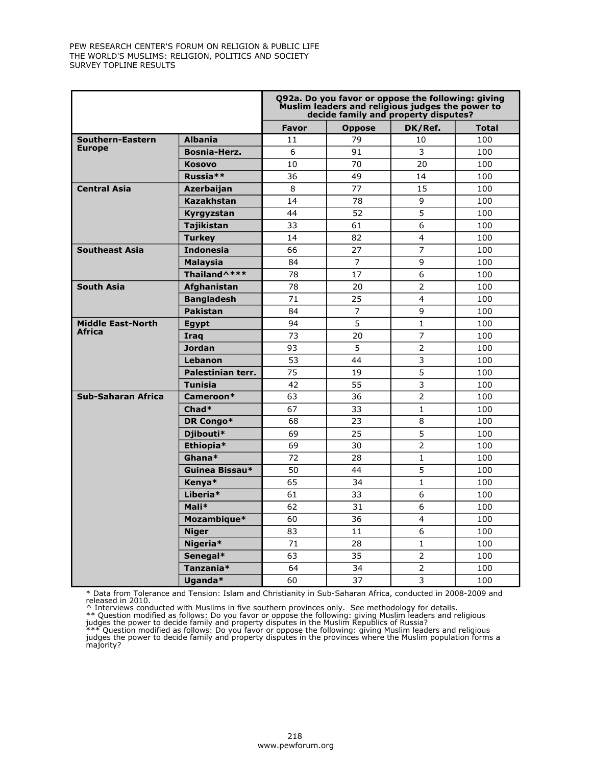| | | Q92a. Do you favor or oppose the following: giving Muslim leaders and religious judges the power to decide family and property disputes? | | | |
|---|---|---|---|---|---|
| | | Favor | Oppose | DK/Ref. | Total |
| Southern-Eastern Europe | Albania | 11 | 79 | 10 | 100 |
| | Bosnia-Herz. | 6 | 91 | 3 | 100 |
| | Kosovo | 10 | 70 | 20 | 100 |
| | Russia** | 36 | 49 | 14 | 100 |
| Central Asia | Azerbaijan | 8 | 77 | 15 | 100 |
| | Kazakhstan | 14 | 78 | 9 | 100 |
| | Kyrgyzstan | 44 | 52 | 5 | 100 |
| | Tajikistan | 33 | 61 | 6 | 100 |
| | Turkey | 14 | 82 | 4 | 100 |
| Southeast Asia | Indonesia | 66 | 27 | 7 | 100 |
| | Malaysia | 84 | 7 | 9 | 100 |
| | Thailand^*** | 78 | 17 | 6 | 100 |
| South Asia | Afghanistan | 78 | 20 | 2 | 100 |
| | Bangladesh | 71 | 25 | 4 | 100 |
| | Pakistan | 84 | 7 | 9 | 100 |
| Middle East-North Africa | Egypt | 94 | 5 | 1 | 100 |
| | Iraq | 73 | 20 | 7 | 100 |
| | Jordan | 93 | 5 | 2 | 100 |
| | Lebanon | 53 | 44 | 3 | 100 |
| | Palestinian terr. | 75 | 19 | 5 | 100 |
| | Tunisia | 42 | 55 | 3 | 100 |
| Sub-Saharan Africa | Cameroon* | 63 | 36 | 2 | 100 |
| | Chad* | 67 | 33 | 1 | 100 |
| | DR Congo* | 68 | 23 | 8 | 100 |
| | Djibouti* | 69 | 25 | 5 | 100 |
| | Ethiopia* | 69 | 30 | 2 | 100 |
| | Ghana* | 72 | 28 | 1 | 100 |
| | Guinea Bissau* | 50 | 44 | 5 | 100 |
| | Kenya* | 65 | 34 | 1 | 100 |
| | Liberia* | 61 | 33 | 6 | 100 |
| | Mali* | 62 | 31 | 6 | 100 |
| | Mozambique* | 60 | 36 | 4 | 100 |
| | Niger | 83 | 11 | 6 | 100 |
| | Nigeria* | 71 | 28 | 1 | 100 |
| | Senegal* | 63 | 35 | 2 | 100 |
| | Tanzania* | 64 | 34 | 2 | 100 |
| | Uganda* | 60 | 37 | 3 | 100 |

* Data from Tolerance and Tension: Islam and Christianity in Sub-Saharan Africa, conducted in 2008-2009 and released in 2010.
^ Interviews conducted with Muslims in five southern provinces only. See methodology for details.
** Question modified as follows: Do you favor or oppose the following: giving Muslim leaders and religious judges the power to decide family and property disputes in the Muslim Republics of Russia?
*** Question modified as follows: Do you favor or oppose the following: giving Muslim leaders and religious judges the power to decide family and property disputes in the provinces where the Muslim population forms a majority?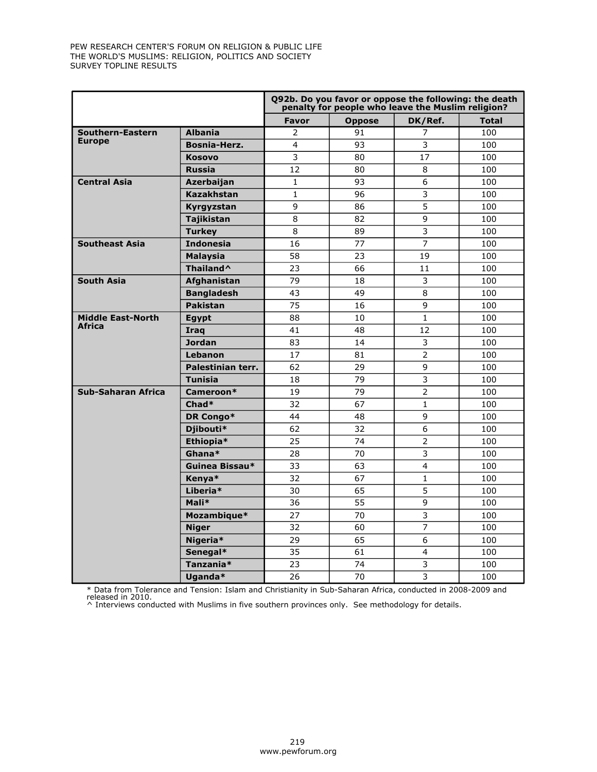PEW RESEARCH CENTER'S FORUM ON RELIGION & PUBLIC LIFE
THE WORLD'S MUSLIMS: RELIGION, POLITICS AND SOCIETY
SURVEY TOPLINE RESULTS

| | | Q92b. Do you favor or oppose the following: the death penalty for people who leave the Muslim religion? | | | |
|---|---|---|---|---|---|
| | | **Favor** | **Oppose** | **DK/Ref.** | **Total** |
| **Southern-Eastern Europe** | **Albania** | 2 | 91 | 7 | 100 |
| | **Bosnia-Herz.** | 4 | 93 | 3 | 100 |
| | **Kosovo** | 3 | 80 | 17 | 100 |
| | **Russia** | 12 | 80 | 8 | 100 |
| **Central Asia** | **Azerbaijan** | 1 | 93 | 6 | 100 |
| | **Kazakhstan** | 1 | 96 | 3 | 100 |
| | **Kyrgyzstan** | 9 | 86 | 5 | 100 |
| | **Tajikistan** | 8 | 82 | 9 | 100 |
| | **Turkey** | 8 | 89 | 3 | 100 |
| **Southeast Asia** | **Indonesia** | 16 | 77 | 7 | 100 |
| | **Malaysia** | 58 | 23 | 19 | 100 |
| | **Thailand^** | 23 | 66 | 11 | 100 |
| **South Asia** | **Afghanistan** | 79 | 18 | 3 | 100 |
| | **Bangladesh** | 43 | 49 | 8 | 100 |
| | **Pakistan** | 75 | 16 | 9 | 100 |
| **Middle East-North Africa** | **Egypt** | 88 | 10 | 1 | 100 |
| | **Iraq** | 41 | 48 | 12 | 100 |
| | **Jordan** | 83 | 14 | 3 | 100 |
| | **Lebanon** | 17 | 81 | 2 | 100 |
| | **Palestinian terr.** | 62 | 29 | 9 | 100 |
| | **Tunisia** | 18 | 79 | 3 | 100 |
| **Sub-Saharan Africa** | **Cameroon*** | 19 | 79 | 2 | 100 |
| | **Chad*** | 32 | 67 | 1 | 100 |
| | **DR Congo*** | 44 | 48 | 9 | 100 |
| | **Djibouti*** | 62 | 32 | 6 | 100 |
| | **Ethiopia*** | 25 | 74 | 2 | 100 |
| | **Ghana*** | 28 | 70 | 3 | 100 |
| | **Guinea Bissau*** | 33 | 63 | 4 | 100 |
| | **Kenya*** | 32 | 67 | 1 | 100 |
| | **Liberia*** | 30 | 65 | 5 | 100 |
| | **Mali*** | 36 | 55 | 9 | 100 |
| | **Mozambique*** | 27 | 70 | 3 | 100 |
| | **Niger** | 32 | 60 | 7 | 100 |
| | **Nigeria*** | 29 | 65 | 6 | 100 |
| | **Senegal*** | 35 | 61 | 4 | 100 |
| | **Tanzania*** | 23 | 74 | 3 | 100 |
| | **Uganda*** | 26 | 70 | 3 | 100 |

* Data from Tolerance and Tension: Islam and Christianity in Sub-Saharan Africa, conducted in 2008-2009 and released in 2010.
^ Interviews conducted with Muslims in five southern provinces only. See methodology for details.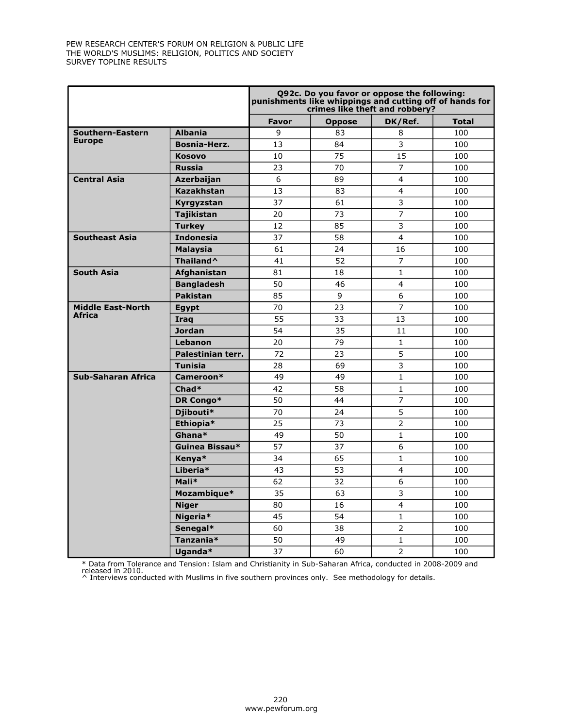PEW RESEARCH CENTER'S FORUM ON RELIGION & PUBLIC LIFE
THE WORLD'S MUSLIMS: RELIGION, POLITICS AND SOCIETY
SURVEY TOPLINE RESULTS

| | | Q92c. Do you favor or oppose the following: punishments like whippings and cutting off of hands for crimes like theft and robbery? | | | |
|---|---|---|---|---|---|
| | | **Favor** | **Oppose** | **DK/Ref.** | **Total** |
| **Southern-Eastern Europe** | **Albania** | 9 | 83 | 8 | 100 |
| | **Bosnia-Herz.** | 13 | 84 | 3 | 100 |
| | **Kosovo** | 10 | 75 | 15 | 100 |
| | **Russia** | 23 | 70 | 7 | 100 |
| **Central Asia** | **Azerbaijan** | 6 | 89 | 4 | 100 |
| | **Kazakhstan** | 13 | 83 | 4 | 100 |
| | **Kyrgyzstan** | 37 | 61 | 3 | 100 |
| | **Tajikistan** | 20 | 73 | 7 | 100 |
| | **Turkey** | 12 | 85 | 3 | 100 |
| **Southeast Asia** | **Indonesia** | 37 | 58 | 4 | 100 |
| | **Malaysia** | 61 | 24 | 16 | 100 |
| | **Thailand^** | 41 | 52 | 7 | 100 |
| **South Asia** | **Afghanistan** | 81 | 18 | 1 | 100 |
| | **Bangladesh** | 50 | 46 | 4 | 100 |
| | **Pakistan** | 85 | 9 | 6 | 100 |
| **Middle East-North Africa** | **Egypt** | 70 | 23 | 7 | 100 |
| | **Iraq** | 55 | 33 | 13 | 100 |
| | **Jordan** | 54 | 35 | 11 | 100 |
| | **Lebanon** | 20 | 79 | 1 | 100 |
| | **Palestinian terr.** | 72 | 23 | 5 | 100 |
| | **Tunisia** | 28 | 69 | 3 | 100 |
| **Sub-Saharan Africa** | **Cameroon*** | 49 | 49 | 1 | 100 |
| | **Chad*** | 42 | 58 | 1 | 100 |
| | **DR Congo*** | 50 | 44 | 7 | 100 |
| | **Djibouti*** | 70 | 24 | 5 | 100 |
| | **Ethiopia*** | 25 | 73 | 2 | 100 |
| | **Ghana*** | 49 | 50 | 1 | 100 |
| | **Guinea Bissau*** | 57 | 37 | 6 | 100 |
| | **Kenya*** | 34 | 65 | 1 | 100 |
| | **Liberia*** | 43 | 53 | 4 | 100 |
| | **Mali*** | 62 | 32 | 6 | 100 |
| | **Mozambique*** | 35 | 63 | 3 | 100 |
| | **Niger** | 80 | 16 | 4 | 100 |
| | **Nigeria*** | 45 | 54 | 1 | 100 |
| | **Senegal*** | 60 | 38 | 2 | 100 |
| | **Tanzania*** | 50 | 49 | 1 | 100 |
| | **Uganda*** | 37 | 60 | 2 | 100 |

* Data from Tolerance and Tension: Islam and Christianity in Sub-Saharan Africa, conducted in 2008-2009 and released in 2010.
^ Interviews conducted with Muslims in five southern provinces only. See methodology for details.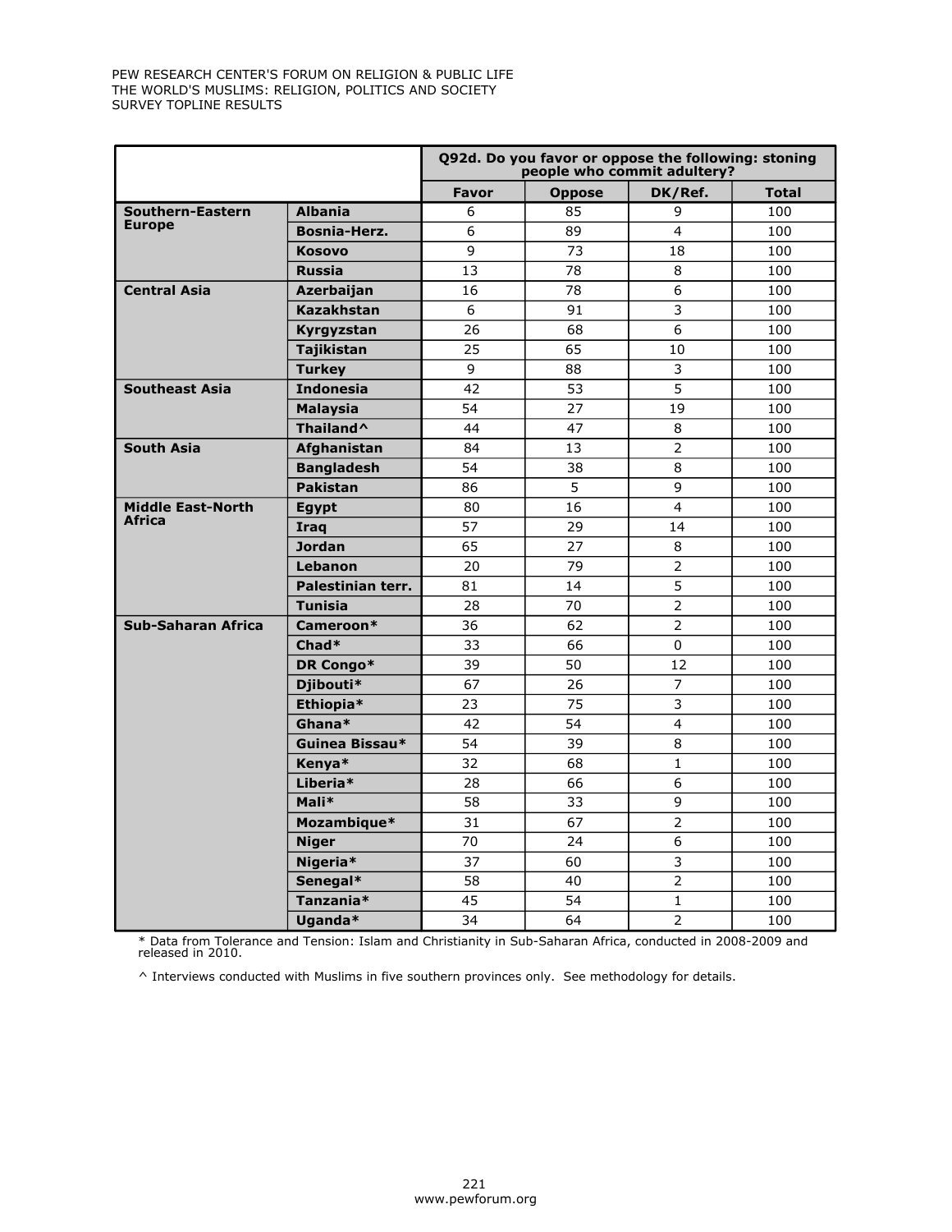PEW RESEARCH CENTER'S FORUM ON RELIGION & PUBLIC LIFE
THE WORLD'S MUSLIMS: RELIGION, POLITICS AND SOCIETY
SURVEY TOPLINE RESULTS

| | | Q92d. Do you favor or oppose the following: stoning people who commit adultery? | | | |
|---|---|---|---|---|---|
| | | **Favor** | **Oppose** | **DK/Ref.** | **Total** |
| **Southern-Eastern Europe** | **Albania** | 6 | 85 | 9 | 100 |
| | **Bosnia-Herz.** | 6 | 89 | 4 | 100 |
| | **Kosovo** | 9 | 73 | 18 | 100 |
| | **Russia** | 13 | 78 | 8 | 100 |
| **Central Asia** | **Azerbaijan** | 16 | 78 | 6 | 100 |
| | **Kazakhstan** | 6 | 91 | 3 | 100 |
| | **Kyrgyzstan** | 26 | 68 | 6 | 100 |
| | **Tajikistan** | 25 | 65 | 10 | 100 |
| | **Turkey** | 9 | 88 | 3 | 100 |
| **Southeast Asia** | **Indonesia** | 42 | 53 | 5 | 100 |
| | **Malaysia** | 54 | 27 | 19 | 100 |
| | **Thailand^** | 44 | 47 | 8 | 100 |
| **South Asia** | **Afghanistan** | 84 | 13 | 2 | 100 |
| | **Bangladesh** | 54 | 38 | 8 | 100 |
| | **Pakistan** | 86 | 5 | 9 | 100 |
| **Middle East-North Africa** | **Egypt** | 80 | 16 | 4 | 100 |
| | **Iraq** | 57 | 29 | 14 | 100 |
| | **Jordan** | 65 | 27 | 8 | 100 |
| | **Lebanon** | 20 | 79 | 2 | 100 |
| | **Palestinian terr.** | 81 | 14 | 5 | 100 |
| | **Tunisia** | 28 | 70 | 2 | 100 |
| **Sub-Saharan Africa** | **Cameroon*** | 36 | 62 | 2 | 100 |
| | **Chad*** | 33 | 66 | 0 | 100 |
| | **DR Congo*** | 39 | 50 | 12 | 100 |
| | **Djibouti*** | 67 | 26 | 7 | 100 |
| | **Ethiopia*** | 23 | 75 | 3 | 100 |
| | **Ghana*** | 42 | 54 | 4 | 100 |
| | **Guinea Bissau*** | 54 | 39 | 8 | 100 |
| | **Kenya*** | 32 | 68 | 1 | 100 |
| | **Liberia*** | 28 | 66 | 6 | 100 |
| | **Mali*** | 58 | 33 | 9 | 100 |
| | **Mozambique*** | 31 | 67 | 2 | 100 |
| | **Niger** | 70 | 24 | 6 | 100 |
| | **Nigeria*** | 37 | 60 | 3 | 100 |
| | **Senegal*** | 58 | 40 | 2 | 100 |
| | **Tanzania*** | 45 | 54 | 1 | 100 |
| | **Uganda*** | 34 | 64 | 2 | 100 |

* Data from Tolerance and Tension: Islam and Christianity in Sub-Saharan Africa, conducted in 2008-2009 and released in 2010.

^ Interviews conducted with Muslims in five southern provinces only. See methodology for details.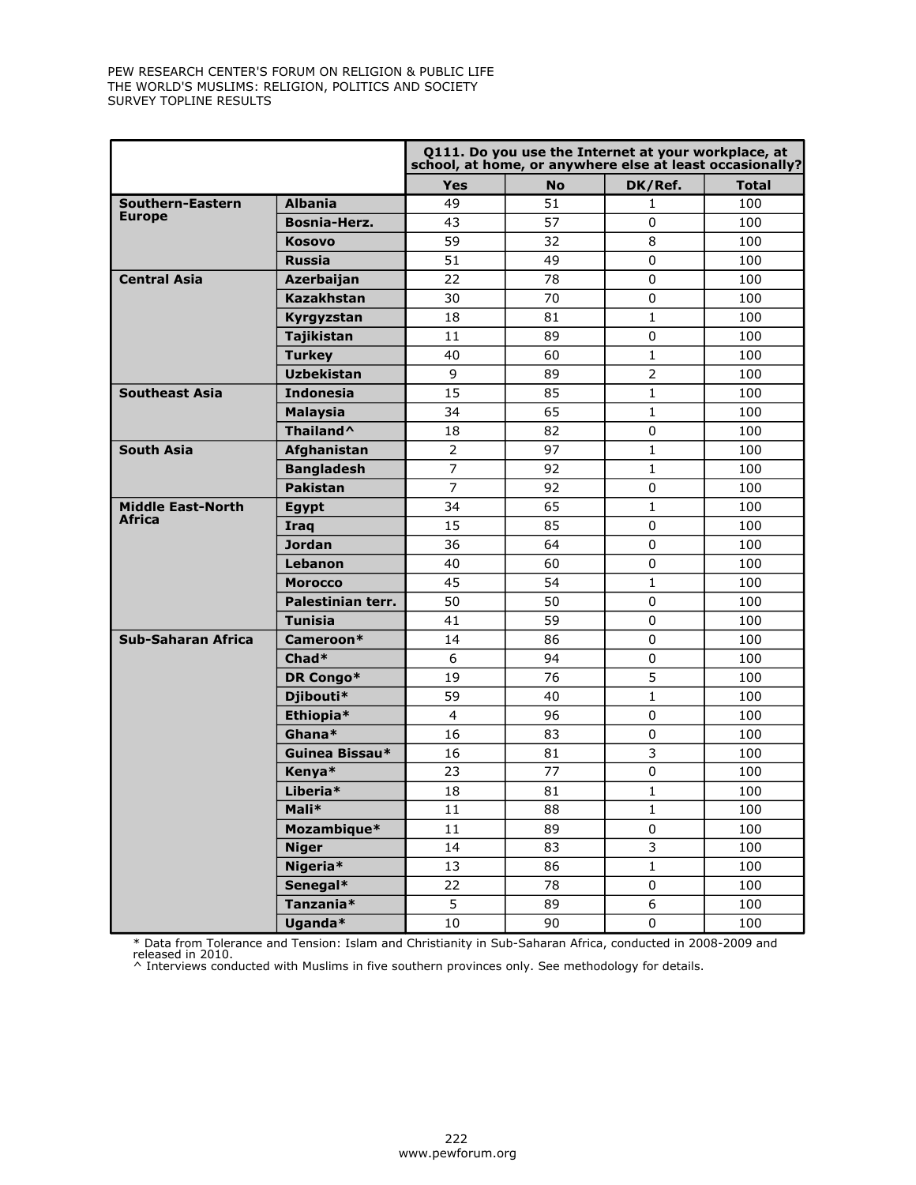| | | Q111. Do you use the Internet at your workplace, at school, at home, or anywhere else at least occasionally? | | | |
|---|---|---|---|---|---|
| | | **Yes** | **No** | **DK/Ref.** | **Total** |
| **Southern-Eastern Europe** | **Albania** | 49 | 51 | 1 | 100 |
| | **Bosnia-Herz.** | 43 | 57 | 0 | 100 |
| | **Kosovo** | 59 | 32 | 8 | 100 |
| | **Russia** | 51 | 49 | 0 | 100 |
| **Central Asia** | **Azerbaijan** | 22 | 78 | 0 | 100 |
| | **Kazakhstan** | 30 | 70 | 0 | 100 |
| | **Kyrgyzstan** | 18 | 81 | 1 | 100 |
| | **Tajikistan** | 11 | 89 | 0 | 100 |
| | **Turkey** | 40 | 60 | 1 | 100 |
| | **Uzbekistan** | 9 | 89 | 2 | 100 |
| **Southeast Asia** | **Indonesia** | 15 | 85 | 1 | 100 |
| | **Malaysia** | 34 | 65 | 1 | 100 |
| | **Thailand^** | 18 | 82 | 0 | 100 |
| **South Asia** | **Afghanistan** | 2 | 97 | 1 | 100 |
| | **Bangladesh** | 7 | 92 | 1 | 100 |
| | **Pakistan** | 7 | 92 | 0 | 100 |
| **Middle East-North Africa** | **Egypt** | 34 | 65 | 1 | 100 |
| | **Iraq** | 15 | 85 | 0 | 100 |
| | **Jordan** | 36 | 64 | 0 | 100 |
| | **Lebanon** | 40 | 60 | 0 | 100 |
| | **Morocco** | 45 | 54 | 1 | 100 |
| | **Palestinian terr.** | 50 | 50 | 0 | 100 |
| | **Tunisia** | 41 | 59 | 0 | 100 |
| **Sub-Saharan Africa** | **Cameroon*** | 14 | 86 | 0 | 100 |
| | **Chad*** | 6 | 94 | 0 | 100 |
| | **DR Congo*** | 19 | 76 | 5 | 100 |
| | **Djibouti*** | 59 | 40 | 1 | 100 |
| | **Ethiopia*** | 4 | 96 | 0 | 100 |
| | **Ghana*** | 16 | 83 | 0 | 100 |
| | **Guinea Bissau*** | 16 | 81 | 3 | 100 |
| | **Kenya*** | 23 | 77 | 0 | 100 |
| | **Liberia*** | 18 | 81 | 1 | 100 |
| | **Mali*** | 11 | 88 | 1 | 100 |
| | **Mozambique*** | 11 | 89 | 0 | 100 |
| | **Niger** | 14 | 83 | 3 | 100 |
| | **Nigeria*** | 13 | 86 | 1 | 100 |
| | **Senegal*** | 22 | 78 | 0 | 100 |
| | **Tanzania*** | 5 | 89 | 6 | 100 |
| | **Uganda*** | 10 | 90 | 0 | 100 |

* Data from Tolerance and Tension: Islam and Christianity in Sub-Saharan Africa, conducted in 2008-2009 and released in 2010.
^ Interviews conducted with Muslims in five southern provinces only. See methodology for details.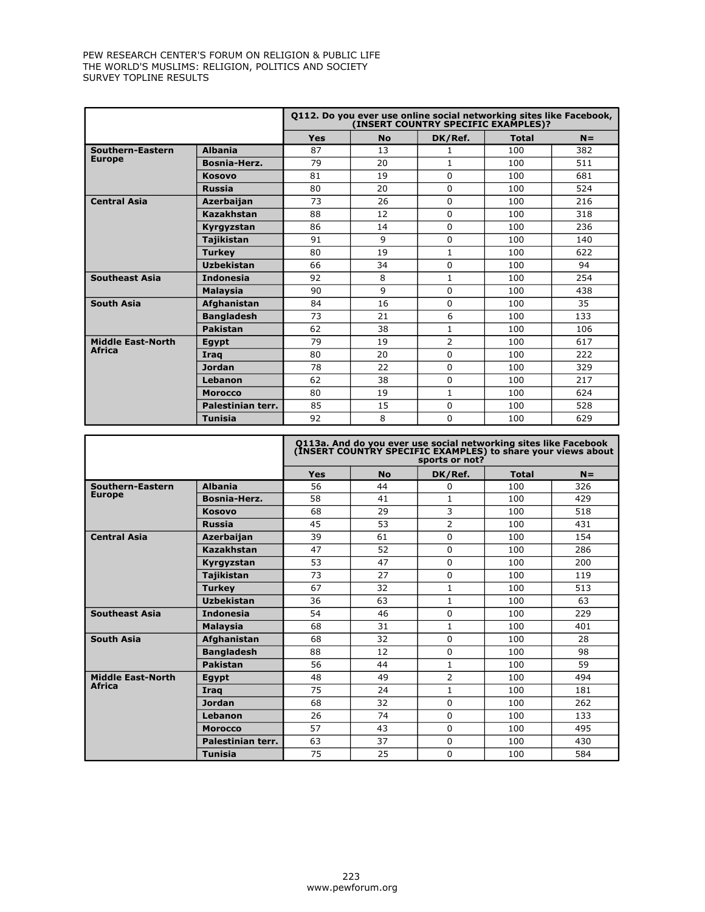PEW RESEARCH CENTER'S FORUM ON RELIGION & PUBLIC LIFE
THE WORLD'S MUSLIMS: RELIGION, POLITICS AND SOCIETY
SURVEY TOPLINE RESULTS

| | | Q112. Do you ever use online social networking sites like Facebook, (INSERT COUNTRY SPECIFIC EXAMPLES)? | | | | |
|---|---|---|---|---|---|---|
| | | **Yes** | **No** | **DK/Ref.** | **Total** | **N=** |
| **Southern-Eastern Europe** | **Albania** | 87 | 13 | 1 | 100 | 382 |
| | **Bosnia-Herz.** | 79 | 20 | 1 | 100 | 511 |
| | **Kosovo** | 81 | 19 | 0 | 100 | 681 |
| | **Russia** | 80 | 20 | 0 | 100 | 524 |
| **Central Asia** | **Azerbaijan** | 73 | 26 | 0 | 100 | 216 |
| | **Kazakhstan** | 88 | 12 | 0 | 100 | 318 |
| | **Kyrgyzstan** | 86 | 14 | 0 | 100 | 236 |
| | **Tajikistan** | 91 | 9 | 0 | 100 | 140 |
| | **Turkey** | 80 | 19 | 1 | 100 | 622 |
| | **Uzbekistan** | 66 | 34 | 0 | 100 | 94 |
| **Southeast Asia** | **Indonesia** | 92 | 8 | 1 | 100 | 254 |
| | **Malaysia** | 90 | 9 | 0 | 100 | 438 |
| **South Asia** | **Afghanistan** | 84 | 16 | 0 | 100 | 35 |
| | **Bangladesh** | 73 | 21 | 6 | 100 | 133 |
| | **Pakistan** | 62 | 38 | 1 | 100 | 106 |
| **Middle East-North Africa** | **Egypt** | 79 | 19 | 2 | 100 | 617 |
| | **Iraq** | 80 | 20 | 0 | 100 | 222 |
| | **Jordan** | 78 | 22 | 0 | 100 | 329 |
| | **Lebanon** | 62 | 38 | 0 | 100 | 217 |
| | **Morocco** | 80 | 19 | 1 | 100 | 624 |
| | **Palestinian terr.** | 85 | 15 | 0 | 100 | 528 |
| | **Tunisia** | 92 | 8 | 0 | 100 | 629 |

| | | Q113a. And do you ever use social networking sites like Facebook (INSERT COUNTRY SPECIFIC EXAMPLES) to share your views about sports or not? | | | | |
|---|---|---|---|---|---|---|
| | | **Yes** | **No** | **DK/Ref.** | **Total** | **N=** |
| **Southern-Eastern Europe** | **Albania** | 56 | 44 | 0 | 100 | 326 |
| | **Bosnia-Herz.** | 58 | 41 | 1 | 100 | 429 |
| | **Kosovo** | 68 | 29 | 3 | 100 | 518 |
| | **Russia** | 45 | 53 | 2 | 100 | 431 |
| **Central Asia** | **Azerbaijan** | 39 | 61 | 0 | 100 | 154 |
| | **Kazakhstan** | 47 | 52 | 0 | 100 | 286 |
| | **Kyrgyzstan** | 53 | 47 | 0 | 100 | 200 |
| | **Tajikistan** | 73 | 27 | 0 | 100 | 119 |
| | **Turkey** | 67 | 32 | 1 | 100 | 513 |
| | **Uzbekistan** | 36 | 63 | 1 | 100 | 63 |
| **Southeast Asia** | **Indonesia** | 54 | 46 | 0 | 100 | 229 |
| | **Malaysia** | 68 | 31 | 1 | 100 | 401 |
| **South Asia** | **Afghanistan** | 68 | 32 | 0 | 100 | 28 |
| | **Bangladesh** | 88 | 12 | 0 | 100 | 98 |
| | **Pakistan** | 56 | 44 | 1 | 100 | 59 |
| **Middle East-North Africa** | **Egypt** | 48 | 49 | 2 | 100 | 494 |
| | **Iraq** | 75 | 24 | 1 | 100 | 181 |
| | **Jordan** | 68 | 32 | 0 | 100 | 262 |
| | **Lebanon** | 26 | 74 | 0 | 100 | 133 |
| | **Morocco** | 57 | 43 | 0 | 100 | 495 |
| | **Palestinian terr.** | 63 | 37 | 0 | 100 | 430 |
| | **Tunisia** | 75 | 25 | 0 | 100 | 584 |

www.pewforum.org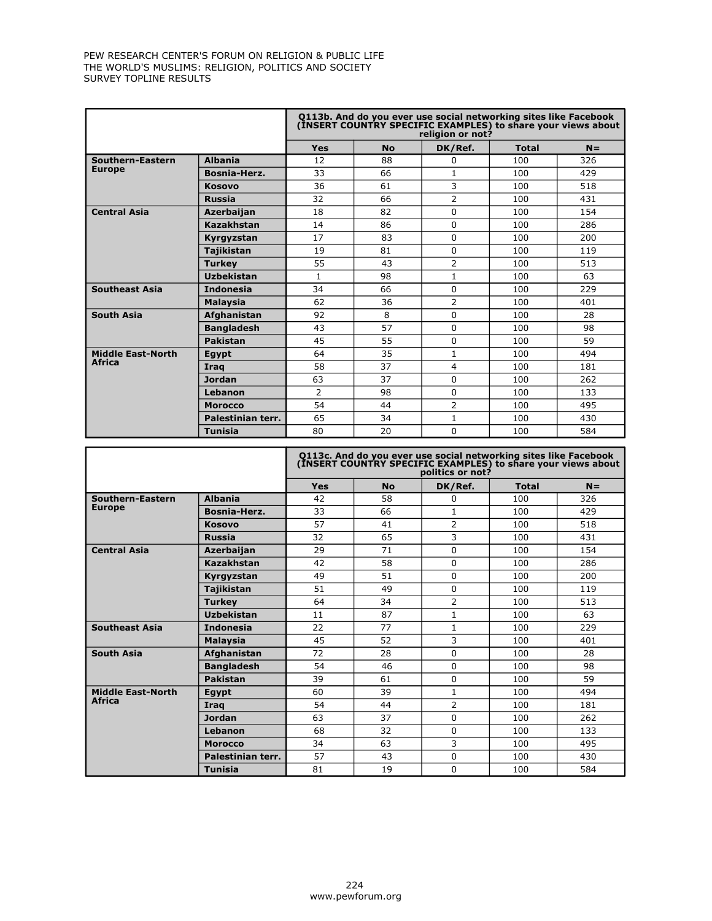| | | Q113b. And do you ever use social networking sites like Facebook (INSERT COUNTRY SPECIFIC EXAMPLES) to share your views about religion or not? | | | | |
|---|---|---|---|---|---|---|
| | | Yes | No | DK/Ref. | Total | N= |
| Southern-Eastern Europe | Albania | 12 | 88 | 0 | 100 | 326 |
| | Bosnia-Herz. | 33 | 66 | 1 | 100 | 429 |
| | Kosovo | 36 | 61 | 3 | 100 | 518 |
| | Russia | 32 | 66 | 2 | 100 | 431 |
| Central Asia | Azerbaijan | 18 | 82 | 0 | 100 | 154 |
| | Kazakhstan | 14 | 86 | 0 | 100 | 286 |
| | Kyrgyzstan | 17 | 83 | 0 | 100 | 200 |
| | Tajikistan | 19 | 81 | 0 | 100 | 119 |
| | Turkey | 55 | 43 | 2 | 100 | 513 |
| | Uzbekistan | 1 | 98 | 1 | 100 | 63 |
| Southeast Asia | Indonesia | 34 | 66 | 0 | 100 | 229 |
| | Malaysia | 62 | 36 | 2 | 100 | 401 |
| South Asia | Afghanistan | 92 | 8 | 0 | 100 | 28 |
| | Bangladesh | 43 | 57 | 0 | 100 | 98 |
| | Pakistan | 45 | 55 | 0 | 100 | 59 |
| Middle East-North Africa | Egypt | 64 | 35 | 1 | 100 | 494 |
| | Iraq | 58 | 37 | 4 | 100 | 181 |
| | Jordan | 63 | 37 | 0 | 100 | 262 |
| | Lebanon | 2 | 98 | 0 | 100 | 133 |
| | Morocco | 54 | 44 | 2 | 100 | 495 |
| | Palestinian terr. | 65 | 34 | 1 | 100 | 430 |
| | Tunisia | 80 | 20 | 0 | 100 | 584 |

| | | Q113c. And do you ever use social networking sites like Facebook (INSERT COUNTRY SPECIFIC EXAMPLES) to share your views about politics or not? | | | | |
|---|---|---|---|---|---|---|
| | | Yes | No | DK/Ref. | Total | N= |
| Southern-Eastern Europe | Albania | 42 | 58 | 0 | 100 | 326 |
| | Bosnia-Herz. | 33 | 66 | 1 | 100 | 429 |
| | Kosovo | 57 | 41 | 2 | 100 | 518 |
| | Russia | 32 | 65 | 3 | 100 | 431 |
| Central Asia | Azerbaijan | 29 | 71 | 0 | 100 | 154 |
| | Kazakhstan | 42 | 58 | 0 | 100 | 286 |
| | Kyrgyzstan | 49 | 51 | 0 | 100 | 200 |
| | Tajikistan | 51 | 49 | 0 | 100 | 119 |
| | Turkey | 64 | 34 | 2 | 100 | 513 |
| | Uzbekistan | 11 | 87 | 1 | 100 | 63 |
| Southeast Asia | Indonesia | 22 | 77 | 1 | 100 | 229 |
| | Malaysia | 45 | 52 | 3 | 100 | 401 |
| South Asia | Afghanistan | 72 | 28 | 0 | 100 | 28 |
| | Bangladesh | 54 | 46 | 0 | 100 | 98 |
| | Pakistan | 39 | 61 | 0 | 100 | 59 |
| Middle East-North Africa | Egypt | 60 | 39 | 1 | 100 | 494 |
| | Iraq | 54 | 44 | 2 | 100 | 181 |
| | Jordan | 63 | 37 | 0 | 100 | 262 |
| | Lebanon | 68 | 32 | 0 | 100 | 133 |
| | Morocco | 34 | 63 | 3 | 100 | 495 |
| | Palestinian terr. | 57 | 43 | 0 | 100 | 430 |
| | Tunisia | 81 | 19 | 0 | 100 | 584 |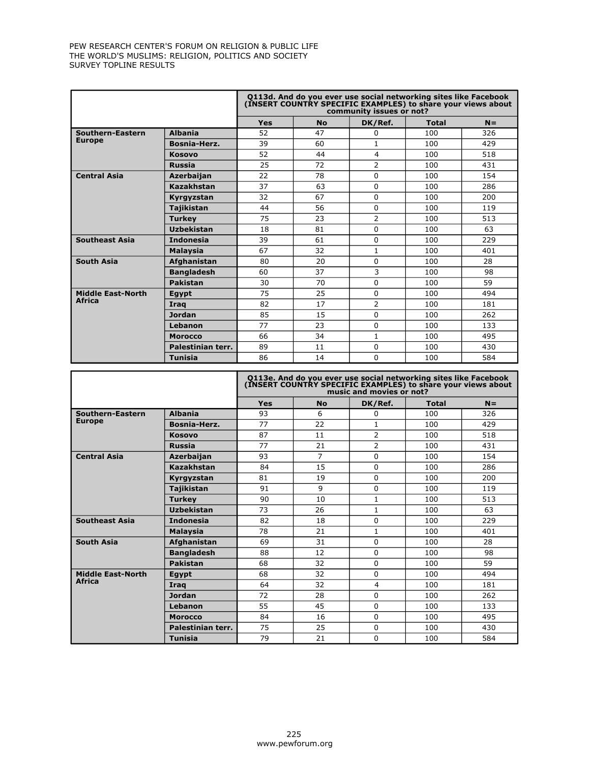| | | Q113d. And do you ever use social networking sites like Facebook (INSERT COUNTRY SPECIFIC EXAMPLES) to share your views about community issues or not? | | | | |
|---|---|---|---|---|---|---|
| | | **Yes** | **No** | **DK/Ref.** | **Total** | **N=** |
| **Southern-Eastern Europe** | **Albania** | 52 | 47 | 0 | 100 | 326 |
| | **Bosnia-Herz.** | 39 | 60 | 1 | 100 | 429 |
| | **Kosovo** | 52 | 44 | 4 | 100 | 518 |
| | **Russia** | 25 | 72 | 2 | 100 | 431 |
| **Central Asia** | **Azerbaijan** | 22 | 78 | 0 | 100 | 154 |
| | **Kazakhstan** | 37 | 63 | 0 | 100 | 286 |
| | **Kyrgyzstan** | 32 | 67 | 0 | 100 | 200 |
| | **Tajikistan** | 44 | 56 | 0 | 100 | 119 |
| | **Turkey** | 75 | 23 | 2 | 100 | 513 |
| | **Uzbekistan** | 18 | 81 | 0 | 100 | 63 |
| **Southeast Asia** | **Indonesia** | 39 | 61 | 0 | 100 | 229 |
| | **Malaysia** | 67 | 32 | 1 | 100 | 401 |
| **South Asia** | **Afghanistan** | 80 | 20 | 0 | 100 | 28 |
| | **Bangladesh** | 60 | 37 | 3 | 100 | 98 |
| | **Pakistan** | 30 | 70 | 0 | 100 | 59 |
| **Middle East-North Africa** | **Egypt** | 75 | 25 | 0 | 100 | 494 |
| | **Iraq** | 82 | 17 | 2 | 100 | 181 |
| | **Jordan** | 85 | 15 | 0 | 100 | 262 |
| | **Lebanon** | 77 | 23 | 0 | 100 | 133 |
| | **Morocco** | 66 | 34 | 1 | 100 | 495 |
| | **Palestinian terr.** | 89 | 11 | 0 | 100 | 430 |
| | **Tunisia** | 86 | 14 | 0 | 100 | 584 |

| | | Q113e. And do you ever use social networking sites like Facebook (INSERT COUNTRY SPECIFIC EXAMPLES) to share your views about music and movies or not? | | | | |
|---|---|---|---|---|---|---|
| | | **Yes** | **No** | **DK/Ref.** | **Total** | **N=** |
| **Southern-Eastern Europe** | **Albania** | 93 | 6 | 0 | 100 | 326 |
| | **Bosnia-Herz.** | 77 | 22 | 1 | 100 | 429 |
| | **Kosovo** | 87 | 11 | 2 | 100 | 518 |
| | **Russia** | 77 | 21 | 2 | 100 | 431 |
| **Central Asia** | **Azerbaijan** | 93 | 7 | 0 | 100 | 154 |
| | **Kazakhstan** | 84 | 15 | 0 | 100 | 286 |
| | **Kyrgyzstan** | 81 | 19 | 0 | 100 | 200 |
| | **Tajikistan** | 91 | 9 | 0 | 100 | 119 |
| | **Turkey** | 90 | 10 | 1 | 100 | 513 |
| | **Uzbekistan** | 73 | 26 | 1 | 100 | 63 |
| **Southeast Asia** | **Indonesia** | 82 | 18 | 0 | 100 | 229 |
| | **Malaysia** | 78 | 21 | 1 | 100 | 401 |
| **South Asia** | **Afghanistan** | 69 | 31 | 0 | 100 | 28 |
| | **Bangladesh** | 88 | 12 | 0 | 100 | 98 |
| | **Pakistan** | 68 | 32 | 0 | 100 | 59 |
| **Middle East-North Africa** | **Egypt** | 68 | 32 | 0 | 100 | 494 |
| | **Iraq** | 64 | 32 | 4 | 100 | 181 |
| | **Jordan** | 72 | 28 | 0 | 100 | 262 |
| | **Lebanon** | 55 | 45 | 0 | 100 | 133 |
| | **Morocco** | 84 | 16 | 0 | 100 | 495 |
| | **Palestinian terr.** | 75 | 25 | 0 | 100 | 430 |
| | **Tunisia** | 79 | 21 | 0 | 100 | 584 |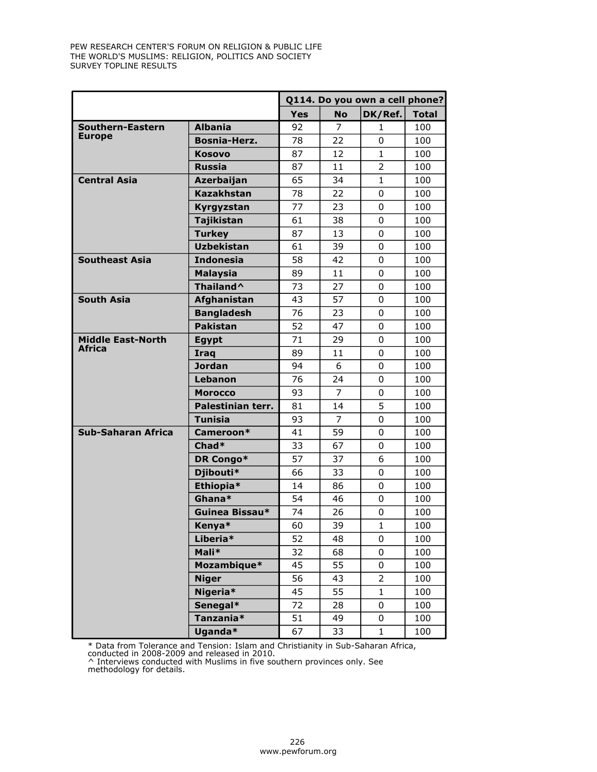PEW RESEARCH CENTER'S FORUM ON RELIGION & PUBLIC LIFE
THE WORLD'S MUSLIMS: RELIGION, POLITICS AND SOCIETY
SURVEY TOPLINE RESULTS

| | | Q114. Do you own a cell phone? | | | |
|---|---|---|---|---|---|
| | | **Yes** | **No** | **DK/Ref.** | **Total** |
| **Southern-Eastern Europe** | **Albania** | 92 | 7 | 1 | 100 |
| | **Bosnia-Herz.** | 78 | 22 | 0 | 100 |
| | **Kosovo** | 87 | 12 | 1 | 100 |
| | **Russia** | 87 | 11 | 2 | 100 |
| **Central Asia** | **Azerbaijan** | 65 | 34 | 1 | 100 |
| | **Kazakhstan** | 78 | 22 | 0 | 100 |
| | **Kyrgyzstan** | 77 | 23 | 0 | 100 |
| | **Tajikistan** | 61 | 38 | 0 | 100 |
| | **Turkey** | 87 | 13 | 0 | 100 |
| | **Uzbekistan** | 61 | 39 | 0 | 100 |
| **Southeast Asia** | **Indonesia** | 58 | 42 | 0 | 100 |
| | **Malaysia** | 89 | 11 | 0 | 100 |
| | **Thailand^** | 73 | 27 | 0 | 100 |
| **South Asia** | **Afghanistan** | 43 | 57 | 0 | 100 |
| | **Bangladesh** | 76 | 23 | 0 | 100 |
| | **Pakistan** | 52 | 47 | 0 | 100 |
| **Middle East-North Africa** | **Egypt** | 71 | 29 | 0 | 100 |
| | **Iraq** | 89 | 11 | 0 | 100 |
| | **Jordan** | 94 | 6 | 0 | 100 |
| | **Lebanon** | 76 | 24 | 0 | 100 |
| | **Morocco** | 93 | 7 | 0 | 100 |
| | **Palestinian terr.** | 81 | 14 | 5 | 100 |
| | **Tunisia** | 93 | 7 | 0 | 100 |
| **Sub-Saharan Africa** | **Cameroon*** | 41 | 59 | 0 | 100 |
| | **Chad*** | 33 | 67 | 0 | 100 |
| | **DR Congo*** | 57 | 37 | 6 | 100 |
| | **Djibouti*** | 66 | 33 | 0 | 100 |
| | **Ethiopia*** | 14 | 86 | 0 | 100 |
| | **Ghana*** | 54 | 46 | 0 | 100 |
| | **Guinea Bissau*** | 74 | 26 | 0 | 100 |
| | **Kenya*** | 60 | 39 | 1 | 100 |
| | **Liberia*** | 52 | 48 | 0 | 100 |
| | **Mali*** | 32 | 68 | 0 | 100 |
| | **Mozambique*** | 45 | 55 | 0 | 100 |
| | **Niger** | 56 | 43 | 2 | 100 |
| | **Nigeria*** | 45 | 55 | 1 | 100 |
| | **Senegal*** | 72 | 28 | 0 | 100 |
| | **Tanzania*** | 51 | 49 | 0 | 100 |
| | **Uganda*** | 67 | 33 | 1 | 100 |

* Data from Tolerance and Tension: Islam and Christianity in Sub-Saharan Africa, conducted in 2008-2009 and released in 2010.
^ Interviews conducted with Muslims in five southern provinces only. See methodology for details.